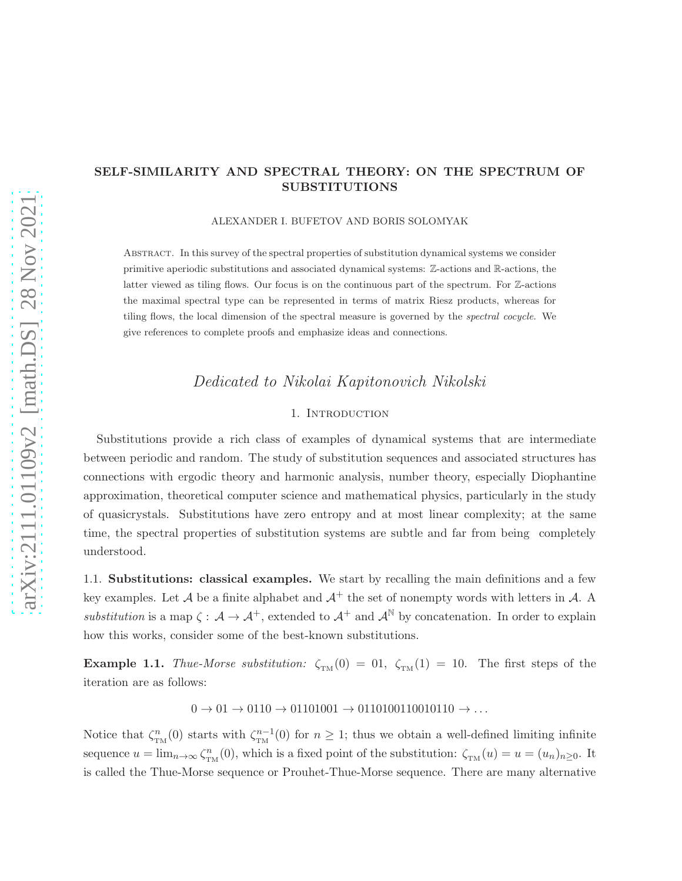# SELF-SIMILARITY AND SPECTRAL THEORY: ON THE SPECTRUM OF SUBSTITUTIONS

ALEXANDER I. BUFETOV AND BORIS SOLOMYAK

Abstract. In this survey of the spectral properties of substitution dynamical systems we consider primitive aperiodic substitutions and associated dynamical systems: $\mathbb{Z}$-actions and $\mathbb{R}$-actions, the latter viewed as tiling flows. Our focus is on the continuous part of the spectrum. For $\mathbb{Z}$-actions the maximal spectral type can be represented in terms of matrix Riesz products, whereas for tiling flows, the local dimension of the spectral measure is governed by the *spectral cocycle*. We give references to complete proofs and emphasize ideas and connections.

*Dedicated to Nikolai Kapitonovich Nikolski*

## 1. Introduction

Substitutions provide a rich class of examples of dynamical systems that are intermediate between periodic and random. The study of substitution sequences and associated structures has connections with ergodic theory and harmonic analysis, number theory, especially Diophantine approximation, theoretical computer science and mathematical physics, particularly in the study of quasicrystals. Substitutions have zero entropy and at most linear complexity; at the same time, the spectral properties of substitution systems are subtle and far from being completely understood.

### 1.1. Substitutions: classical examples.

We start by recalling the main definitions and a few key examples. Let $\mathcal{A}$ be a finite alphabet and $\mathcal{A}^+$ the set of nonempty words with letters in $\mathcal{A}$. A *substitution* is a map $\zeta : \mathcal{A} \to \mathcal{A}^+$, extended to $\mathcal{A}^+$ and $\mathcal{A}^{\mathbb{N}}$ by concatenation. In order to explain how this works, consider some of the best-known substitutions.

**Example 1.1.** *Thue-Morse substitution:* $\zeta_{\text{TM}}(0) = 01$, $\zeta_{\text{TM}}(1) = 10$. The first steps of the iteration are as follows:

$$0 \to 01 \to 0110 \to 01101001 \to 0110100110010110 \to \dots$$

Notice that $\zeta_{\text{TM}}^n(0)$ starts with $\zeta_{\text{TM}}^{n-1}(0)$ for $n \geq 1$; thus we obtain a well-defined limiting infinite sequence $u = \lim_{n\to\infty} \zeta_{\text{TM}}^n(0)$, which is a fixed point of the substitution: $\zeta_{\text{TM}}(u) = u = (u_n)_{n\geq 0}$. It is called the Thue-Morse sequence or Prouhet-Thue-Morse sequence. There are many alternative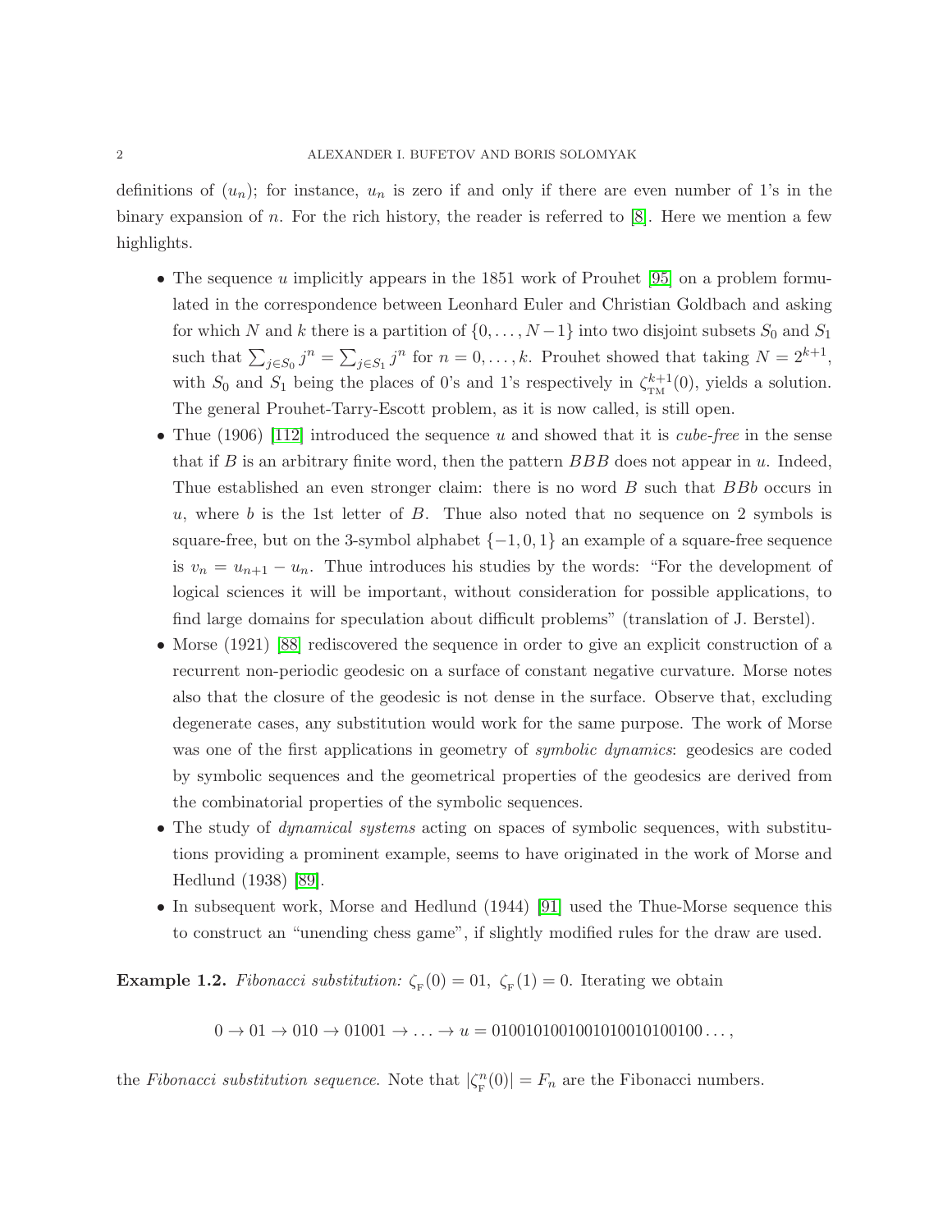definitions of $(u_n)$; for instance, $u_n$ is zero if and only if there are even number of 1's in the binary expansion of $n$. For the rich history, the reader is referred to [8]. Here we mention a few highlights.

- The sequence $u$ implicitly appears in the 1851 work of Prouhet [95] on a problem formulated in the correspondence between Leonhard Euler and Christian Goldbach and asking for which $N$ and $k$ there is a partition of $\{0, \ldots, N-1\}$ into two disjoint subsets $S_0$ and $S_1$ such that $\sum_{j \in S_0} j^n = \sum_{j \in S_1} j^n$ for $n = 0, \ldots, k$. Prouhet showed that taking $N = 2^{k+1}$, with $S_0$ and $S_1$ being the places of 0's and 1's respectively in $\zeta_{\rm TM}^{k+1}(0)$, yields a solution. The general Prouhet-Tarry-Escott problem, as it is now called, is still open.
- Thue (1906) [112] introduced the sequence $u$ and showed that it is *cube-free* in the sense that if $B$ is an arbitrary finite word, then the pattern $BBB$ does not appear in $u$. Indeed, Thue established an even stronger claim: there is no word $B$ such that $BBb$ occurs in $u$, where $b$ is the 1st letter of $B$. Thue also noted that no sequence on 2 symbols is square-free, but on the 3-symbol alphabet $\{-1, 0, 1\}$ an example of a square-free sequence is $v_n = u_{n+1} - u_n$. Thue introduces his studies by the words: "For the development of logical sciences it will be important, without consideration for possible applications, to find large domains for speculation about difficult problems" (translation of J. Berstel).
- Morse (1921) [88] rediscovered the sequence in order to give an explicit construction of a recurrent non-periodic geodesic on a surface of constant negative curvature. Morse notes also that the closure of the geodesic is not dense in the surface. Observe that, excluding degenerate cases, any substitution would work for the same purpose. The work of Morse was one of the first applications in geometry of *symbolic dynamics*: geodesics are coded by symbolic sequences and the geometrical properties of the geodesics are derived from the combinatorial properties of the symbolic sequences.
- The study of *dynamical systems* acting on spaces of symbolic sequences, with substitutions providing a prominent example, seems to have originated in the work of Morse and Hedlund (1938) [89].
- In subsequent work, Morse and Hedlund (1944) [91] used the Thue-Morse sequence this to construct an "unending chess game", if slightly modified rules for the draw are used.

**Example 1.2.** *Fibonacci substitution:* $\zeta_{\rm F}(0) = 01$, $\zeta_{\rm F}(1) = 0$. Iterating we obtain

$$0 \to 01 \to 010 \to 01001 \to \ldots \to u = 0100101001001010010100100\ldots,$$

the *Fibonacci substitution sequence*. Note that $|\zeta_{\rm F}^n(0)| = F_n$ are the Fibonacci numbers.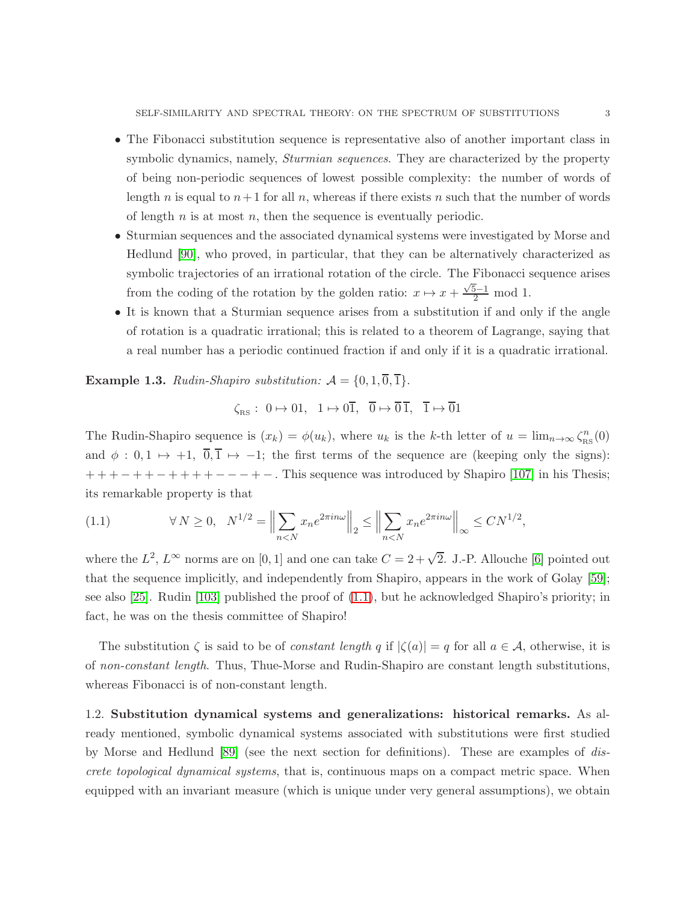- The Fibonacci substitution sequence is representative also of another important class in symbolic dynamics, namely, *Sturmian sequences*. They are characterized by the property of being non-periodic sequences of lowest possible complexity: the number of words of length $n$ is equal to $n+1$ for all $n$, whereas if there exists $n$ such that the number of words of length $n$ is at most $n$, then the sequence is eventually periodic.
- Sturmian sequences and the associated dynamical systems were investigated by Morse and Hedlund [90], who proved, in particular, that they can be alternatively characterized as symbolic trajectories of an irrational rotation of the circle. The Fibonacci sequence arises from the coding of the rotation by the golden ratio: $x \mapsto x + \frac{\sqrt{5}-1}{2} \bmod 1$.
- It is known that a Sturmian sequence arises from a substitution if and only if the angle of rotation is a quadratic irrational; this is related to a theorem of Lagrange, saying that a real number has a periodic continued fraction if and only if it is a quadratic irrational.

**Example 1.3.** *Rudin-Shapiro substitution:* $\mathcal{A} = \{0, 1, \overline{0}, \overline{1}\}$.

$$\zeta_{\text{RS}}: \; 0 \mapsto 01, \quad 1 \mapsto 0\overline{1}, \quad \overline{0} \mapsto \overline{0}\,\overline{1}, \quad \overline{1} \mapsto \overline{0}1$$

The Rudin-Shapiro sequence is $(x_k) = \phi(u_k)$, where $u_k$ is the $k$-th letter of $u = \lim_{n\to\infty} \zeta_{\text{RS}}^n(0)$ and $\phi : 0, 1 \mapsto +1, \; \overline{0}, \overline{1} \mapsto -1$; the first terms of the sequence are (keeping only the signs): $+++-++-++++---+-$. This sequence was introduced by Shapiro [107] in his Thesis; its remarkable property is that

$$\forall\, N \geq 0, \quad N^{1/2} = \Big\| \sum_{n<N} x_n e^{2\pi i n \omega} \Big\|_2 \leq \Big\| \sum_{n<N} x_n e^{2\pi i n \omega} \Big\|_\infty \leq C N^{1/2}, \tag{1.1}$$

where the $L^2$, $L^\infty$ norms are on $[0, 1]$ and one can take $C = 2 + \sqrt{2}$. J.-P. Allouche [6] pointed out that the sequence implicitly, and independently from Shapiro, appears in the work of Golay [59]; see also [25]. Rudin [103] published the proof of (1.1), but he acknowledged Shapiro's priority; in fact, he was on the thesis committee of Shapiro!

The substitution $\zeta$ is said to be of *constant length* $q$ if $|\zeta(a)| = q$ for all $a \in \mathcal{A}$, otherwise, it is of *non-constant length*. Thus, Thue-Morse and Rudin-Shapiro are constant length substitutions, whereas Fibonacci is of non-constant length.

1.2. **Substitution dynamical systems and generalizations: historical remarks.** As already mentioned, symbolic dynamical systems associated with substitutions were first studied by Morse and Hedlund [89] (see the next section for definitions). These are examples of *discrete topological dynamical systems*, that is, continuous maps on a compact metric space. When equipped with an invariant measure (which is unique under very general assumptions), we obtain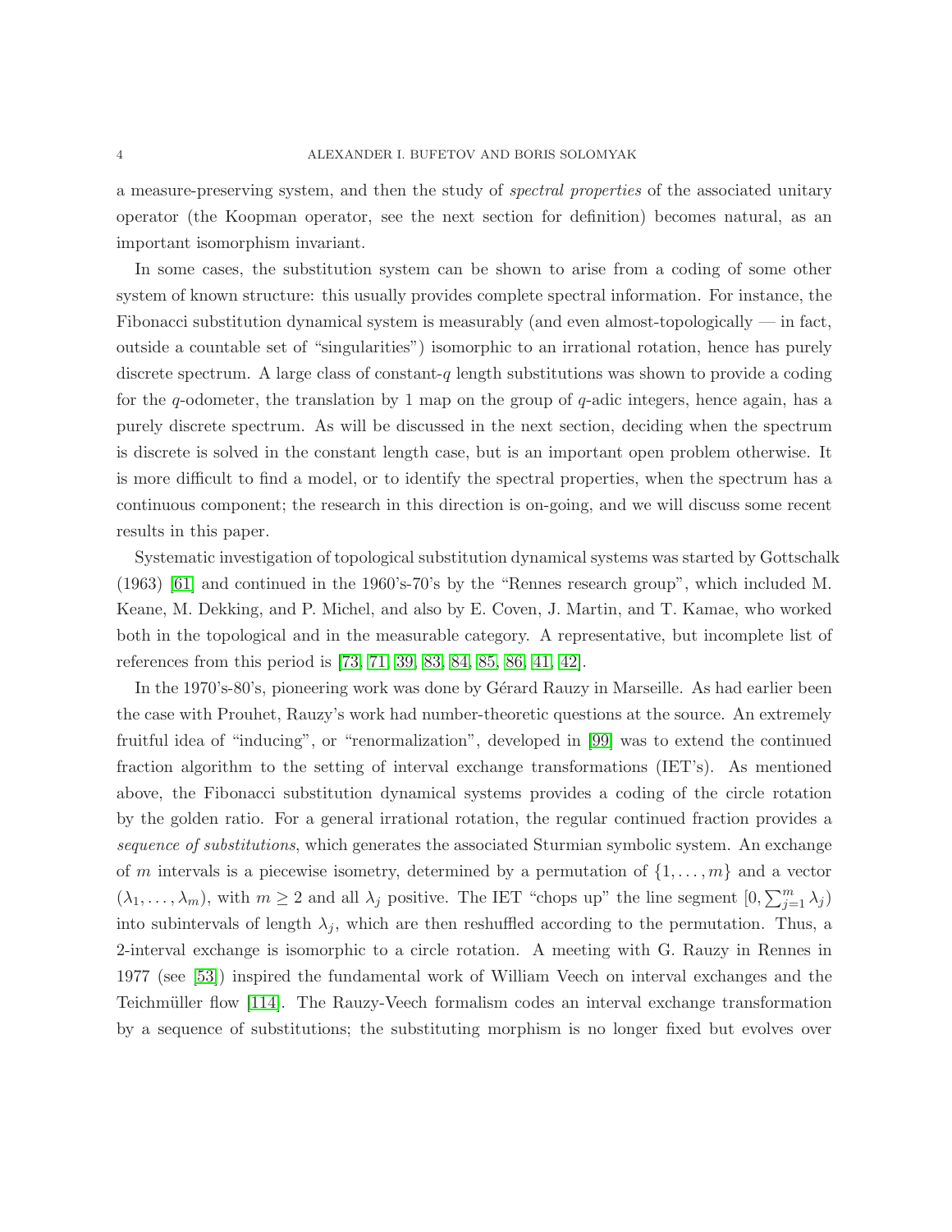a measure-preserving system, and then the study of *spectral properties* of the associated unitary operator (the Koopman operator, see the next section for definition) becomes natural, as an important isomorphism invariant.

In some cases, the substitution system can be shown to arise from a coding of some other system of known structure: this usually provides complete spectral information. For instance, the Fibonacci substitution dynamical system is measurably (and even almost-topologically — in fact, outside a countable set of "singularities") isomorphic to an irrational rotation, hence has purely discrete spectrum. A large class of constant-$q$ length substitutions was shown to provide a coding for the $q$-odometer, the translation by 1 map on the group of $q$-adic integers, hence again, has a purely discrete spectrum. As will be discussed in the next section, deciding when the spectrum is discrete is solved in the constant length case, but is an important open problem otherwise. It is more difficult to find a model, or to identify the spectral properties, when the spectrum has a continuous component; the research in this direction is on-going, and we will discuss some recent results in this paper.

Systematic investigation of topological substitution dynamical systems was started by Gottschalk (1963) [61] and continued in the 1960's-70's by the "Rennes research group", which included M. Keane, M. Dekking, and P. Michel, and also by E. Coven, J. Martin, and T. Kamae, who worked both in the topological and in the measurable category. A representative, but incomplete list of references from this period is [73, 71, 39, 83, 84, 85, 86, 41, 42].

In the 1970's-80's, pioneering work was done by Gérard Rauzy in Marseille. As had earlier been the case with Prouhet, Rauzy's work had number-theoretic questions at the source. An extremely fruitful idea of "inducing", or "renormalization", developed in [99] was to extend the continued fraction algorithm to the setting of interval exchange transformations (IET's). As mentioned above, the Fibonacci substitution dynamical systems provides a coding of the circle rotation by the golden ratio. For a general irrational rotation, the regular continued fraction provides a *sequence of substitutions*, which generates the associated Sturmian symbolic system. An exchange of $m$ intervals is a piecewise isometry, determined by a permutation of $\{1, \ldots, m\}$ and a vector $(\lambda_1, \ldots, \lambda_m)$, with $m \geq 2$ and all $\lambda_j$ positive. The IET "chops up" the line segment $[0, \sum_{j=1}^m \lambda_j)$ into subintervals of length $\lambda_j$, which are then reshuffled according to the permutation. Thus, a 2-interval exchange is isomorphic to a circle rotation. A meeting with G. Rauzy in Rennes in 1977 (see [53]) inspired the fundamental work of William Veech on interval exchanges and the Teichmüller flow [114]. The Rauzy-Veech formalism codes an interval exchange transformation by a sequence of substitutions; the substituting morphism is no longer fixed but evolves over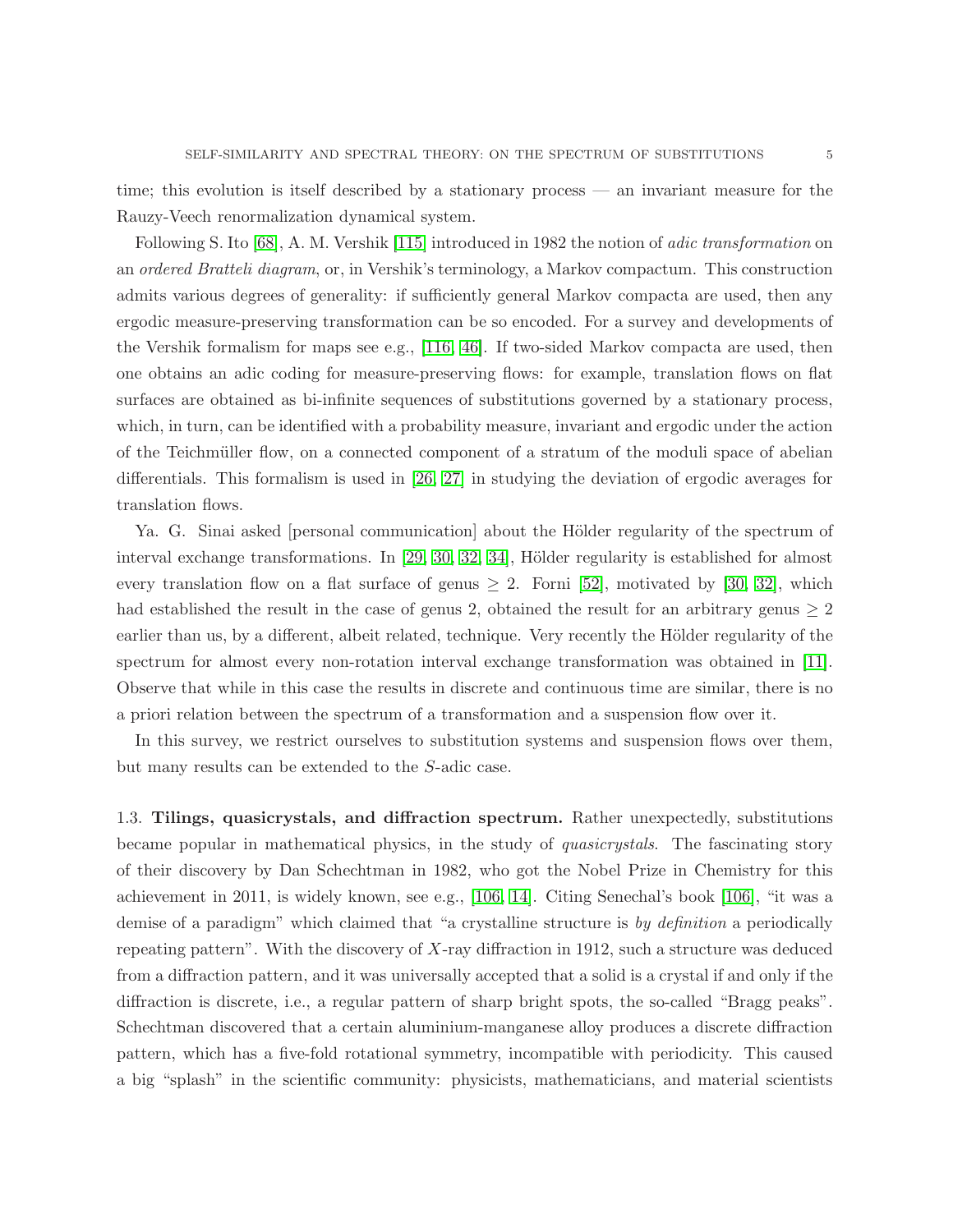time; this evolution is itself described by a stationary process — an invariant measure for the Rauzy-Veech renormalization dynamical system.

Following S. Ito [68], A. M. Vershik [115] introduced in 1982 the notion of *adic transformation* on an *ordered Bratteli diagram*, or, in Vershik's terminology, a Markov compactum. This construction admits various degrees of generality: if sufficiently general Markov compacta are used, then any ergodic measure-preserving transformation can be so encoded. For a survey and developments of the Vershik formalism for maps see e.g., [116, 46]. If two-sided Markov compacta are used, then one obtains an adic coding for measure-preserving flows: for example, translation flows on flat surfaces are obtained as bi-infinite sequences of substitutions governed by a stationary process, which, in turn, can be identified with a probability measure, invariant and ergodic under the action of the Teichmüller flow, on a connected component of a stratum of the moduli space of abelian differentials. This formalism is used in [26, 27] in studying the deviation of ergodic averages for translation flows.

Ya. G. Sinai asked [personal communication] about the Hölder regularity of the spectrum of interval exchange transformations. In [29, 30, 32, 34], Hölder regularity is established for almost every translation flow on a flat surface of genus $\geq 2$. Forni [52], motivated by [30, 32], which had established the result in the case of genus 2, obtained the result for an arbitrary genus $\geq 2$ earlier than us, by a different, albeit related, technique. Very recently the Hölder regularity of the spectrum for almost every non-rotation interval exchange transformation was obtained in [11]. Observe that while in this case the results in discrete and continuous time are similar, there is no a priori relation between the spectrum of a transformation and a suspension flow over it.

In this survey, we restrict ourselves to substitution systems and suspension flows over them, but many results can be extended to the $S$-adic case.

1.3. **Tilings, quasicrystals, and diffraction spectrum.** Rather unexpectedly, substitutions became popular in mathematical physics, in the study of *quasicrystals*. The fascinating story of their discovery by Dan Schechtman in 1982, who got the Nobel Prize in Chemistry for this achievement in 2011, is widely known, see e.g., [106, 14]. Citing Senechal's book [106], "it was a demise of a paradigm" which claimed that "a crystalline structure is *by definition* a periodically repeating pattern". With the discovery of $X$-ray diffraction in 1912, such a structure was deduced from a diffraction pattern, and it was universally accepted that a solid is a crystal if and only if the diffraction is discrete, i.e., a regular pattern of sharp bright spots, the so-called "Bragg peaks". Schechtman discovered that a certain aluminium-manganese alloy produces a discrete diffraction pattern, which has a five-fold rotational symmetry, incompatible with periodicity. This caused a big "splash" in the scientific community: physicists, mathematicians, and material scientists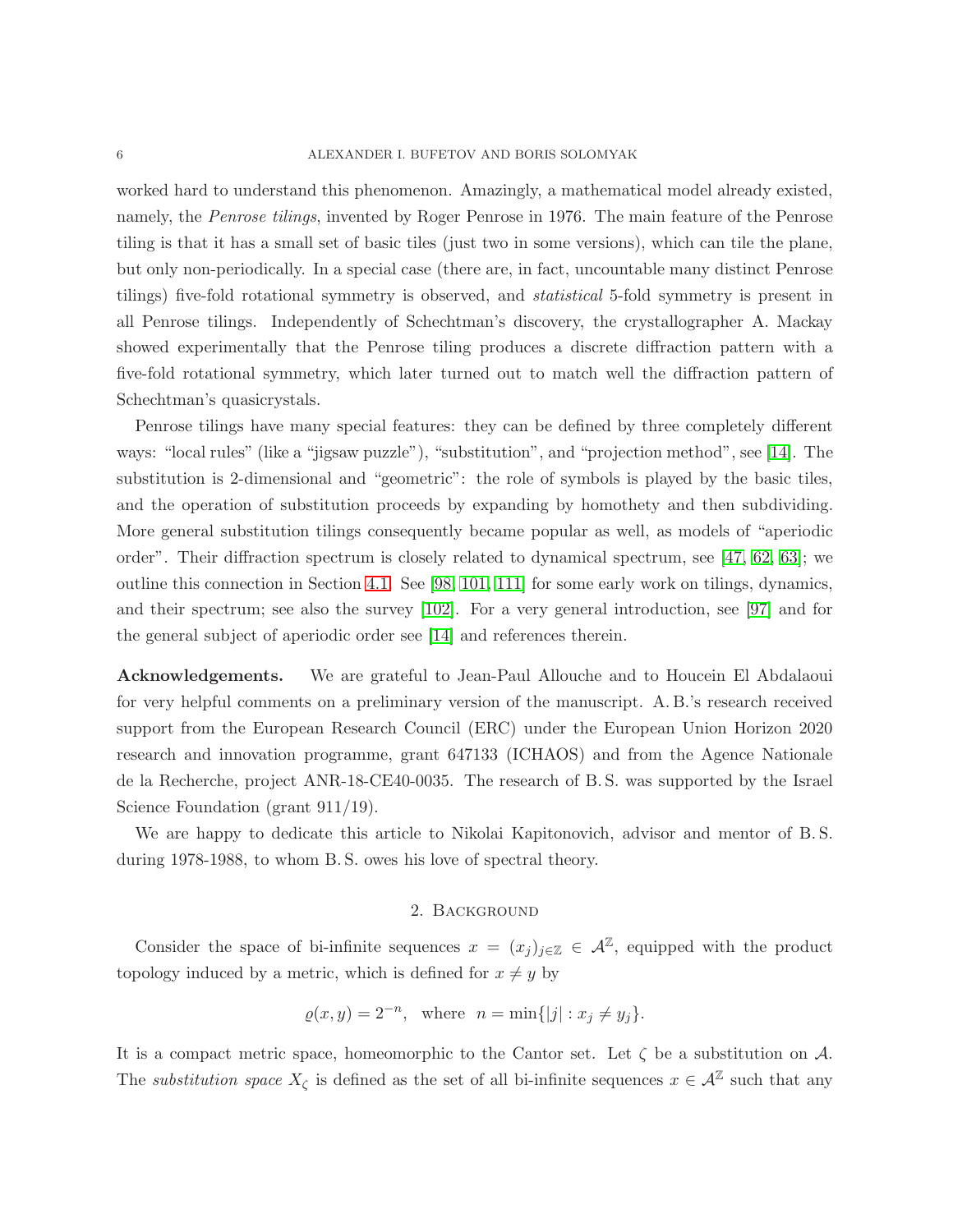worked hard to understand this phenomenon. Amazingly, a mathematical model already existed, namely, the *Penrose tilings*, invented by Roger Penrose in 1976. The main feature of the Penrose tiling is that it has a small set of basic tiles (just two in some versions), which can tile the plane, but only non-periodically. In a special case (there are, in fact, uncountable many distinct Penrose tilings) five-fold rotational symmetry is observed, and *statistical* 5-fold symmetry is present in all Penrose tilings. Independently of Schechtman's discovery, the crystallographer A. Mackay showed experimentally that the Penrose tiling produces a discrete diffraction pattern with a five-fold rotational symmetry, which later turned out to match well the diffraction pattern of Schechtman's quasicrystals.

Penrose tilings have many special features: they can be defined by three completely different ways: "local rules" (like a "jigsaw puzzle"), "substitution", and "projection method", see [14]. The substitution is 2-dimensional and "geometric": the role of symbols is played by the basic tiles, and the operation of substitution proceeds by expanding by homothety and then subdividing. More general substitution tilings consequently became popular as well, as models of "aperiodic order". Their diffraction spectrum is closely related to dynamical spectrum, see [47, 62, 63]; we outline this connection in Section 4.1. See [98, 101, 111] for some early work on tilings, dynamics, and their spectrum; see also the survey [102]. For a very general introduction, see [97] and for the general subject of aperiodic order see [14] and references therein.

**Acknowledgements.** We are grateful to Jean-Paul Allouche and to Houcein El Abdalaoui for very helpful comments on a preliminary version of the manuscript. A. B.'s research received support from the European Research Council (ERC) under the European Union Horizon 2020 research and innovation programme, grant 647133 (ICHAOS) and from the Agence Nationale de la Recherche, project ANR-18-CE40-0035. The research of B. S. was supported by the Israel Science Foundation (grant 911/19).

We are happy to dedicate this article to Nikolai Kapitonovich, advisor and mentor of B. S. during 1978-1988, to whom B. S. owes his love of spectral theory.

## 2. Background

Consider the space of bi-infinite sequences $x = (x_j)_{j\in\mathbb{Z}} \in \mathcal{A}^{\mathbb{Z}}$, equipped with the product topology induced by a metric, which is defined for $x \neq y$ by

$$\varrho(x, y) = 2^{-n}, \quad \text{where} \quad n = \min\{|j| : x_j \neq y_j\}.$$

It is a compact metric space, homeomorphic to the Cantor set. Let $\zeta$ be a substitution on $\mathcal{A}$. The *substitution space* $X_\zeta$ is defined as the set of all bi-infinite sequences $x \in \mathcal{A}^{\mathbb{Z}}$ such that any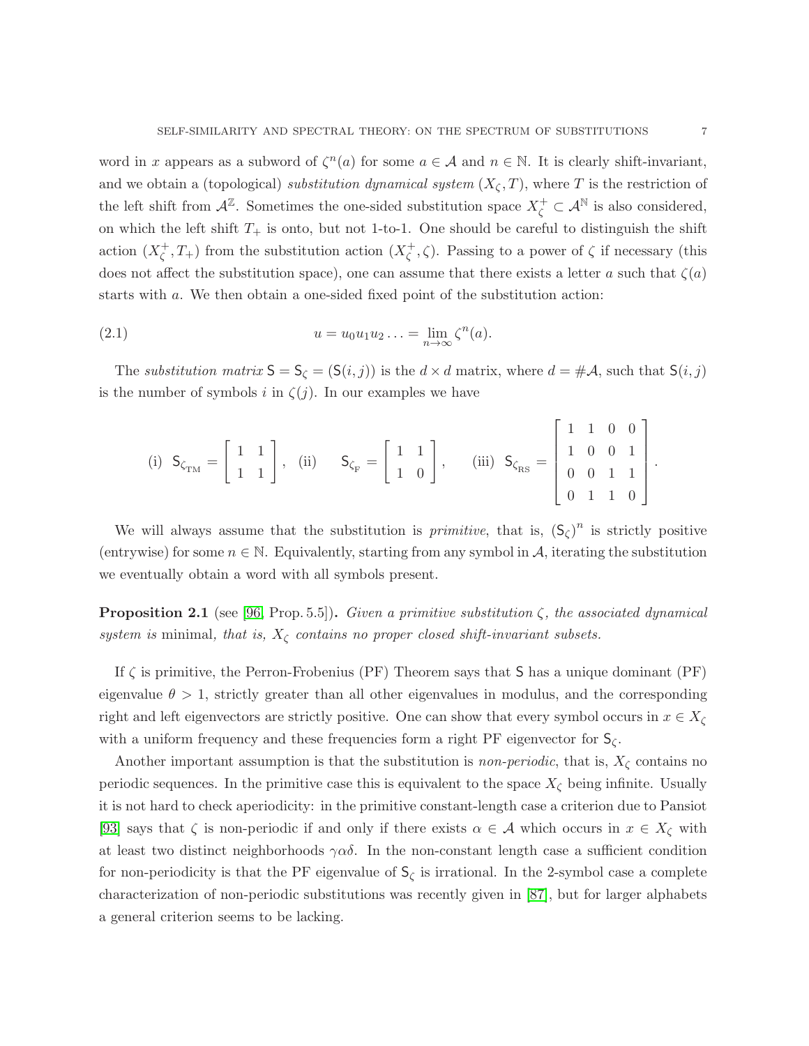word in $x$ appears as a subword of $\zeta^n(a)$ for some $a \in \mathcal{A}$ and $n \in \mathbb{N}$. It is clearly shift-invariant, and we obtain a (topological) *substitution dynamical system* $(X_\zeta, T)$, where $T$ is the restriction of the left shift from $\mathcal{A}^{\mathbb{Z}}$. Sometimes the one-sided substitution space $X_\zeta^+ \subset \mathcal{A}^{\mathbb{N}}$ is also considered, on which the left shift $T_+$ is onto, but not 1-to-1. One should be careful to distinguish the shift action $(X_\zeta^+, T_+)$ from the substitution action $(X_\zeta^+, \zeta)$. Passing to a power of $\zeta$ if necessary (this does not affect the substitution space), one can assume that there exists a letter $a$ such that $\zeta(a)$ starts with $a$. We then obtain a one-sided fixed point of the substitution action:

$$u = u_0 u_1 u_2 \ldots = \lim_{n\to\infty} \zeta^n(a). \tag{2.1}$$

The *substitution matrix* $\mathsf{S} = \mathsf{S}_\zeta = (\mathsf{S}(i,j))$ is the $d \times d$ matrix, where $d = \#\mathcal{A}$, such that $\mathsf{S}(i,j)$ is the number of symbols $i$ in $\zeta(j)$. In our examples we have

$$\text{(i)}\ \ \mathsf{S}_{\zeta_{\rm TM}} = \begin{bmatrix} 1 & 1 \\ 1 & 1 \end{bmatrix}, \quad \text{(ii)} \quad \mathsf{S}_{\zeta_{\rm F}} = \begin{bmatrix} 1 & 1 \\ 1 & 0 \end{bmatrix}, \qquad \text{(iii)}\ \ \mathsf{S}_{\zeta_{\rm RS}} = \begin{bmatrix} 1 & 1 & 0 & 0 \\ 1 & 0 & 0 & 1 \\ 0 & 0 & 1 & 1 \\ 0 & 1 & 1 & 0 \end{bmatrix}.$$

We will always assume that the substitution is *primitive*, that is, $(\mathsf{S}_\zeta)^n$ is strictly positive (entrywise) for some $n \in \mathbb{N}$. Equivalently, starting from any symbol in $\mathcal{A}$, iterating the substitution we eventually obtain a word with all symbols present.

**Proposition 2.1** (see [96, Prop. 5.5])**.** *Given a primitive substitution $\zeta$, the associated dynamical system is* minimal*, that is, $X_\zeta$ contains no proper closed shift-invariant subsets.*

If $\zeta$ is primitive, the Perron-Frobenius (PF) Theorem says that $\mathsf{S}$ has a unique dominant (PF) eigenvalue $\theta > 1$, strictly greater than all other eigenvalues in modulus, and the corresponding right and left eigenvectors are strictly positive. One can show that every symbol occurs in $x \in X_\zeta$ with a uniform frequency and these frequencies form a right PF eigenvector for $\mathsf{S}_\zeta$.

Another important assumption is that the substitution is *non-periodic*, that is, $X_\zeta$ contains no periodic sequences. In the primitive case this is equivalent to the space $X_\zeta$ being infinite. Usually it is not hard to check aperiodicity: in the primitive constant-length case a criterion due to Pansiot [93] says that $\zeta$ is non-periodic if and only if there exists $\alpha \in \mathcal{A}$ which occurs in $x \in X_\zeta$ with at least two distinct neighborhoods $\gamma\alpha\delta$. In the non-constant length case a sufficient condition for non-periodicity is that the PF eigenvalue of $\mathsf{S}_\zeta$ is irrational. In the 2-symbol case a complete characterization of non-periodic substitutions was recently given in [87], but for larger alphabets a general criterion seems to be lacking.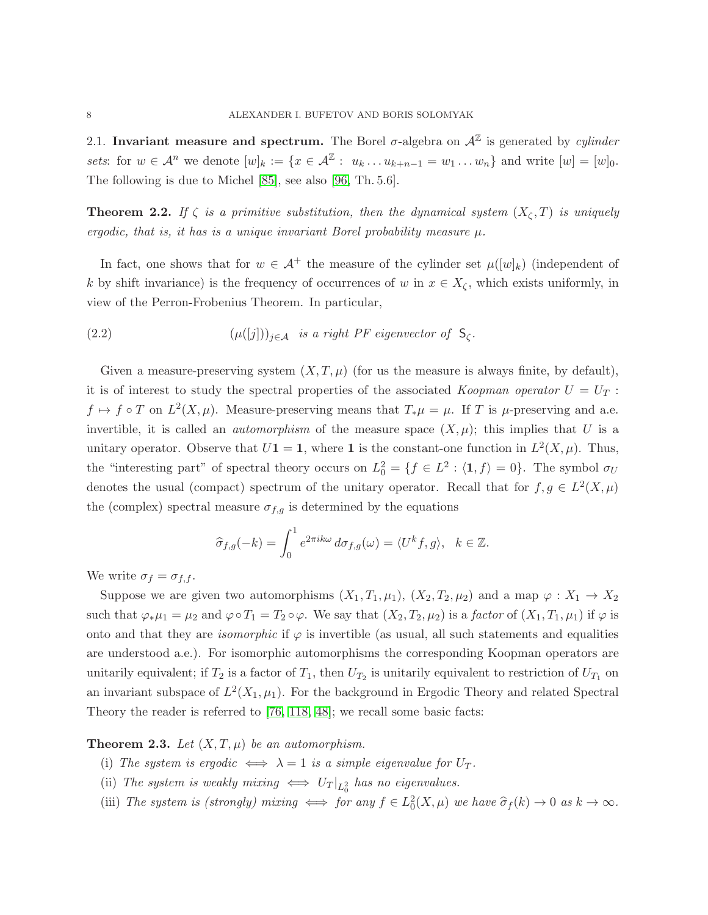2.1. **Invariant measure and spectrum.** The Borel $\sigma$-algebra on $\mathcal{A}^{\mathbb{Z}}$ is generated by *cylinder sets*: for $w \in \mathcal{A}^n$ we denote $[w]_k := \{x \in \mathcal{A}^{\mathbb{Z}} : u_k \dots u_{k+n-1} = w_1 \dots w_n\}$ and write $[w] = [w]_0$. The following is due to Michel [85], see also [96, Th. 5.6].

**Theorem 2.2.** *If $\zeta$ is a primitive substitution, then the dynamical system $(X_\zeta, T)$ is uniquely ergodic, that is, it has is a unique invariant Borel probability measure $\mu$.*

In fact, one shows that for $w \in \mathcal{A}^+$ the measure of the cylinder set $\mu([w]_k)$ (independent of $k$ by shift invariance) is the frequency of occurrences of $w$ in $x \in X_\zeta$, which exists uniformly, in view of the Perron-Frobenius Theorem. In particular,

$$(\mu([j]))_{j \in \mathcal{A}} \quad \textit{is a right PF eigenvector of} \;\; \mathsf{S}_\zeta. \tag{2.2}$$

Given a measure-preserving system $(X, T, \mu)$ (for us the measure is always finite, by default), it is of interest to study the spectral properties of the associated *Koopman operator* $U = U_T : f \mapsto f \circ T$ on $L^2(X, \mu)$. Measure-preserving means that $T_*\mu = \mu$. If $T$ is $\mu$-preserving and a.e. invertible, it is called an *automorphism* of the measure space $(X, \mu)$; this implies that $U$ is a unitary operator. Observe that $U\mathbf{1} = \mathbf{1}$, where $\mathbf{1}$ is the constant-one function in $L^2(X, \mu)$. Thus, the "interesting part" of spectral theory occurs on $L^2_0 = \{f \in L^2 : \langle \mathbf{1}, f \rangle = 0\}$. The symbol $\sigma_U$ denotes the usual (compact) spectrum of the unitary operator. Recall that for $f, g \in L^2(X, \mu)$ the (complex) spectral measure $\sigma_{f,g}$ is determined by the equations

$$\widehat{\sigma}_{f,g}(-k) = \int_0^1 e^{2\pi i k \omega} \, d\sigma_{f,g}(\omega) = \langle U^k f, g \rangle, \quad k \in \mathbb{Z}.$$

We write $\sigma_f = \sigma_{f,f}$.

Suppose we are given two automorphisms $(X_1, T_1, \mu_1)$, $(X_2, T_2, \mu_2)$ and a map $\varphi : X_1 \to X_2$ such that $\varphi_*\mu_1 = \mu_2$ and $\varphi \circ T_1 = T_2 \circ \varphi$. We say that $(X_2, T_2, \mu_2)$ is a *factor* of $(X_1, T_1, \mu_1)$ if $\varphi$ is onto and that they are *isomorphic* if $\varphi$ is invertible (as usual, all such statements and equalities are understood a.e.). For isomorphic automorphisms the corresponding Koopman operators are unitarily equivalent; if $T_2$ is a factor of $T_1$, then $U_{T_2}$ is unitarily equivalent to restriction of $U_{T_1}$ on an invariant subspace of $L^2(X_1, \mu_1)$. For the background in Ergodic Theory and related Spectral Theory the reader is referred to [76, 118, 48]; we recall some basic facts:

**Theorem 2.3.** *Let $(X, T, \mu)$ be an automorphism.*

(i) *The system is ergodic $\iff$ $\lambda = 1$ is a simple eigenvalue for $U_T$.*

(ii) *The system is weakly mixing $\iff$ $U_T|_{L^2_0}$ has no eigenvalues.*

(iii) *The system is (strongly) mixing $\iff$ for any $f \in L^2_0(X, \mu)$ we have $\widehat{\sigma}_f(k) \to 0$ as $k \to \infty$.*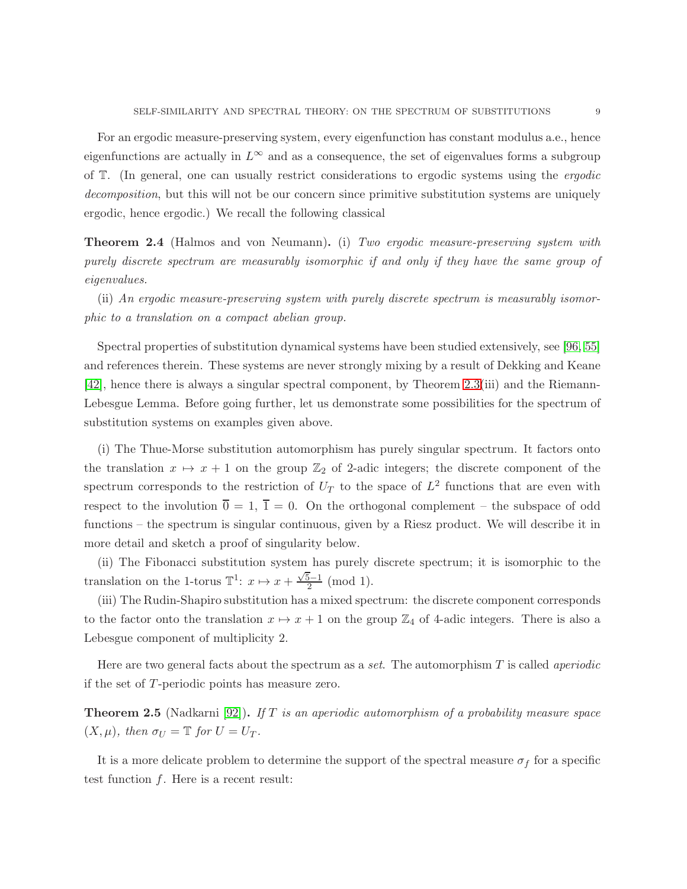For an ergodic measure-preserving system, every eigenfunction has constant modulus a.e., hence eigenfunctions are actually in $L^\infty$ and as a consequence, the set of eigenvalues forms a subgroup of $\mathbb{T}$. (In general, one can usually restrict considerations to ergodic systems using the *ergodic decomposition*, but this will not be our concern since primitive substitution systems are uniquely ergodic, hence ergodic.) We recall the following classical

**Theorem 2.4** (Halmos and von Neumann)**.** (i) *Two ergodic measure-preserving system with purely discrete spectrum are measurably isomorphic if and only if they have the same group of eigenvalues.*

(ii) *An ergodic measure-preserving system with purely discrete spectrum is measurably isomorphic to a translation on a compact abelian group.*

Spectral properties of substitution dynamical systems have been studied extensively, see [96, 55] and references therein. These systems are never strongly mixing by a result of Dekking and Keane [42], hence there is always a singular spectral component, by Theorem 2.3(iii) and the Riemann-Lebesgue Lemma. Before going further, let us demonstrate some possibilities for the spectrum of substitution systems on examples given above.

(i) The Thue-Morse substitution automorphism has purely singular spectrum. It factors onto the translation $x \mapsto x + 1$ on the group $\mathbb{Z}_2$ of 2-adic integers; the discrete component of the spectrum corresponds to the restriction of $U_T$ to the space of $L^2$ functions that are even with respect to the involution $\overline{0} = 1$, $\overline{1} = 0$. On the orthogonal complement – the subspace of odd functions – the spectrum is singular continuous, given by a Riesz product. We will describe it in more detail and sketch a proof of singularity below.

(ii) The Fibonacci substitution system has purely discrete spectrum; it is isomorphic to the translation on the 1-torus $\mathbb{T}^1$: $x \mapsto x + \frac{\sqrt{5}-1}{2} \pmod 1$.

(iii) The Rudin-Shapiro substitution has a mixed spectrum: the discrete component corresponds to the factor onto the translation $x \mapsto x + 1$ on the group $\mathbb{Z}_4$ of 4-adic integers. There is also a Lebesgue component of multiplicity 2.

Here are two general facts about the spectrum as a *set*. The automorphism $T$ is called *aperiodic* if the set of $T$-periodic points has measure zero.

**Theorem 2.5** (Nadkarni [92])**.** *If $T$ is an aperiodic automorphism of a probability measure space $(X, \mu)$, then $\sigma_U = \mathbb{T}$ for $U = U_T$.*

It is a more delicate problem to determine the support of the spectral measure $\sigma_f$ for a specific test function $f$. Here is a recent result: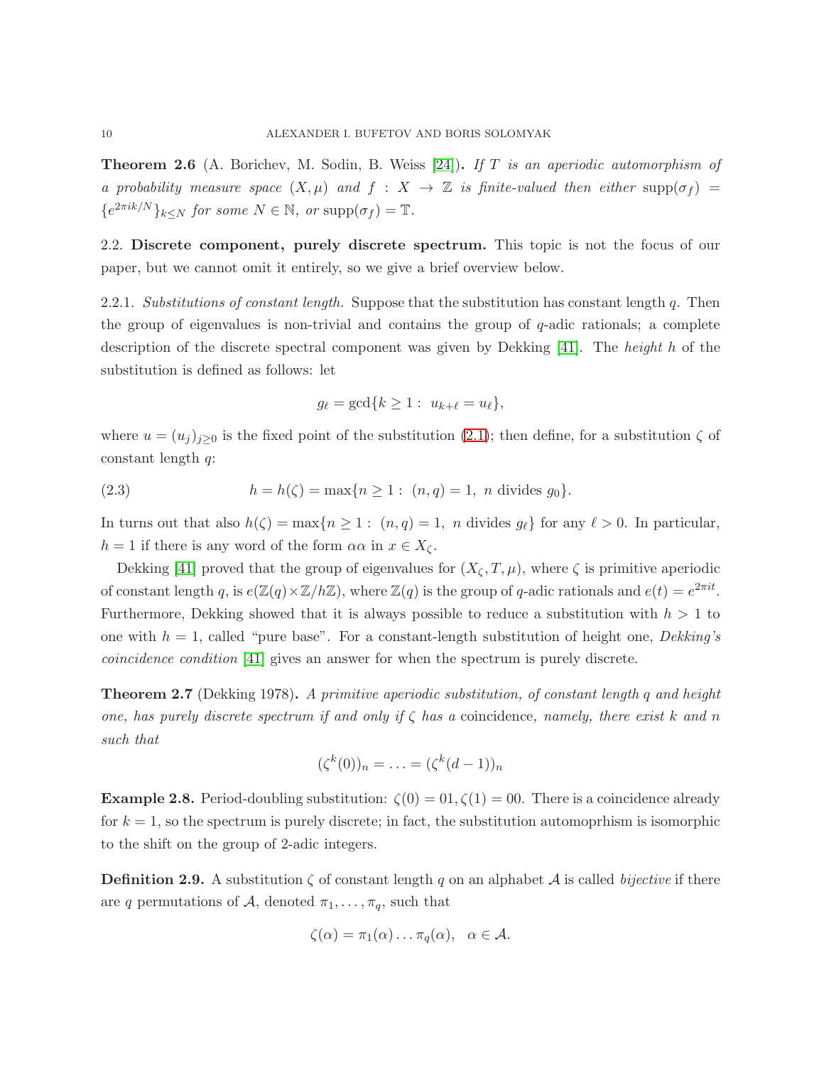**Theorem 2.6** (A. Borichev, M. Sodin, B. Weiss [24])**.** *If $T$ is an aperiodic automorphism of a probability measure space $(X, \mu)$ and $f : X \to \mathbb{Z}$ is finite-valued then either $\mathrm{supp}(\sigma_f) = \{e^{2\pi i k/N}\}_{k \le N}$ for some $N \in \mathbb{N}$, or $\mathrm{supp}(\sigma_f) = \mathbb{T}$.*

2.2. **Discrete component, purely discrete spectrum.** This topic is not the focus of our paper, but we cannot omit it entirely, so we give a brief overview below.

2.2.1. *Substitutions of constant length.* Suppose that the substitution has constant length $q$. Then the group of eigenvalues is non-trivial and contains the group of $q$-adic rationals; a complete description of the discrete spectral component was given by Dekking [41]. The *height* $h$ of the substitution is defined as follows: let

$$g_\ell = \gcd\{k \ge 1 : \; u_{k+\ell} = u_\ell\},$$

where $u = (u_j)_{j \ge 0}$ is the fixed point of the substitution (2.1); then define, for a substitution $\zeta$ of constant length $q$:

$$h = h(\zeta) = \max\{n \ge 1 : \; (n, q) = 1, \; n \text{ divides } g_0\}. \tag{2.3}$$

In turns out that also $h(\zeta) = \max\{n \ge 1 : \; (n, q) = 1, \; n \text{ divides } g_\ell\}$ for any $\ell > 0$. In particular, $h = 1$ if there is any word of the form $\alpha\alpha$ in $x \in X_\zeta$.

Dekking [41] proved that the group of eigenvalues for $(X_\zeta, T, \mu)$, where $\zeta$ is primitive aperiodic of constant length $q$, is $e(\mathbb{Z}(q) \times \mathbb{Z}/h\mathbb{Z})$, where $\mathbb{Z}(q)$ is the group of $q$-adic rationals and $e(t) = e^{2\pi i t}$. Furthermore, Dekking showed that it is always possible to reduce a substitution with $h > 1$ to one with $h = 1$, called "pure base". For a constant-length substitution of height one, *Dekking's coincidence condition* [41] gives an answer for when the spectrum is purely discrete.

**Theorem 2.7** (Dekking 1978)**.** *A primitive aperiodic substitution, of constant length $q$ and height one, has purely discrete spectrum if and only if $\zeta$ has a* coincidence*, namely, there exist $k$ and $n$ such that*

$$(\zeta^k(0))_n = \ldots = (\zeta^k(d-1))_n$$

**Example 2.8.** Period-doubling substitution: $\zeta(0) = 01, \zeta(1) = 00$. There is a coincidence already for $k = 1$, so the spectrum is purely discrete; in fact, the substitution automoprhism is isomorphic to the shift on the group of 2-adic integers.

**Definition 2.9.** A substitution $\zeta$ of constant length $q$ on an alphabet $\mathcal{A}$ is called *bijective* if there are $q$ permutations of $\mathcal{A}$, denoted $\pi_1, \ldots, \pi_q$, such that

$$\zeta(\alpha) = \pi_1(\alpha) \ldots \pi_q(\alpha), \quad \alpha \in \mathcal{A}.$$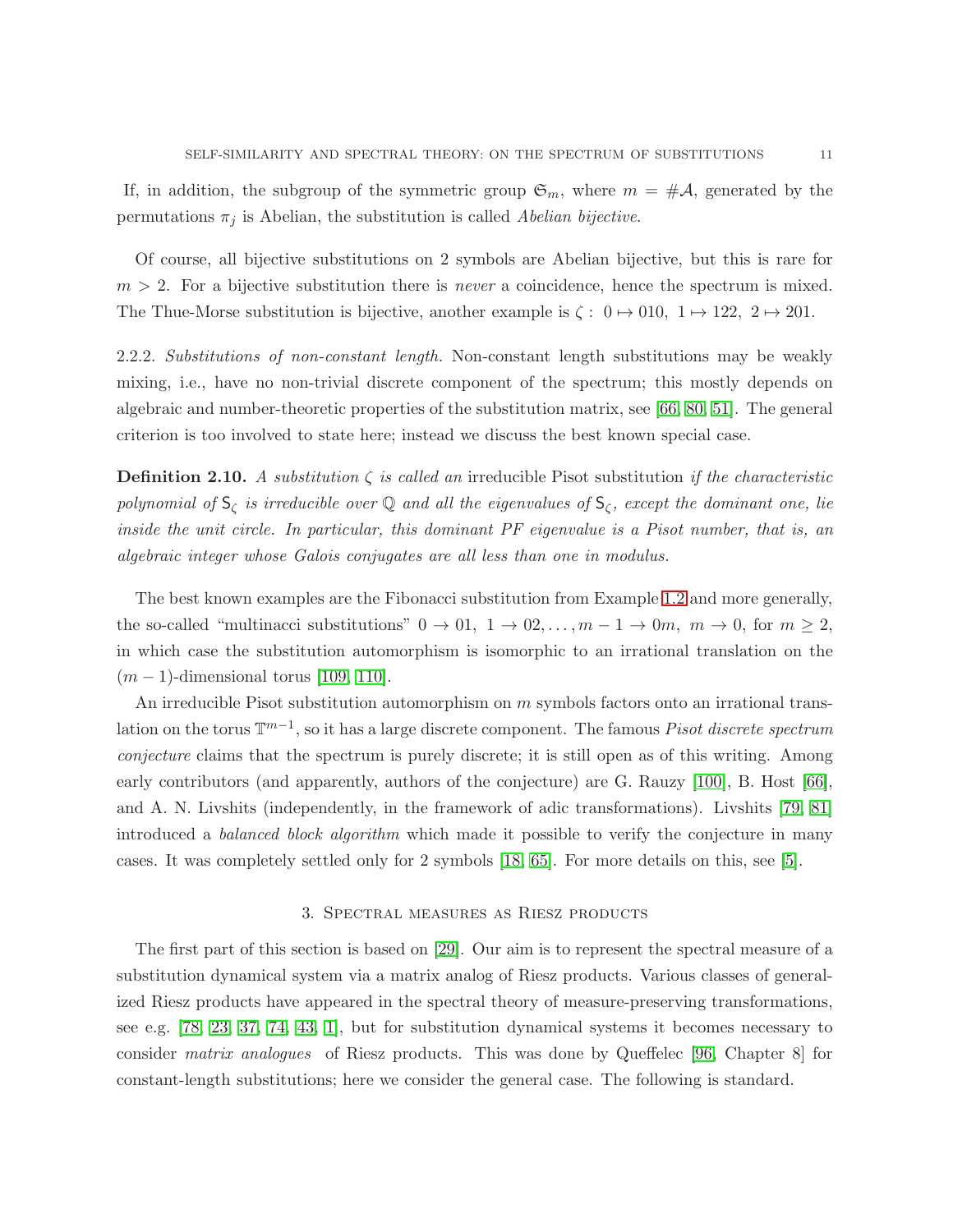If, in addition, the subgroup of the symmetric group $\mathfrak{S}_m$, where $m = \#\mathcal{A}$, generated by the permutations $\pi_j$ is Abelian, the substitution is called *Abelian bijective*.

Of course, all bijective substitutions on 2 symbols are Abelian bijective, but this is rare for $m > 2$. For a bijective substitution there is *never* a coincidence, hence the spectrum is mixed. The Thue-Morse substitution is bijective, another example is $\zeta: \ 0 \mapsto 010, \ 1 \mapsto 122, \ 2 \mapsto 201$.

2.2.2. *Substitutions of non-constant length.* Non-constant length substitutions may be weakly mixing, i.e., have no non-trivial discrete component of the spectrum; this mostly depends on algebraic and number-theoretic properties of the substitution matrix, see [66, 80, 51]. The general criterion is too involved to state here; instead we discuss the best known special case.

**Definition 2.10.** *A substitution $\zeta$ is called an* irreducible Pisot substitution *if the characteristic polynomial of $\mathsf{S}_\zeta$ is irreducible over $\mathbb{Q}$ and all the eigenvalues of $\mathsf{S}_\zeta$, except the dominant one, lie inside the unit circle. In particular, this dominant PF eigenvalue is a Pisot number, that is, an algebraic integer whose Galois conjugates are all less than one in modulus.*

The best known examples are the Fibonacci substitution from Example 1.2 and more generally, the so-called "multinacci substitutions" $0 \to 01, \ 1 \to 02, \ldots, m-1 \to 0m, \ m \to 0$, for $m \geq 2$, in which case the substitution automorphism is isomorphic to an irrational translation on the $(m-1)$-dimensional torus [109, 110].

An irreducible Pisot substitution automorphism on $m$ symbols factors onto an irrational translation on the torus $\mathbb{T}^{m-1}$, so it has a large discrete component. The famous *Pisot discrete spectrum conjecture* claims that the spectrum is purely discrete; it is still open as of this writing. Among early contributors (and apparently, authors of the conjecture) are G. Rauzy [100], B. Host [66], and A. N. Livshits (independently, in the framework of adic transformations). Livshits [79, 81] introduced a *balanced block algorithm* which made it possible to verify the conjecture in many cases. It was completely settled only for 2 symbols [18, 65]. For more details on this, see [5].

## 3. Spectral measures as Riesz products

The first part of this section is based on [29]. Our aim is to represent the spectral measure of a substitution dynamical system via a matrix analog of Riesz products. Various classes of generalized Riesz products have appeared in the spectral theory of measure-preserving transformations, see e.g. [78, 23, 37, 74, 43, 1], but for substitution dynamical systems it becomes necessary to consider *matrix analogues* of Riesz products. This was done by Queffelec [96, Chapter 8] for constant-length substitutions; here we consider the general case. The following is standard.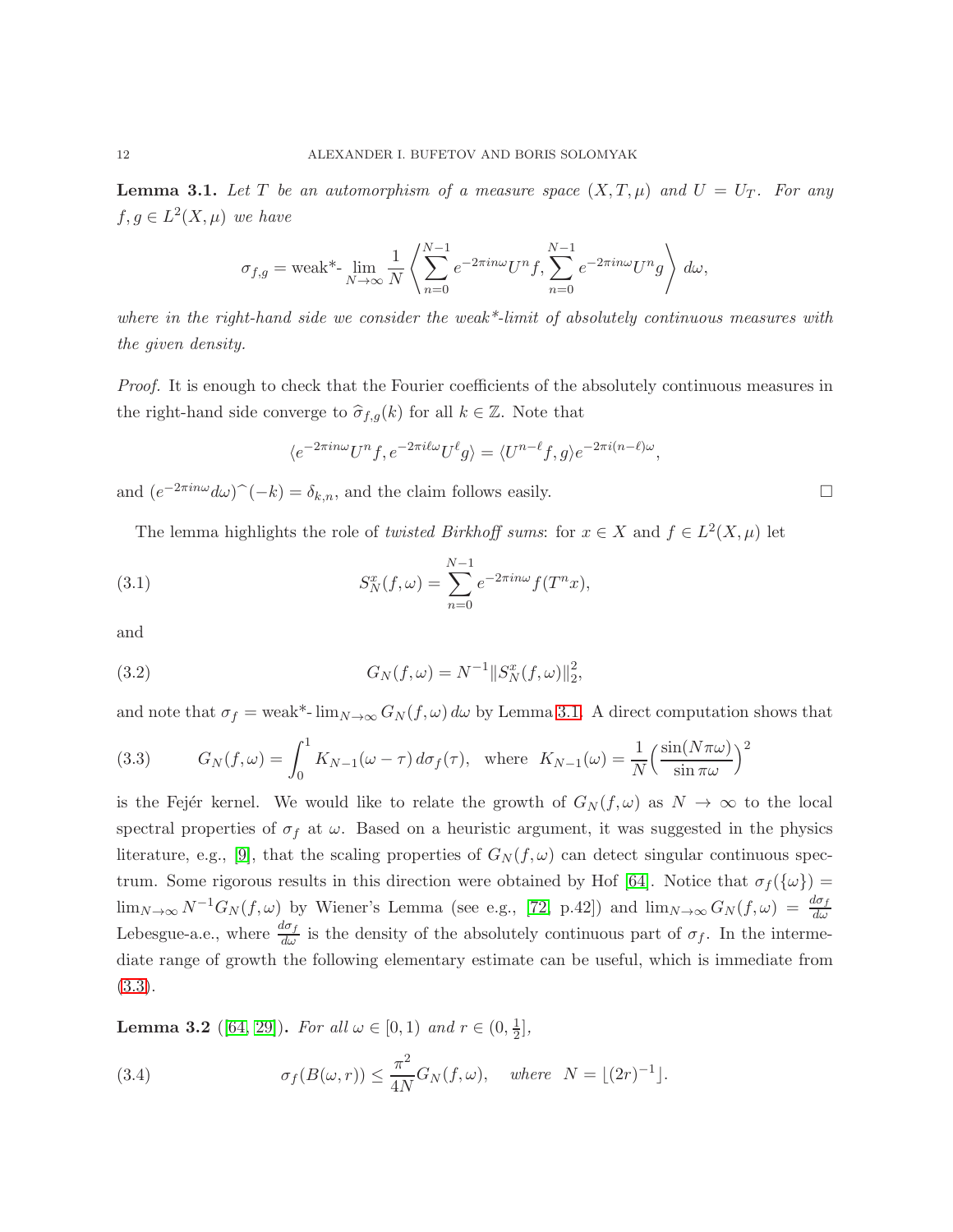**Lemma 3.1.** *Let $T$ be an automorphism of a measure space $(X, T, \mu)$ and $U = U_T$. For any $f, g \in L^2(X, \mu)$ we have*

$$\sigma_{f,g} = \text{weak*-}\lim_{N\to\infty} \frac{1}{N} \left\langle \sum_{n=0}^{N-1} e^{-2\pi i n\omega} U^n f, \sum_{n=0}^{N-1} e^{-2\pi i n\omega} U^n g \right\rangle d\omega,$$

*where in the right-hand side we consider the weak\*-limit of absolutely continuous measures with the given density.*

*Proof.* It is enough to check that the Fourier coefficients of the absolutely continuous measures in the right-hand side converge to $\widehat{\sigma}_{f,g}(k)$ for all $k \in \mathbb{Z}$. Note that

$$\langle e^{-2\pi i n\omega} U^n f, e^{-2\pi i \ell\omega} U^\ell g\rangle = \langle U^{n-\ell} f, g\rangle e^{-2\pi i (n-\ell)\omega},$$

and $(e^{-2\pi i n\omega} d\omega)^\frown(-k) = \delta_{k,n}$, and the claim follows easily. $\square$

The lemma highlights the role of *twisted Birkhoff sums*: for $x \in X$ and $f \in L^2(X, \mu)$ let

$$S_N^x(f, \omega) = \sum_{n=0}^{N-1} e^{-2\pi i n\omega} f(T^n x), \tag{3.1}$$

and

$$G_N(f, \omega) = N^{-1} \|S_N^x(f, \omega)\|_2^2, \tag{3.2}$$

and note that $\sigma_f = \text{weak*-}\lim_{N\to\infty} G_N(f, \omega)\, d\omega$ by Lemma 3.1. A direct computation shows that

$$G_N(f, \omega) = \int_0^1 K_{N-1}(\omega - \tau)\, d\sigma_f(\tau), \quad \text{where} \quad K_{N-1}(\omega) = \frac{1}{N}\Big(\frac{\sin(N\pi\omega)}{\sin \pi\omega}\Big)^2 \tag{3.3}$$

is the Fejér kernel. We would like to relate the growth of $G_N(f, \omega)$ as $N \to \infty$ to the local spectral properties of $\sigma_f$ at $\omega$. Based on a heuristic argument, it was suggested in the physics literature, e.g., [9], that the scaling properties of $G_N(f, \omega)$ can detect singular continuous spectrum. Some rigorous results in this direction were obtained by Hof [64]. Notice that $\sigma_f(\{\omega\}) = \lim_{N\to\infty} N^{-1} G_N(f, \omega)$ by Wiener's Lemma (see e.g., [72, p.42]) and $\lim_{N\to\infty} G_N(f, \omega) = \frac{d\sigma_f}{d\omega}$ Lebesgue-a.e., where $\frac{d\sigma_f}{d\omega}$ is the density of the absolutely continuous part of $\sigma_f$. In the intermediate range of growth the following elementary estimate can be useful, which is immediate from (3.3).

**Lemma 3.2** ([64, 29])**.** *For all $\omega \in [0, 1)$ and $r \in (0, \frac{1}{2}]$,*

$$\sigma_f(B(\omega, r)) \le \frac{\pi^2}{4N} G_N(f, \omega), \quad \text{where} \;\; N = \lfloor (2r)^{-1} \rfloor. \tag{3.4}$$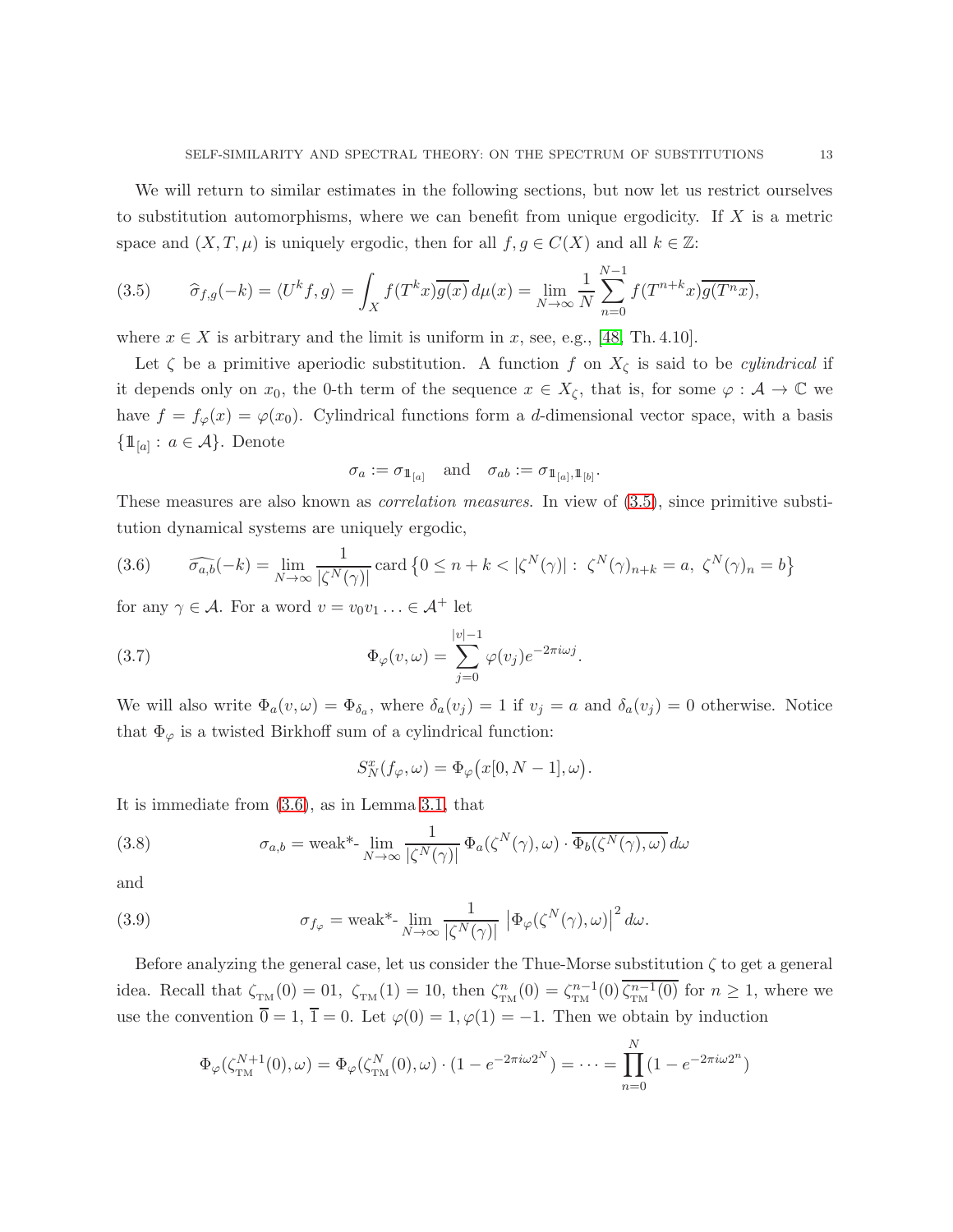We will return to similar estimates in the following sections, but now let us restrict ourselves to substitution automorphisms, where we can benefit from unique ergodicity. If $X$ is a metric space and $(X, T, \mu)$ is uniquely ergodic, then for all $f, g \in C(X)$ and all $k \in \mathbb{Z}$:

$$\widehat{\sigma}_{f,g}(-k) = \langle U^k f, g\rangle = \int_X f(T^k x)\overline{g(x)}\, d\mu(x) = \lim_{N\to\infty} \frac{1}{N}\sum_{n=0}^{N-1} f(T^{n+k}x)\overline{g(T^n x)}, \tag{3.5}$$

where $x \in X$ is arbitrary and the limit is uniform in $x$, see, e.g., [48, Th. 4.10].

Let $\zeta$ be a primitive aperiodic substitution. A function $f$ on $X_\zeta$ is said to be *cylindrical* if it depends only on $x_0$, the 0-th term of the sequence $x \in X_\zeta$, that is, for some $\varphi : \mathcal{A} \to \mathbb{C}$ we have $f = f_\varphi(x) = \varphi(x_0)$. Cylindrical functions form a $d$-dimensional vector space, with a basis $\{\mathbb{1}_{[a]} : a \in \mathcal{A}\}$. Denote

$$\sigma_a := \sigma_{\mathbb{1}_{[a]}} \quad \text{and} \quad \sigma_{ab} := \sigma_{\mathbb{1}_{[a]},\mathbb{1}_{[b]}}.$$

These measures are also known as *correlation measures*. In view of (3.5), since primitive substitution dynamical systems are uniquely ergodic,

$$\widehat{\sigma_{a,b}}(-k) = \lim_{N\to\infty} \frac{1}{|\zeta^N(\gamma)|} \operatorname{card}\left\{0 \le n+k < |\zeta^N(\gamma)| :\ \zeta^N(\gamma)_{n+k} = a,\ \zeta^N(\gamma)_n = b\right\} \tag{3.6}$$

for any $\gamma \in \mathcal{A}$. For a word $v = v_0 v_1 \ldots \in \mathcal{A}^+$ let

$$\Phi_\varphi(v, \omega) = \sum_{j=0}^{|v|-1} \varphi(v_j) e^{-2\pi i \omega j}. \tag{3.7}$$

We will also write $\Phi_a(v, \omega) = \Phi_{\delta_a}$, where $\delta_a(v_j) = 1$ if $v_j = a$ and $\delta_a(v_j) = 0$ otherwise. Notice that $\Phi_\varphi$ is a twisted Birkhoff sum of a cylindrical function:

$$S_N^x(f_\varphi, \omega) = \Phi_\varphi\big(x[0, N-1], \omega\big).$$

It is immediate from (3.6), as in Lemma 3.1, that

$$\sigma_{a,b} = \text{weak*-}\lim_{N\to\infty} \frac{1}{|\zeta^N(\gamma)|}\, \Phi_a(\zeta^N(\gamma), \omega) \cdot \overline{\Phi_b(\zeta^N(\gamma), \omega)}\, d\omega \tag{3.8}$$

and

$$\sigma_{f_\varphi} = \text{weak*-}\lim_{N\to\infty} \frac{1}{|\zeta^N(\gamma)|}\, \left|\Phi_\varphi(\zeta^N(\gamma), \omega)\right|^2 d\omega. \tag{3.9}$$

Before analyzing the general case, let us consider the Thue-Morse substitution $\zeta$ to get a general idea. Recall that $\zeta_{\text{TM}}(0) = 01,\ \zeta_{\text{TM}}(1) = 10$, then $\zeta_{\text{TM}}^n(0) = \zeta_{\text{TM}}^{n-1}(0)\,\overline{\zeta_{\text{TM}}^{n-1}(0)}$ for $n \ge 1$, where we use the convention $\overline{0} = 1,\ \overline{1} = 0$. Let $\varphi(0) = 1, \varphi(1) = -1$. Then we obtain by induction

$$\Phi_\varphi(\zeta_{\text{TM}}^{N+1}(0), \omega) = \Phi_\varphi(\zeta_{\text{TM}}^N(0), \omega) \cdot (1 - e^{-2\pi i \omega 2^N}) = \cdots = \prod_{n=0}^{N} (1 - e^{-2\pi i \omega 2^n})$$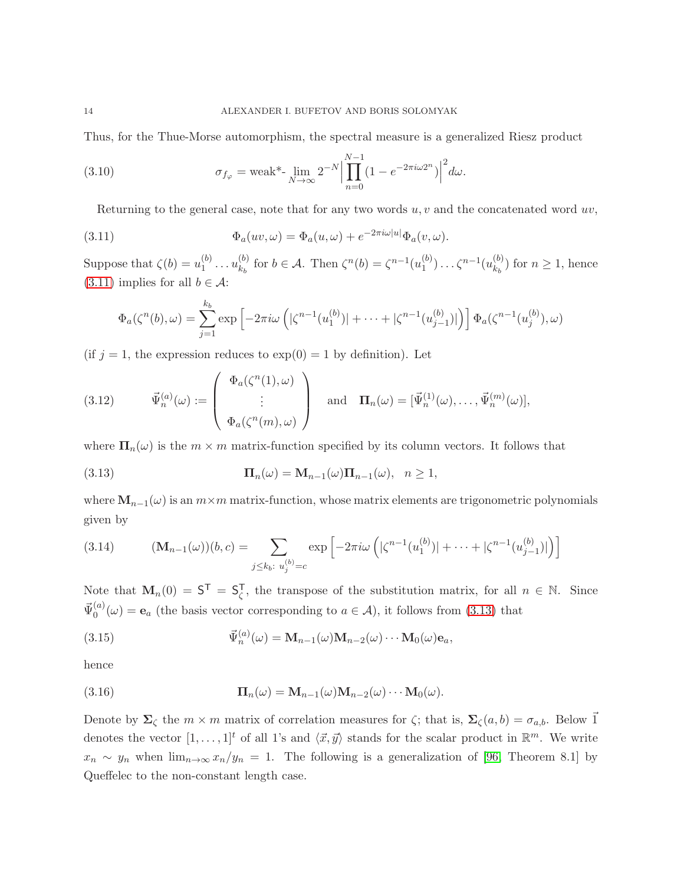Thus, for the Thue-Morse automorphism, the spectral measure is a generalized Riesz product

$$\sigma_{f_\varphi} = \text{weak*-}\lim_{N\to\infty} 2^{-N}\Big|\prod_{n=0}^{N-1}(1-e^{-2\pi i\omega 2^n})\Big|^2 d\omega. \tag{3.10}$$

Returning to the general case, note that for any two words $u, v$ and the concatenated word $uv$,

$$\Phi_a(uv,\omega) = \Phi_a(u,\omega) + e^{-2\pi i\omega|u|}\Phi_a(v,\omega). \tag{3.11}$$

Suppose that $\zeta(b) = u_1^{(b)}\dots u_{k_b}^{(b)}$ for $b\in\mathcal{A}$. Then $\zeta^n(b) = \zeta^{n-1}(u_1^{(b)})\dots\zeta^{n-1}(u_{k_b}^{(b)})$ for $n\ge 1$, hence (3.11) implies for all $b\in\mathcal{A}$:

$$\Phi_a(\zeta^n(b),\omega) = \sum_{j=1}^{k_b}\exp\left[-2\pi i\omega\left(|\zeta^{n-1}(u_1^{(b)})| + \dots + |\zeta^{n-1}(u_{j-1}^{(b)})|\right)\right]\Phi_a(\zeta^{n-1}(u_j^{(b)}),\omega)$$

(if $j=1$, the expression reduces to $\exp(0)=1$ by definition). Let

$$\vec{\Psi}_n^{(a)}(\omega) := \begin{pmatrix}\Phi_a(\zeta^n(1),\omega)\\ \vdots \\ \Phi_a(\zeta^n(m),\omega)\end{pmatrix} \quad\text{and}\quad \mathbf{\Pi}_n(\omega) = [\vec{\Psi}_n^{(1)}(\omega),\dots,\vec{\Psi}_n^{(m)}(\omega)], \tag{3.12}$$

where $\mathbf{\Pi}_n(\omega)$ is the $m\times m$ matrix-function specified by its column vectors. It follows that

$$\mathbf{\Pi}_n(\omega) = \mathbf{M}_{n-1}(\omega)\mathbf{\Pi}_{n-1}(\omega), \quad n\ge 1, \tag{3.13}$$

where $\mathbf{M}_{n-1}(\omega)$ is an $m\times m$ matrix-function, whose matrix elements are trigonometric polynomials given by

$$(\mathbf{M}_{n-1}(\omega))(b,c) = \sum_{j\le k_b:\ u_j^{(b)}=c}\exp\left[-2\pi i\omega\left(|\zeta^{n-1}(u_1^{(b)})| + \dots + |\zeta^{n-1}(u_{j-1}^{(b)})|\right)\right] \tag{3.14}$$

Note that $\mathbf{M}_n(0) = \mathsf{S}^\mathsf{T} = \mathsf{S}_\zeta^\mathsf{T}$, the transpose of the substitution matrix, for all $n\in\mathbb{N}$. Since $\vec{\Psi}_0^{(a)}(\omega) = \mathbf{e}_a$ (the basis vector corresponding to $a\in\mathcal{A}$), it follows from (3.13) that

$$\vec{\Psi}_n^{(a)}(\omega) = \mathbf{M}_{n-1}(\omega)\mathbf{M}_{n-2}(\omega)\cdots\mathbf{M}_0(\omega)\mathbf{e}_a, \tag{3.15}$$

hence

$$\mathbf{\Pi}_n(\omega) = \mathbf{M}_{n-1}(\omega)\mathbf{M}_{n-2}(\omega)\cdots\mathbf{M}_0(\omega). \tag{3.16}$$

Denote by $\mathbf{\Sigma}_\zeta$ the $m\times m$ matrix of correlation measures for $\zeta$; that is, $\mathbf{\Sigma}_\zeta(a,b) = \sigma_{a,b}$. Below $\vec{1}$ denotes the vector $[1,\dots,1]^t$ of all 1's and $\langle\vec{x},\vec{y}\rangle$ stands for the scalar product in $\mathbb{R}^m$. We write $x_n\sim y_n$ when $\lim_{n\to\infty}x_n/y_n = 1$. The following is a generalization of [96, Theorem 8.1] by Queffelec to the non-constant length case.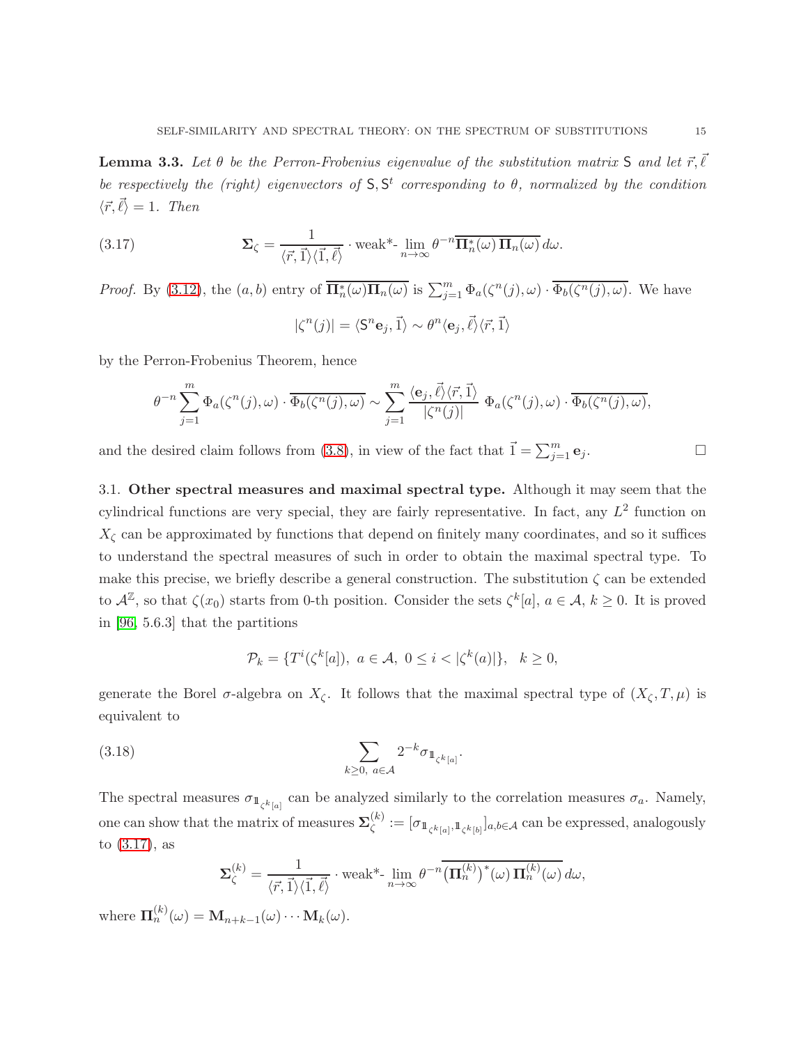**Lemma 3.3.** *Let $\theta$ be the Perron-Frobenius eigenvalue of the substitution matrix $\mathsf{S}$ and let $\vec{r}, \vec{\ell}$ be respectively the (right) eigenvectors of $\mathsf{S}, \mathsf{S}^t$ corresponding to $\theta$, normalized by the condition $\langle \vec{r}, \vec{\ell} \rangle = 1$. Then*

$$\mathbf{\Sigma}_\zeta = \frac{1}{\langle \vec{r}, \vec{1} \rangle \langle \vec{1}, \vec{\ell} \rangle} \cdot \text{weak*-}\lim_{n\to\infty} \theta^{-n} \overline{\mathbf{\Pi}_n^*(\omega)\, \mathbf{\Pi}_n(\omega)}\, d\omega. \tag{3.17}$$

*Proof.* By (3.12), the $(a, b)$ entry of $\overline{\mathbf{\Pi}_n^*(\omega)\mathbf{\Pi}_n(\omega)}$ is $\sum_{j=1}^m \Phi_a(\zeta^n(j), \omega) \cdot \overline{\Phi_b(\zeta^n(j), \omega)}$. We have

$$|\zeta^n(j)| = \langle \mathsf{S}^n \mathbf{e}_j, \vec{1} \rangle \sim \theta^n \langle \mathbf{e}_j, \vec{\ell} \rangle \langle \vec{r}, \vec{1} \rangle$$

by the Perron-Frobenius Theorem, hence

$$\theta^{-n} \sum_{j=1}^m \Phi_a(\zeta^n(j), \omega) \cdot \overline{\Phi_b(\zeta^n(j), \omega)} \sim \sum_{j=1}^m \frac{\langle \mathbf{e}_j, \vec{\ell} \rangle \langle \vec{r}, \vec{1} \rangle}{|\zeta^n(j)|}\, \Phi_a(\zeta^n(j), \omega) \cdot \overline{\Phi_b(\zeta^n(j), \omega)},$$

and the desired claim follows from (3.8), in view of the fact that $\vec{1} = \sum_{j=1}^m \mathbf{e}_j$. $\square$

### 3.1. Other spectral measures and maximal spectral type.

Although it may seem that the cylindrical functions are very special, they are fairly representative. In fact, any $L^2$ function on $X_\zeta$ can be approximated by functions that depend on finitely many coordinates, and so it suffices to understand the spectral measures of such in order to obtain the maximal spectral type. To make this precise, we briefly describe a general construction. The substitution $\zeta$ can be extended to $\mathcal{A}^{\mathbb{Z}}$, so that $\zeta(x_0)$ starts from 0-th position. Consider the sets $\zeta^k[a]$, $a \in \mathcal{A}$, $k \ge 0$. It is proved in [96, 5.6.3] that the partitions

$$\mathcal{P}_k = \{T^i(\zeta^k[a]),\ a \in \mathcal{A},\ 0 \le i < |\zeta^k(a)|\}, \quad k \ge 0,$$

generate the Borel $\sigma$-algebra on $X_\zeta$. It follows that the maximal spectral type of $(X_\zeta, T, \mu)$ is equivalent to

$$\sum_{k\ge 0,\ a\in\mathcal{A}} 2^{-k} \sigma_{1\!\!1_{\zeta^k[a]}}. \tag{3.18}$$

The spectral measures $\sigma_{1\!\!1_{\zeta^k[a]}}$ can be analyzed similarly to the correlation measures $\sigma_a$. Namely, one can show that the matrix of measures $\mathbf{\Sigma}_\zeta^{(k)} := [\sigma_{1\!\!1_{\zeta^k[a]}, 1\!\!1_{\zeta^k[b]}}]_{a,b\in\mathcal{A}}$ can be expressed, analogously to (3.17), as

$$\mathbf{\Sigma}_\zeta^{(k)} = \frac{1}{\langle \vec{r}, \vec{1} \rangle \langle \vec{1}, \vec{\ell} \rangle} \cdot \text{weak*-}\lim_{n\to\infty} \theta^{-n} \overline{\left(\mathbf{\Pi}_n^{(k)}\right)^*(\omega)\, \mathbf{\Pi}_n^{(k)}(\omega)}\, d\omega,$$

where $\mathbf{\Pi}_n^{(k)}(\omega) = \mathbf{M}_{n+k-1}(\omega) \cdots \mathbf{M}_k(\omega)$.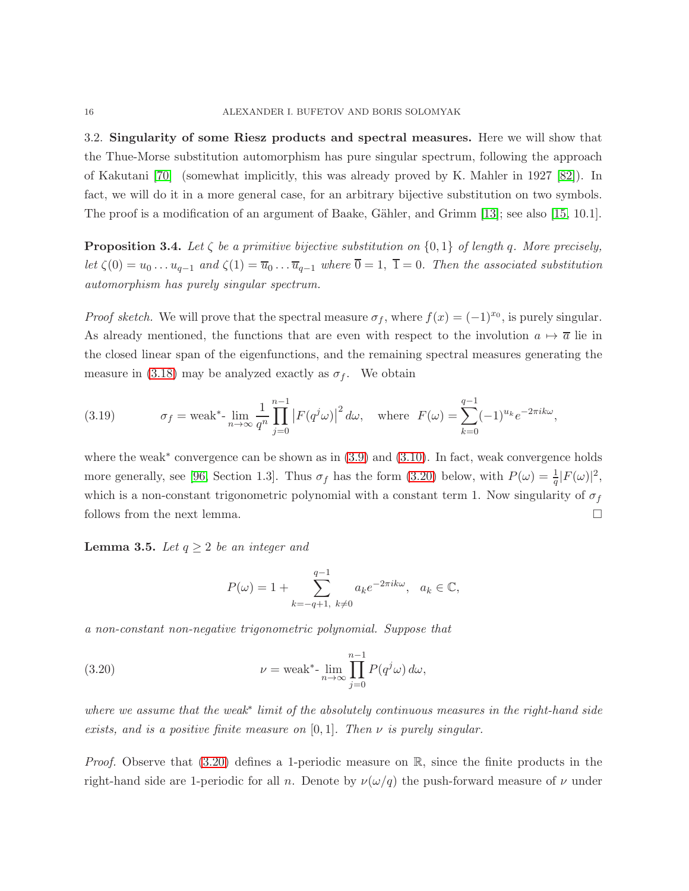3.2. **Singularity of some Riesz products and spectral measures.** Here we will show that the Thue-Morse substitution automorphism has pure singular spectrum, following the approach of Kakutani [70] (somewhat implicitly, this was already proved by K. Mahler in 1927 [82]). In fact, we will do it in a more general case, for an arbitrary bijective substitution on two symbols. The proof is a modification of an argument of Baake, Gähler, and Grimm [13]; see also [15, 10.1].

**Proposition 3.4.** *Let $\zeta$ be a primitive bijective substitution on $\{0,1\}$ of length $q$. More precisely, let $\zeta(0) = u_0 \dots u_{q-1}$ and $\zeta(1) = \overline{u}_0 \dots \overline{u}_{q-1}$ where $\overline{0} = 1$, $\overline{1} = 0$. Then the associated substitution automorphism has purely singular spectrum.*

*Proof sketch.* We will prove that the spectral measure $\sigma_f$, where $f(x) = (-1)^{x_0}$, is purely singular. As already mentioned, the functions that are even with respect to the involution $a \mapsto \overline{a}$ lie in the closed linear span of the eigenfunctions, and the remaining spectral measures generating the measure in (3.18) may be analyzed exactly as $\sigma_f$. We obtain

$$\sigma_f = \text{weak}^*\text{-}\lim_{n\to\infty} \frac{1}{q^n} \prod_{j=0}^{n-1} \left|F(q^j\omega)\right|^2 d\omega, \quad \text{where } F(\omega) = \sum_{k=0}^{q-1} (-1)^{u_k} e^{-2\pi i k\omega}, \tag{3.19}$$

where the weak$^*$ convergence can be shown as in (3.9) and (3.10). In fact, weak convergence holds more generally, see [96, Section 1.3]. Thus $\sigma_f$ has the form (3.20) below, with $P(\omega) = \frac{1}{q}|F(\omega)|^2$, which is a non-constant trigonometric polynomial with a constant term 1. Now singularity of $\sigma_f$ follows from the next lemma. $\square$

**Lemma 3.5.** *Let $q \geq 2$ be an integer and*

$$P(\omega) = 1 + \sum_{k=-q+1,\ k\neq 0}^{q-1} a_k e^{-2\pi i k\omega}, \quad a_k \in \mathbb{C},$$

*a non-constant non-negative trigonometric polynomial. Suppose that*

$$\nu = \text{weak}^*\text{-}\lim_{n\to\infty} \prod_{j=0}^{n-1} P(q^j\omega)\, d\omega, \tag{3.20}$$

*where we assume that the weak$^*$ limit of the absolutely continuous measures in the right-hand side exists, and is a positive finite measure on $[0,1]$. Then $\nu$ is purely singular.*

*Proof.* Observe that (3.20) defines a 1-periodic measure on $\mathbb{R}$, since the finite products in the right-hand side are 1-periodic for all $n$. Denote by $\nu(\omega/q)$ the push-forward measure of $\nu$ under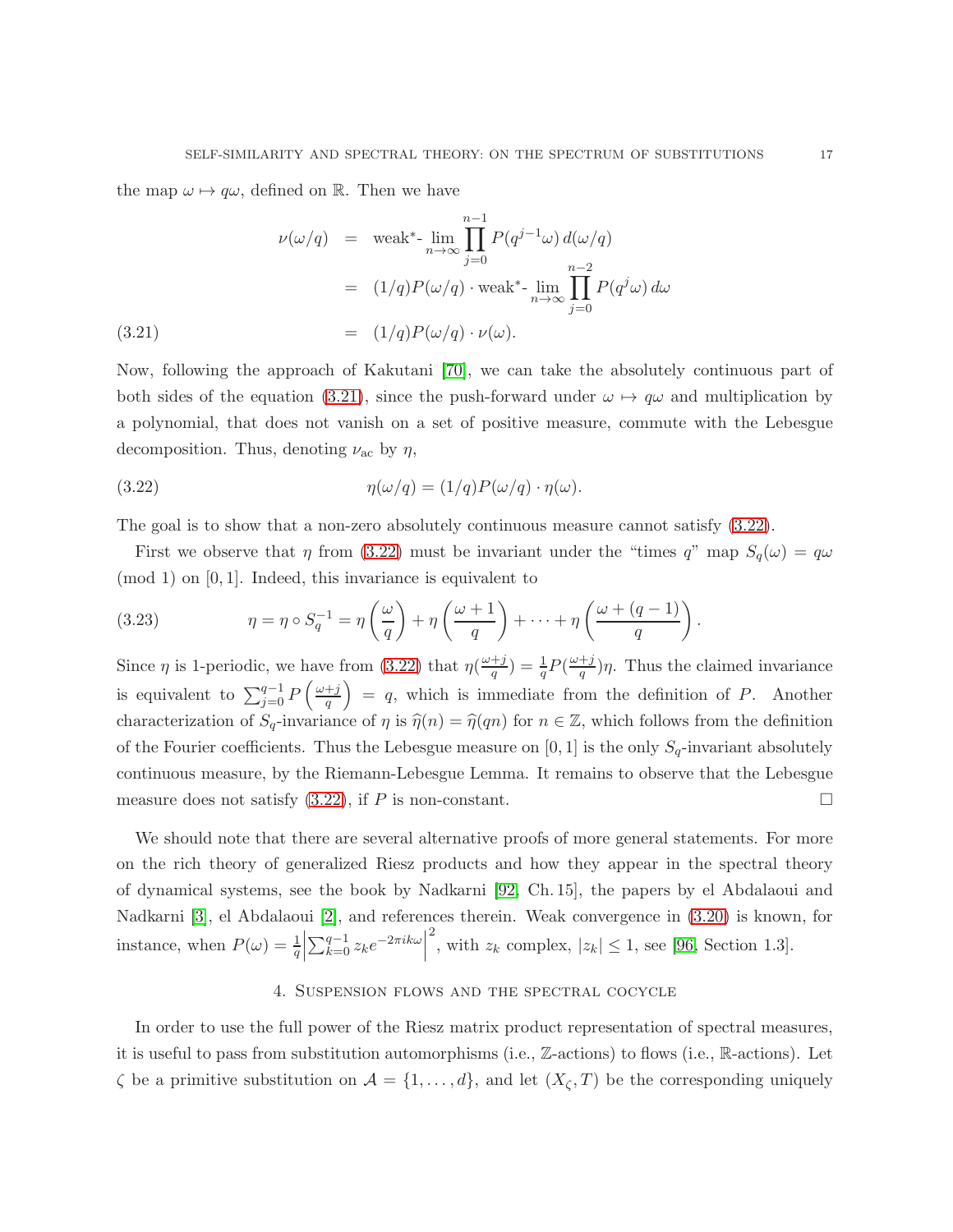the map $\omega \mapsto q\omega$, defined on $\mathbb{R}$. Then we have

$$
\begin{aligned}
\nu(\omega/q) &= \text{weak}^*\text{-}\lim_{n\to\infty} \prod_{j=0}^{n-1} P(q^{j-1}\omega)\, d(\omega/q) \\
&= (1/q)P(\omega/q) \cdot \text{weak}^*\text{-}\lim_{n\to\infty} \prod_{j=0}^{n-2} P(q^{j}\omega)\, d\omega \\
&= (1/q)P(\omega/q) \cdot \nu(\omega). \qquad (3.21)
\end{aligned}
$$

Now, following the approach of Kakutani [70], we can take the absolutely continuous part of both sides of the equation (3.21), since the push-forward under $\omega \mapsto q\omega$ and multiplication by a polynomial, that does not vanish on a set of positive measure, commute with the Lebesgue decomposition. Thus, denoting $\nu_{\rm ac}$ by $\eta$,

$$
\eta(\omega/q) = (1/q)P(\omega/q) \cdot \eta(\omega). \qquad (3.22)
$$

The goal is to show that a non-zero absolutely continuous measure cannot satisfy (3.22).

First we observe that $\eta$ from (3.22) must be invariant under the "times $q$" map $S_q(\omega) = q\omega$ (mod 1) on $[0,1]$. Indeed, this invariance is equivalent to

$$
\eta = \eta \circ S_q^{-1} = \eta\left(\frac{\omega}{q}\right) + \eta\left(\frac{\omega+1}{q}\right) + \cdots + \eta\left(\frac{\omega+(q-1)}{q}\right). \qquad (3.23)
$$

Since $\eta$ is 1-periodic, we have from (3.22) that $\eta(\frac{\omega+j}{q}) = \frac{1}{q}P(\frac{\omega+j}{q})\eta$. Thus the claimed invariance is equivalent to $\sum_{j=0}^{q-1} P\left(\frac{\omega+j}{q}\right) = q$, which is immediate from the definition of $P$. Another characterization of $S_q$-invariance of $\eta$ is $\widehat{\eta}(n) = \widehat{\eta}(qn)$ for $n \in \mathbb{Z}$, which follows from the definition of the Fourier coefficients. Thus the Lebesgue measure on $[0,1]$ is the only $S_q$-invariant absolutely continuous measure, by the Riemann-Lebesgue Lemma. It remains to observe that the Lebesgue measure does not satisfy (3.22), if $P$ is non-constant. □

We should note that there are several alternative proofs of more general statements. For more on the rich theory of generalized Riesz products and how they appear in the spectral theory of dynamical systems, see the book by Nadkarni [92, Ch. 15], the papers by el Abdalaoui and Nadkarni [3], el Abdalaoui [2], and references therein. Weak convergence in (3.20) is known, for instance, when $P(\omega) = \frac{1}{q}\left|\sum_{k=0}^{q-1} z_k e^{-2\pi i k\omega}\right|^2$, with $z_k$ complex, $|z_k| \le 1$, see [96, Section 1.3].

## 4. Suspension flows and the spectral cocycle

In order to use the full power of the Riesz matrix product representation of spectral measures, it is useful to pass from substitution automorphisms (i.e., $\mathbb{Z}$-actions) to flows (i.e., $\mathbb{R}$-actions). Let $\zeta$ be a primitive substitution on $\mathcal{A} = \{1, \ldots, d\}$, and let $(X_\zeta, T)$ be the corresponding uniquely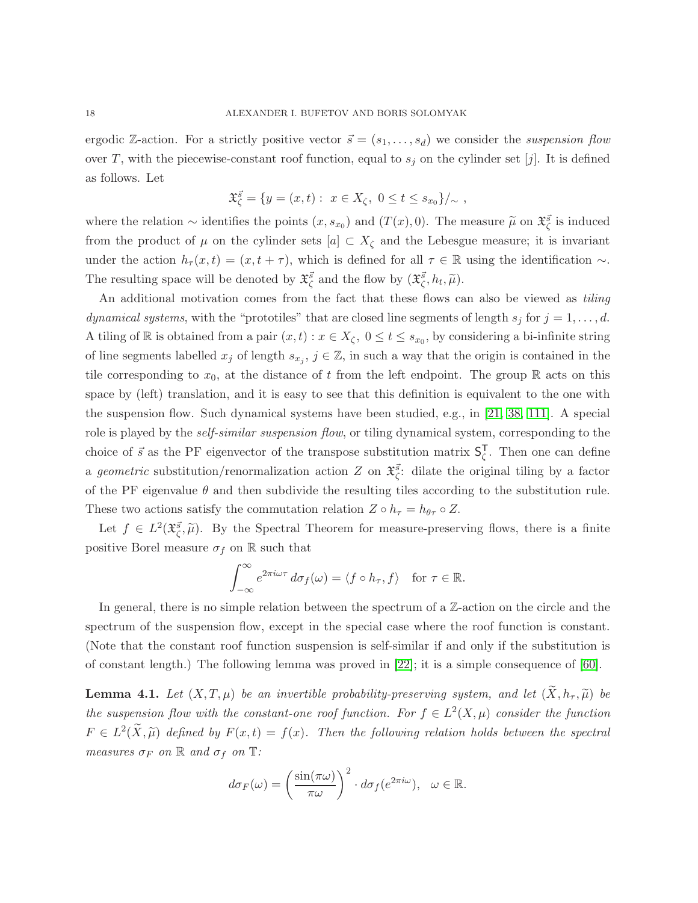ergodic $\mathbb{Z}$-action. For a strictly positive vector $\vec{s} = (s_1, \ldots, s_d)$ we consider the *suspension flow* over $T$, with the piecewise-constant roof function, equal to $s_j$ on the cylinder set $[j]$. It is defined as follows. Let

$$\mathfrak{X}_\zeta^{\vec{s}} = \{y = (x,t) : \ x \in X_\zeta, \ 0 \le t \le s_{x_0}\}/\sim \ ,$$

where the relation $\sim$ identifies the points $(x, s_{x_0})$ and $(T(x), 0)$. The measure $\widetilde{\mu}$ on $\mathfrak{X}_\zeta^{\vec{s}}$ is induced from the product of $\mu$ on the cylinder sets $[a] \subset X_\zeta$ and the Lebesgue measure; it is invariant under the action $h_\tau(x,t) = (x, t+\tau)$, which is defined for all $\tau \in \mathbb{R}$ using the identification $\sim$. The resulting space will be denoted by $\mathfrak{X}_\zeta^{\vec{s}}$ and the flow by $(\mathfrak{X}_\zeta^{\vec{s}}, h_t, \widetilde{\mu})$.

An additional motivation comes from the fact that these flows can also be viewed as *tiling dynamical systems*, with the "prototiles" that are closed line segments of length $s_j$ for $j = 1, \ldots, d$. A tiling of $\mathbb{R}$ is obtained from a pair $(x,t) : x \in X_\zeta, \ 0 \le t \le s_{x_0}$, by considering a bi-infinite string of line segments labelled $x_j$ of length $s_{x_j}$, $j \in \mathbb{Z}$, in such a way that the origin is contained in the tile corresponding to $x_0$, at the distance of $t$ from the left endpoint. The group $\mathbb{R}$ acts on this space by (left) translation, and it is easy to see that this definition is equivalent to the one with the suspension flow. Such dynamical systems have been studied, e.g., in [21, 38, 111]. A special role is played by the *self-similar suspension flow*, or tiling dynamical system, corresponding to the choice of $\vec{s}$ as the PF eigenvector of the transpose substitution matrix $\mathsf{S}_\zeta^{\mathsf{T}}$. Then one can define a *geometric* substitution/renormalization action $Z$ on $\mathfrak{X}_\zeta^{\vec{s}}$: dilate the original tiling by a factor of the PF eigenvalue $\theta$ and then subdivide the resulting tiles according to the substitution rule. These two actions satisfy the commutation relation $Z \circ h_\tau = h_{\theta\tau} \circ Z$.

Let $f \in L^2(\mathfrak{X}_\zeta^{\vec{s}}, \widetilde{\mu})$. By the Spectral Theorem for measure-preserving flows, there is a finite positive Borel measure $\sigma_f$ on $\mathbb{R}$ such that

$$\int_{-\infty}^{\infty} e^{2\pi i \omega \tau} \, d\sigma_f(\omega) = \langle f \circ h_\tau, f \rangle \quad \text{for } \tau \in \mathbb{R}.$$

In general, there is no simple relation between the spectrum of a $\mathbb{Z}$-action on the circle and the spectrum of the suspension flow, except in the special case where the roof function is constant. (Note that the constant roof function suspension is self-similar if and only if the substitution is of constant length.) The following lemma was proved in [22]; it is a simple consequence of [60].

**Lemma 4.1.** *Let $(X, T, \mu)$ be an invertible probability-preserving system, and let $(\widetilde{X}, h_\tau, \widetilde{\mu})$ be the suspension flow with the constant-one roof function. For $f \in L^2(X, \mu)$ consider the function $F \in L^2(\widetilde{X}, \widetilde{\mu})$ defined by $F(x,t) = f(x)$. Then the following relation holds between the spectral measures $\sigma_F$ on $\mathbb{R}$ and $\sigma_f$ on $\mathbb{T}$:*

$$d\sigma_F(\omega) = \left( \frac{\sin(\pi\omega)}{\pi\omega} \right)^2 \cdot d\sigma_f(e^{2\pi i \omega}), \quad \omega \in \mathbb{R}.$$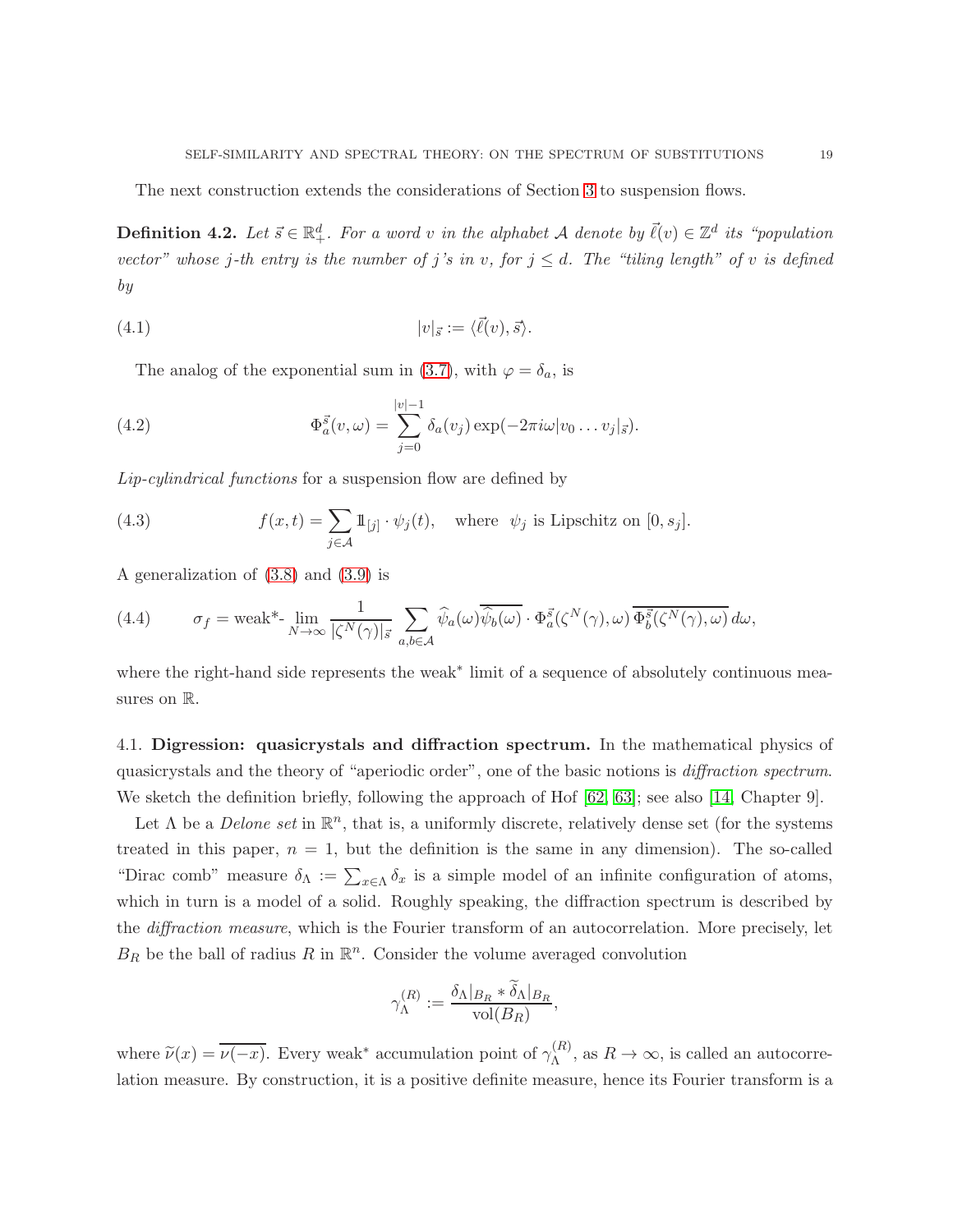The next construction extends the considerations of Section 3 to suspension flows.

**Definition 4.2.** *Let $\vec{s} \in \mathbb{R}^d_+$. For a word $v$ in the alphabet $\mathcal{A}$ denote by $\vec{\ell}(v) \in \mathbb{Z}^d$ its "population vector" whose $j$-th entry is the number of $j$'s in $v$, for $j \le d$. The "tiling length" of $v$ is defined by*

$$|v|_{\vec{s}} := \langle \vec{\ell}(v), \vec{s} \rangle. \tag{4.1}$$

The analog of the exponential sum in (3.7), with $\varphi = \delta_a$, is

$$\Phi^{\vec{s}}_a(v,\omega) = \sum_{j=0}^{|v|-1} \delta_a(v_j) \exp(-2\pi i \omega |v_0 \dots v_j|_{\vec{s}}). \tag{4.2}$$

*Lip-cylindrical functions* for a suspension flow are defined by

$$f(x,t) = \sum_{j\in\mathcal{A}} 1\!\!1_{[j]} \cdot \psi_j(t), \quad \text{where } \ \psi_j \text{ is Lipschitz on } [0, s_j]. \tag{4.3}$$

A generalization of (3.8) and (3.9) is

$$\sigma_f = \text{weak*-}\lim_{N\to\infty} \frac{1}{|\zeta^N(\gamma)|_{\vec{s}}} \sum_{a,b\in\mathcal{A}} \widehat{\psi}_a(\omega)\overline{\widehat{\psi}_b(\omega)} \cdot \Phi^{\vec{s}}_a(\zeta^N(\gamma),\omega)\, \overline{\Phi^{\vec{s}}_b(\zeta^N(\gamma),\omega)}\, d\omega, \tag{4.4}$$

where the right-hand side represents the weak* limit of a sequence of absolutely continuous measures on $\mathbb{R}$.

## 4.1. Digression: quasicrystals and diffraction spectrum.

In the mathematical physics of quasicrystals and the theory of "aperiodic order", one of the basic notions is *diffraction spectrum*. We sketch the definition briefly, following the approach of Hof [62, 63]; see also [14, Chapter 9].

Let $\Lambda$ be a *Delone set* in $\mathbb{R}^n$, that is, a uniformly discrete, relatively dense set (for the systems treated in this paper, $n = 1$, but the definition is the same in any dimension). The so-called "Dirac comb" measure $\delta_\Lambda := \sum_{x\in\Lambda} \delta_x$ is a simple model of an infinite configuration of atoms, which in turn is a model of a solid. Roughly speaking, the diffraction spectrum is described by the *diffraction measure*, which is the Fourier transform of an autocorrelation. More precisely, let $B_R$ be the ball of radius $R$ in $\mathbb{R}^n$. Consider the volume averaged convolution

$$\gamma^{(R)}_\Lambda := \frac{\delta_\Lambda|_{B_R} * \widetilde{\delta}_\Lambda|_{B_R}}{\text{vol}(B_R)},$$

where $\widetilde{\nu}(x) = \overline{\nu(-x)}$. Every weak* accumulation point of $\gamma^{(R)}_\Lambda$, as $R \to \infty$, is called an autocorrelation measure. By construction, it is a positive definite measure, hence its Fourier transform is a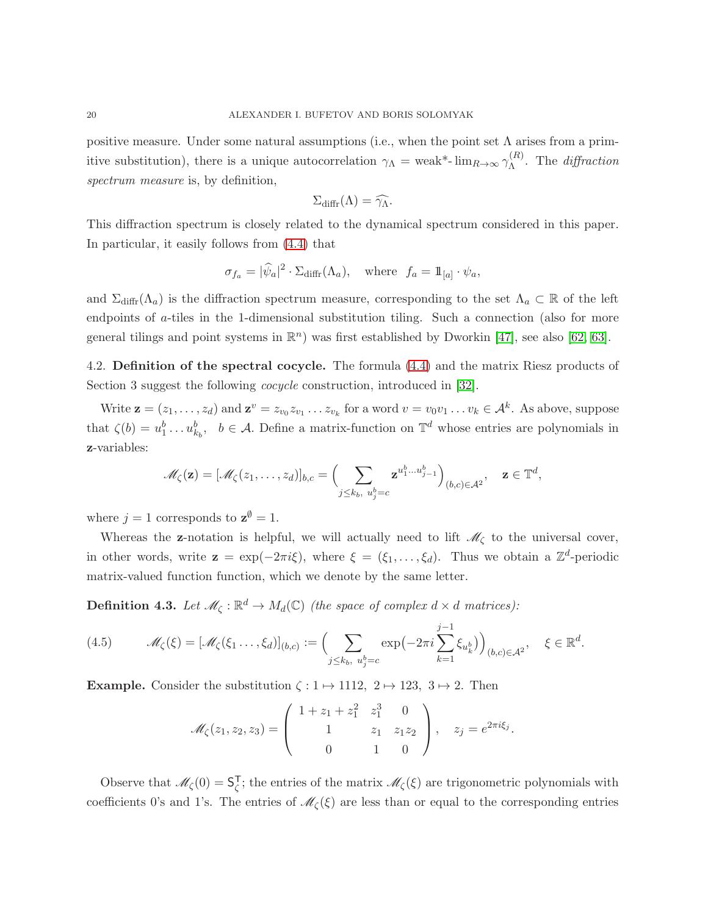positive measure. Under some natural assumptions (i.e., when the point set $\Lambda$ arises from a primitive substitution), there is a unique autocorrelation $\gamma_\Lambda = \text{weak*-}\lim_{R\to\infty} \gamma_\Lambda^{(R)}$. The *diffraction spectrum measure* is, by definition,

$$\Sigma_{\text{diffr}}(\Lambda) = \widehat{\gamma_\Lambda}.$$

This diffraction spectrum is closely related to the dynamical spectrum considered in this paper. In particular, it easily follows from (4.4) that

$$\sigma_{f_a} = |\widehat{\psi}_a|^2 \cdot \Sigma_{\text{diffr}}(\Lambda_a), \quad \text{where} \quad f_a = \mathbb{1}_{[a]} \cdot \psi_a,$$

and $\Sigma_{\text{diffr}}(\Lambda_a)$ is the diffraction spectrum measure, corresponding to the set $\Lambda_a \subset \mathbb{R}$ of the left endpoints of $a$-tiles in the 1-dimensional substitution tiling. Such a connection (also for more general tilings and point systems in $\mathbb{R}^n$) was first established by Dworkin [47], see also [62, 63].

## 4.2. Definition of the spectral cocycle.

The formula (4.4) and the matrix Riesz products of Section 3 suggest the following *cocycle* construction, introduced in [32].

Write $\mathbf{z} = (z_1, \dots, z_d)$ and $\mathbf{z}^v = z_{v_0} z_{v_1} \dots z_{v_k}$ for a word $v = v_0 v_1 \dots v_k \in \mathcal{A}^k$. As above, suppose that $\zeta(b) = u_1^b \dots u_{k_b}^b$, $b \in \mathcal{A}$. Define a matrix-function on $\mathbb{T}^d$ whose entries are polynomials in $\mathbf{z}$-variables:

$$\mathscr{M}_\zeta(\mathbf{z}) = [\mathscr{M}_\zeta(z_1, \dots, z_d)]_{b,c} = \Big( \sum_{j \le k_b,\ u_j^b = c} \mathbf{z}^{u_1^b \dots u_{j-1}^b} \Big)_{(b,c)\in\mathcal{A}^2}, \quad \mathbf{z} \in \mathbb{T}^d,$$

where $j = 1$ corresponds to $\mathbf{z}^\emptyset = 1$.

Whereas the $\mathbf{z}$-notation is helpful, we will actually need to lift $\mathscr{M}_\zeta$ to the universal cover, in other words, write $\mathbf{z} = \exp(-2\pi i \xi)$, where $\xi = (\xi_1, \dots, \xi_d)$. Thus we obtain a $\mathbb{Z}^d$-periodic matrix-valued function function, which we denote by the same letter.

**Definition 4.3.** *Let $\mathscr{M}_\zeta : \mathbb{R}^d \to M_d(\mathbb{C})$ (the space of complex $d \times d$ matrices):*

$$\mathscr{M}_\zeta(\xi) = [\mathscr{M}_\zeta(\xi_1 \dots, \xi_d)]_{(b,c)} := \Big( \sum_{j \le k_b,\ u_j^b = c} \exp\big(-2\pi i \sum_{k=1}^{j-1} \xi_{u_k^b}\big) \Big)_{(b,c)\in\mathcal{A}^2}, \quad \xi \in \mathbb{R}^d. \tag{4.5}$$

**Example.** Consider the substitution $\zeta : 1 \mapsto 1112,\ 2 \mapsto 123,\ 3 \mapsto 2$. Then

$$\mathscr{M}_\zeta(z_1, z_2, z_3) = \begin{pmatrix} 1 + z_1 + z_1^2 & z_1^3 & 0 \\ 1 & z_1 & z_1 z_2 \\ 0 & 1 & 0 \end{pmatrix}, \quad z_j = e^{2\pi i \xi_j}.$$

Observe that $\mathscr{M}_\zeta(0) = \mathsf{S}_\zeta^{\mathsf{T}}$; the entries of the matrix $\mathscr{M}_\zeta(\xi)$ are trigonometric polynomials with coefficients 0's and 1's. The entries of $\mathscr{M}_\zeta(\xi)$ are less than or equal to the corresponding entries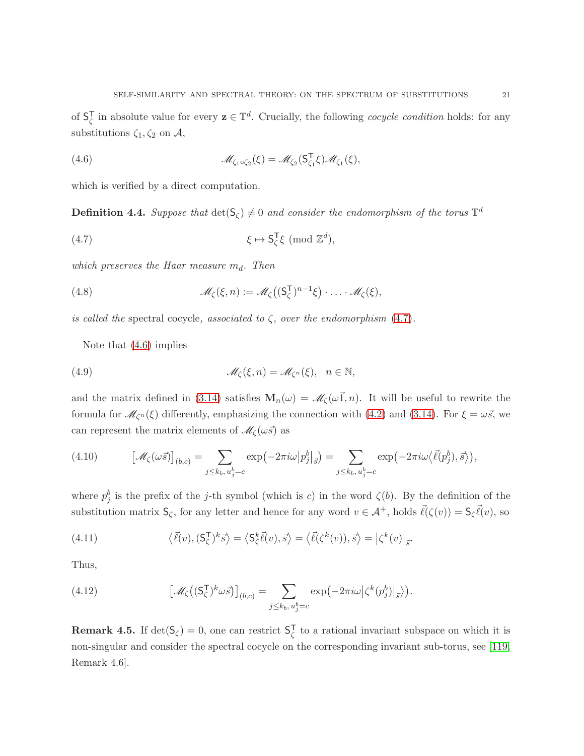of $\mathsf{S}_\zeta^\mathsf{T}$ in absolute value for every $\mathbf{z} \in \mathbb{T}^d$. Crucially, the following *cocycle condition* holds: for any substitutions $\zeta_1, \zeta_2$ on $\mathcal{A}$,

$$\mathscr{M}_{\zeta_1 \circ \zeta_2}(\xi) = \mathscr{M}_{\zeta_2}(\mathsf{S}_{\zeta_1}^\mathsf{T} \xi) \mathscr{M}_{\zeta_1}(\xi), \tag{4.6}$$

which is verified by a direct computation.

**Definition 4.4.** *Suppose that* $\det(\mathsf{S}_\zeta) \neq 0$ *and consider the endomorphism of the torus* $\mathbb{T}^d$

$$\xi \mapsto \mathsf{S}_\zeta^\mathsf{T} \xi \pmod{\mathbb{Z}^d}, \tag{4.7}$$

*which preserves the Haar measure* $m_d$*. Then*

$$\mathscr{M}_\zeta(\xi, n) := \mathscr{M}_\zeta\big((\mathsf{S}_\zeta^\mathsf{T})^{n-1}\xi\big) \cdot \ldots \cdot \mathscr{M}_\zeta(\xi), \tag{4.8}$$

*is called the* spectral cocycle*, associated to* $\zeta$*, over the endomorphism* (4.7).

Note that (4.6) implies

$$\mathscr{M}_\zeta(\xi, n) = \mathscr{M}_{\zeta^n}(\xi), \quad n \in \mathbb{N}, \tag{4.9}$$

and the matrix defined in (3.14) satisfies $\mathbf{M}_n(\omega) = \mathscr{M}_\zeta(\omega\vec{1}, n)$. It will be useful to rewrite the formula for $\mathscr{M}_{\zeta^n}(\xi)$ differently, emphasizing the connection with (4.2) and (3.14). For $\xi = \omega\vec{s}$, we can represent the matrix elements of $\mathscr{M}_\zeta(\omega\vec{s})$ as

$$\big[\mathscr{M}_\zeta(\omega\vec{s})\big]_{(b,c)} = \sum_{j \le k_b,\, u_j^b = c} \exp\big(-2\pi i \omega \big|p_j^b\big|_{\vec{s}}\big) = \sum_{j \le k_b,\, u_j^b = c} \exp\big(-2\pi i \omega \big\langle \vec{\ell}(p_j^b), \vec{s}\big\rangle\big), \tag{4.10}$$

where $p_j^b$ is the prefix of the $j$-th symbol (which is $c$) in the word $\zeta(b)$. By the definition of the substitution matrix $\mathsf{S}_\zeta$, for any letter and hence for any word $v \in \mathcal{A}^+$, holds $\vec{\ell}(\zeta(v)) = \mathsf{S}_\zeta \vec{\ell}(v)$, so

$$\big\langle \vec{\ell}(v), (\mathsf{S}_\zeta^\mathsf{T})^k \vec{s}\big\rangle = \big\langle \mathsf{S}_\zeta^k \vec{\ell}(v), \vec{s}\big\rangle = \big\langle \vec{\ell}(\zeta^k(v)), \vec{s}\big\rangle = \big|\zeta^k(v)\big|_{\vec{s}}. \tag{4.11}$$

Thus,

$$\big[\mathscr{M}_\zeta\big((\mathsf{S}_\zeta^\mathsf{T})^k \omega\vec{s}\big)\big]_{(b,c)} = \sum_{j \le k_b,\, u_j^b = c} \exp\big(-2\pi i \omega \big|\zeta^k(p_j^b)\big|_{\vec{s}}\big). \tag{4.12}$$

**Remark 4.5.** If $\det(\mathsf{S}_\zeta) = 0$, one can restrict $\mathsf{S}_\zeta^\mathsf{T}$ to a rational invariant subspace on which it is non-singular and consider the spectral cocycle on the corresponding invariant sub-torus, see [119, Remark 4.6].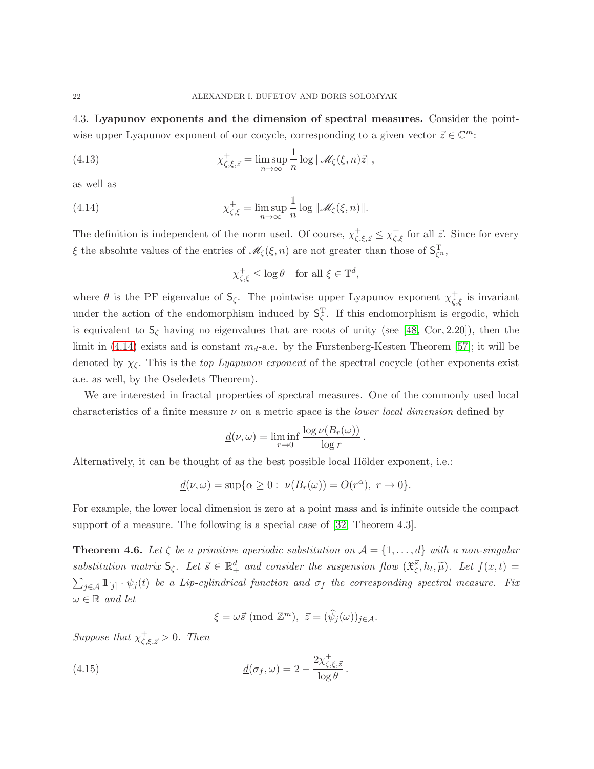### 4.3. Lyapunov exponents and the dimension of spectral measures.

Consider the pointwise upper Lyapunov exponent of our cocycle, corresponding to a given vector $\vec{z} \in \mathbb{C}^m$:

$$\chi^+_{\zeta,\xi,\vec{z}} = \limsup_{n\to\infty} \frac{1}{n} \log \|\mathscr{M}_\zeta(\xi,n)\vec{z}\|, \tag{4.13}$$

as well as

$$\chi^+_{\zeta,\xi} = \limsup_{n\to\infty} \frac{1}{n} \log \|\mathscr{M}_\zeta(\xi,n)\|. \tag{4.14}$$

The definition is independent of the norm used. Of course, $\chi^+_{\zeta,\xi,\vec{z}} \le \chi^+_{\zeta,\xi}$ for all $\vec{z}$. Since for every $\xi$ the absolute values of the entries of $\mathscr{M}_\zeta(\xi,n)$ are not greater than those of $\mathsf{S}^{\mathrm{T}}_{\zeta^n}$,

$$\chi^+_{\zeta,\xi} \le \log\theta \quad \text{for all } \xi \in \mathbb{T}^d,$$

where $\theta$ is the PF eigenvalue of $\mathsf{S}_\zeta$. The pointwise upper Lyapunov exponent $\chi^+_{\zeta,\xi}$ is invariant under the action of the endomorphism induced by $\mathsf{S}^{\mathrm{T}}_\zeta$. If this endomorphism is ergodic, which is equivalent to $\mathsf{S}_\zeta$ having no eigenvalues that are roots of unity (see [48, Cor, 2.20]), then the limit in (4.14) exists and is constant $m_d$-a.e. by the Furstenberg-Kesten Theorem [57]; it will be denoted by $\chi_\zeta$. This is the *top Lyapunov exponent* of the spectral cocycle (other exponents exist a.e. as well, by the Oseledets Theorem).

We are interested in fractal properties of spectral measures. One of the commonly used local characteristics of a finite measure $\nu$ on a metric space is the *lower local dimension* defined by

$$\underline{d}(\nu,\omega) = \liminf_{r\to 0} \frac{\log \nu(B_r(\omega))}{\log r}.$$

Alternatively, it can be thought of as the best possible local Hölder exponent, i.e.:

$$\underline{d}(\nu,\omega) = \sup\{\alpha \ge 0 : \ \nu(B_r(\omega)) = O(r^\alpha),\ r \to 0\}.$$

For example, the lower local dimension is zero at a point mass and is infinite outside the compact support of a measure. The following is a special case of [32, Theorem 4.3].

**Theorem 4.6.** *Let $\zeta$ be a primitive aperiodic substitution on $\mathcal{A} = \{1,\dots,d\}$ with a non-singular substitution matrix $\mathsf{S}_\zeta$. Let $\vec{s} \in \mathbb{R}^d_+$ and consider the suspension flow $(\mathfrak{X}^{\vec{s}}_\zeta, h_t, \widetilde{\mu})$. Let $f(x,t) = \sum_{j\in\mathcal{A}} 1\!\!1_{[j]} \cdot \psi_j(t)$ be a Lip-cylindrical function and $\sigma_f$ the corresponding spectral measure. Fix $\omega \in \mathbb{R}$ and let*

$$\xi = \omega\vec{s} \ (\mathrm{mod}\ \mathbb{Z}^m),\ \ \vec{z} = (\widehat{\psi}_j(\omega))_{j\in\mathcal{A}}.$$

*Suppose that $\chi^+_{\zeta,\xi,\vec{z}} > 0$. Then*

$$\underline{d}(\sigma_f,\omega) = 2 - \frac{2\chi^+_{\zeta,\xi,\vec{z}}}{\log\theta}. \tag{4.15}$$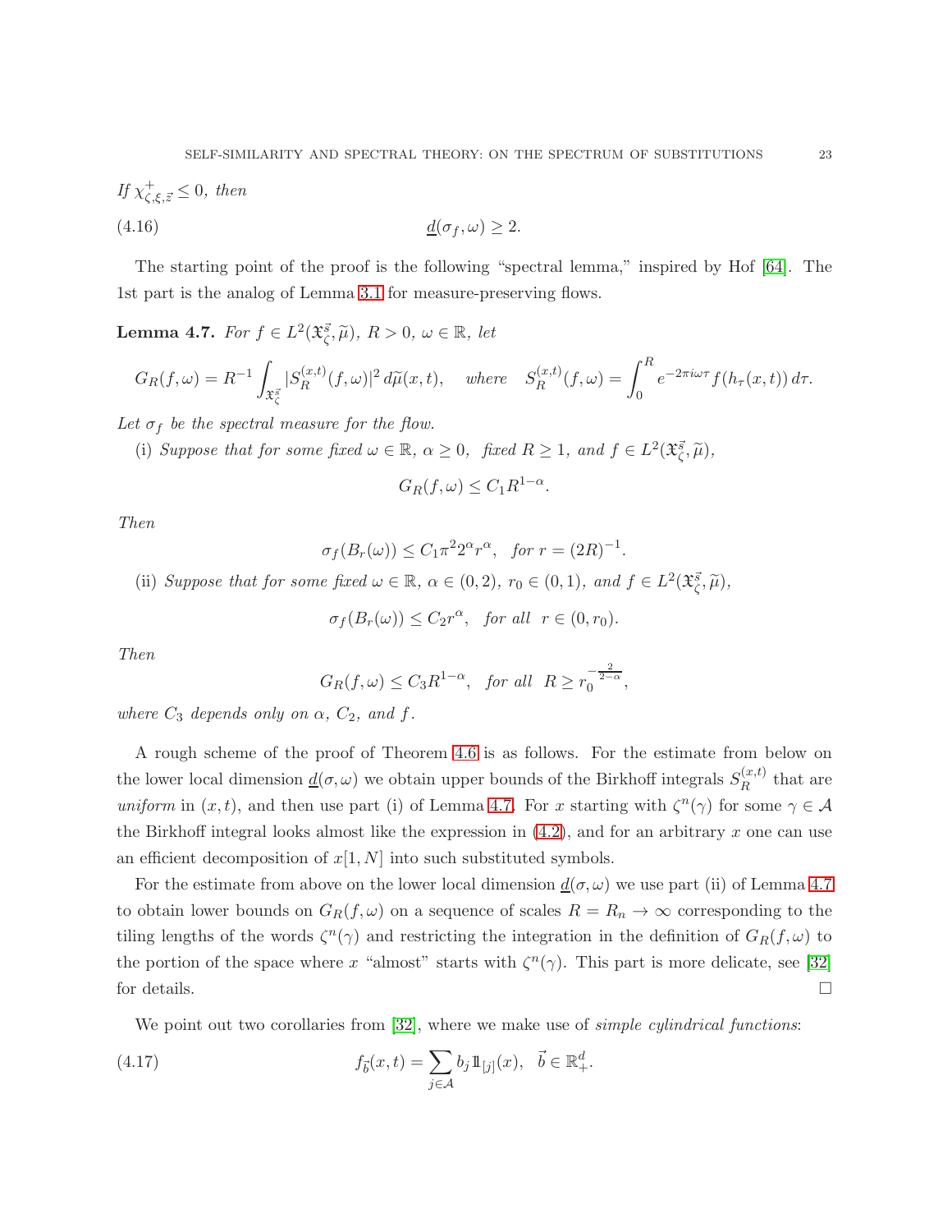*If* $\chi^+_{\zeta,\xi,\vec{z}} \le 0$, *then*

$$\underline{d}(\sigma_f, \omega) \ge 2. \tag{4.16}$$

The starting point of the proof is the following "spectral lemma," inspired by Hof [64]. The 1st part is the analog of Lemma 3.1 for measure-preserving flows.

**Lemma 4.7.** *For* $f \in L^2(\mathfrak{X}^{\vec{s}}_\zeta, \widetilde{\mu})$, $R > 0$, $\omega \in \mathbb{R}$, *let*

$$G_R(f,\omega) = R^{-1} \int_{\mathfrak{X}^{\vec{s}}_\zeta} |S^{(x,t)}_R(f,\omega)|^2 \, d\widetilde{\mu}(x,t), \quad \text{where} \quad S^{(x,t)}_R(f,\omega) = \int_0^R e^{-2\pi i \omega \tau} f(h_\tau(x,t))\, d\tau.$$

*Let* $\sigma_f$ *be the spectral measure for the flow.*

(i) *Suppose that for some fixed* $\omega \in \mathbb{R}$, $\alpha \ge 0$, *fixed* $R \ge 1$, *and* $f \in L^2(\mathfrak{X}^{\vec{s}}_\zeta, \widetilde{\mu})$,

$$G_R(f,\omega) \le C_1 R^{1-\alpha}.$$

*Then*

$$\sigma_f(B_r(\omega)) \le C_1 \pi^2 2^\alpha r^\alpha, \quad \text{for } r = (2R)^{-1}.$$

(ii) *Suppose that for some fixed* $\omega \in \mathbb{R}$, $\alpha \in (0,2)$, $r_0 \in (0,1)$, *and* $f \in L^2(\mathfrak{X}^{\vec{s}}_\zeta, \widetilde{\mu})$,

$$\sigma_f(B_r(\omega)) \le C_2 r^\alpha, \quad \text{for all } \ r \in (0, r_0).$$

*Then*

$$G_R(f,\omega) \le C_3 R^{1-\alpha}, \quad \text{for all } \ R \ge r_0^{-\frac{2}{2-\alpha}},$$

*where* $C_3$ *depends only on* $\alpha$, $C_2$, *and* $f$.

A rough scheme of the proof of Theorem 4.6 is as follows. For the estimate from below on the lower local dimension $\underline{d}(\sigma, \omega)$ we obtain upper bounds of the Birkhoff integrals $S^{(x,t)}_R$ that are *uniform* in $(x,t)$, and then use part (i) of Lemma 4.7. For $x$ starting with $\zeta^n(\gamma)$ for some $\gamma \in \mathcal{A}$ the Birkhoff integral looks almost like the expression in (4.2), and for an arbitrary $x$ one can use an efficient decomposition of $x[1,N]$ into such substituted symbols.

For the estimate from above on the lower local dimension $\underline{d}(\sigma, \omega)$ we use part (ii) of Lemma 4.7 to obtain lower bounds on $G_R(f,\omega)$ on a sequence of scales $R = R_n \to \infty$ corresponding to the tiling lengths of the words $\zeta^n(\gamma)$ and restricting the integration in the definition of $G_R(f,\omega)$ to the portion of the space where $x$ "almost" starts with $\zeta^n(\gamma)$. This part is more delicate, see [32] for details. $\square$

We point out two corollaries from [32], where we make use of *simple cylindrical functions*:

$$f_{\vec{b}}(x,t) = \sum_{j \in \mathcal{A}} b_j 1\!\!1_{[j]}(x), \quad \vec{b} \in \mathbb{R}^d_+. \tag{4.17}$$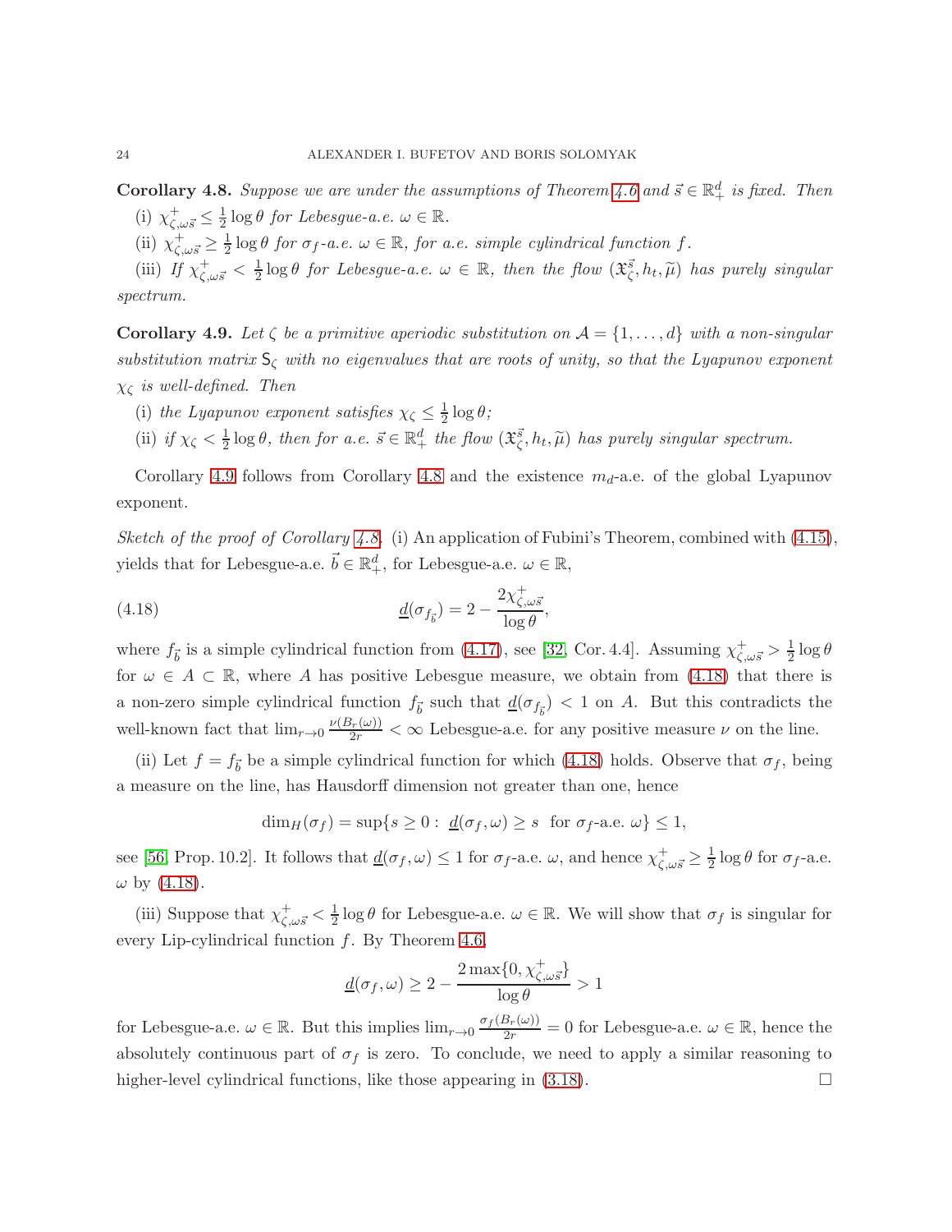**Corollary 4.8.** *Suppose we are under the assumptions of Theorem 4.6 and $\vec{s} \in \mathbb{R}^d_+$ is fixed. Then*

(i) $\chi^+_{\zeta,\omega\vec{s}} \le \frac{1}{2}\log\theta$ *for Lebesgue-a.e.* $\omega \in \mathbb{R}$.

(ii) $\chi^+_{\zeta,\omega\vec{s}} \ge \frac{1}{2}\log\theta$ *for* $\sigma_f$*-a.e.* $\omega \in \mathbb{R}$, *for a.e. simple cylindrical function* $f$.

(iii) *If* $\chi^+_{\zeta,\omega\vec{s}} < \frac{1}{2}\log\theta$ *for Lebesgue-a.e.* $\omega \in \mathbb{R}$, *then the flow* $(\mathfrak{X}^{\vec{s}}_\zeta, h_t, \widetilde{\mu})$ *has purely singular spectrum.*

**Corollary 4.9.** *Let $\zeta$ be a primitive aperiodic substitution on $\mathcal{A} = \{1,\dots,d\}$ with a non-singular substitution matrix $\mathsf{S}_\zeta$ with no eigenvalues that are roots of unity, so that the Lyapunov exponent $\chi_\zeta$ is well-defined. Then*

(i) *the Lyapunov exponent satisfies* $\chi_\zeta \le \frac{1}{2}\log\theta$;

(ii) *if* $\chi_\zeta < \frac{1}{2}\log\theta$, *then for a.e.* $\vec{s} \in \mathbb{R}^d_+$ *the flow* $(\mathfrak{X}^{\vec{s}}_\zeta, h_t, \widetilde{\mu})$ *has purely singular spectrum.*

Corollary 4.9 follows from Corollary 4.8 and the existence $m_d$-a.e. of the global Lyapunov exponent.

*Sketch of the proof of Corollary 4.8.* (i) An application of Fubini's Theorem, combined with (4.15), yields that for Lebesgue-a.e. $\vec{b} \in \mathbb{R}^d_+$, for Lebesgue-a.e. $\omega \in \mathbb{R}$,

$$\underline{d}(\sigma_{f_{\vec{b}}}) = 2 - \frac{2\chi^+_{\zeta,\omega\vec{s}}}{\log\theta}, \tag{4.18}$$

where $f_{\vec{b}}$ is a simple cylindrical function from (4.17), see [32, Cor. 4.4]. Assuming $\chi^+_{\zeta,\omega\vec{s}} > \frac{1}{2}\log\theta$ for $\omega \in A \subset \mathbb{R}$, where $A$ has positive Lebesgue measure, we obtain from (4.18) that there is a non-zero simple cylindrical function $f_{\vec{b}}$ such that $\underline{d}(\sigma_{f_{\vec{b}}}) < 1$ on $A$. But this contradicts the well-known fact that $\lim_{r\to 0}\frac{\nu(B_r(\omega))}{2r} < \infty$ Lebesgue-a.e. for any positive measure $\nu$ on the line.

(ii) Let $f = f_{\vec{b}}$ be a simple cylindrical function for which (4.18) holds. Observe that $\sigma_f$, being a measure on the line, has Hausdorff dimension not greater than one, hence

$$\dim_H(\sigma_f) = \sup\{s \ge 0:\ \underline{d}(\sigma_f,\omega) \ge s \ \text{ for } \sigma_f\text{-a.e. } \omega\} \le 1,$$

see [56, Prop. 10.2]. It follows that $\underline{d}(\sigma_f,\omega) \le 1$ for $\sigma_f$-a.e. $\omega$, and hence $\chi^+_{\zeta,\omega\vec{s}} \ge \frac{1}{2}\log\theta$ for $\sigma_f$-a.e. $\omega$ by (4.18).

(iii) Suppose that $\chi^+_{\zeta,\omega\vec{s}} < \frac{1}{2}\log\theta$ for Lebesgue-a.e. $\omega \in \mathbb{R}$. We will show that $\sigma_f$ is singular for every Lip-cylindrical function $f$. By Theorem 4.6,

$$\underline{d}(\sigma_f,\omega) \ge 2 - \frac{2\max\{0,\chi^+_{\zeta,\omega\vec{s}}\}}{\log\theta} > 1$$

for Lebesgue-a.e. $\omega \in \mathbb{R}$. But this implies $\lim_{r\to 0}\frac{\sigma_f(B_r(\omega))}{2r} = 0$ for Lebesgue-a.e. $\omega \in \mathbb{R}$, hence the absolutely continuous part of $\sigma_f$ is zero. To conclude, we need to apply a similar reasoning to higher-level cylindrical functions, like those appearing in (3.18). $\square$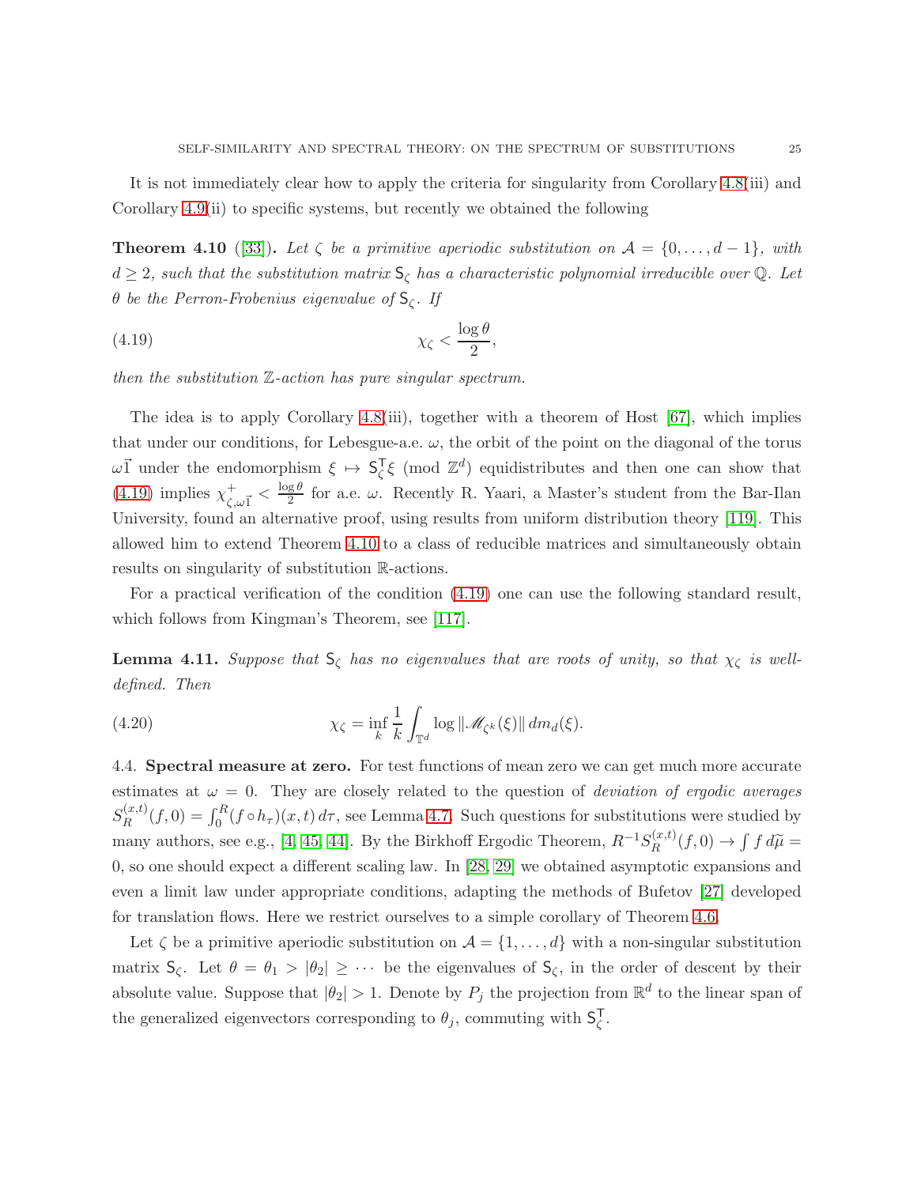It is not immediately clear how to apply the criteria for singularity from Corollary 4.8(iii) and Corollary 4.9(ii) to specific systems, but recently we obtained the following

**Theorem 4.10** ([33]). *Let $\zeta$ be a primitive aperiodic substitution on $\mathcal{A} = \{0, \ldots, d-1\}$, with $d \geq 2$, such that the substitution matrix $\mathsf{S}_\zeta$ has a characteristic polynomial irreducible over $\mathbb{Q}$. Let $\theta$ be the Perron-Frobenius eigenvalue of $\mathsf{S}_\zeta$. If*

$$\chi_\zeta < \frac{\log \theta}{2}, \tag{4.19}$$

*then the substitution $\mathbb{Z}$-action has pure singular spectrum.*

The idea is to apply Corollary 4.8(iii), together with a theorem of Host [67], which implies that under our conditions, for Lebesgue-a.e. $\omega$, the orbit of the point on the diagonal of the torus $\omega\vec{1}$ under the endomorphism $\xi \mapsto \mathsf{S}_\zeta^{\mathsf{T}}\xi \pmod{\mathbb{Z}^d}$ equidistributes and then one can show that (4.19) implies $\chi^+_{\zeta,\omega\vec{1}} < \frac{\log\theta}{2}$ for a.e. $\omega$. Recently R. Yaari, a Master's student from the Bar-Ilan University, found an alternative proof, using results from uniform distribution theory [119]. This allowed him to extend Theorem 4.10 to a class of reducible matrices and simultaneously obtain results on singularity of substitution $\mathbb{R}$-actions.

For a practical verification of the condition (4.19) one can use the following standard result, which follows from Kingman's Theorem, see [117].

**Lemma 4.11.** *Suppose that $\mathsf{S}_\zeta$ has no eigenvalues that are roots of unity, so that $\chi_\zeta$ is well-defined. Then*

$$\chi_\zeta = \inf_k \frac{1}{k} \int_{\mathbb{T}^d} \log \|\mathscr{M}_{\zeta^k}(\xi)\| \, dm_d(\xi). \tag{4.20}$$

## 4.4. Spectral measure at zero.

For test functions of mean zero we can get much more accurate estimates at $\omega = 0$. They are closely related to the question of *deviation of ergodic averages* $S_R^{(x,t)}(f,0) = \int_0^R (f \circ h_\tau)(x,t)\, d\tau$, see Lemma 4.7. Such questions for substitutions were studied by many authors, see e.g., [4, 45, 44]. By the Birkhoff Ergodic Theorem, $R^{-1}S_R^{(x,t)}(f,0) \to \int f\, d\widetilde{\mu} = 0$, so one should expect a different scaling law. In [28, 29] we obtained asymptotic expansions and even a limit law under appropriate conditions, adapting the methods of Bufetov [27] developed for translation flows. Here we restrict ourselves to a simple corollary of Theorem 4.6.

Let $\zeta$ be a primitive aperiodic substitution on $\mathcal{A} = \{1, \ldots, d\}$ with a non-singular substitution matrix $\mathsf{S}_\zeta$. Let $\theta = \theta_1 > |\theta_2| \geq \cdots$ be the eigenvalues of $\mathsf{S}_\zeta$, in the order of descent by their absolute value. Suppose that $|\theta_2| > 1$. Denote by $P_j$ the projection from $\mathbb{R}^d$ to the linear span of the generalized eigenvectors corresponding to $\theta_j$, commuting with $\mathsf{S}_\zeta^{\mathsf{T}}$.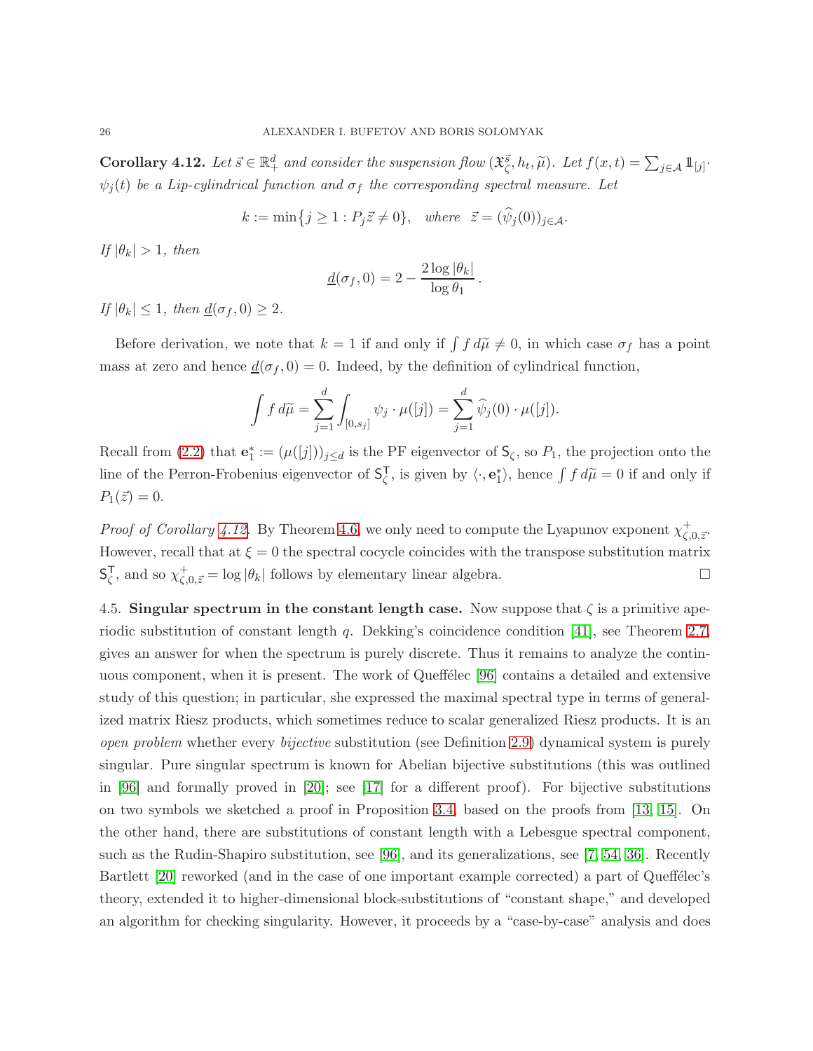**Corollary 4.12.** *Let $\vec{s} \in \mathbb{R}^d_+$ and consider the suspension flow $(\mathfrak{X}^{\vec{s}}_\zeta, h_t, \widetilde{\mu})$. Let $f(x,t) = \sum_{j\in\mathcal{A}} 1\!\!1_{[j]} \cdot \psi_j(t)$ be a Lip-cylindrical function and $\sigma_f$ the corresponding spectral measure. Let*

$$k := \min\{j \geq 1 : P_j \vec{z} \neq 0\}, \quad \textit{where} \quad \vec{z} = (\widehat{\psi}_j(0))_{j\in\mathcal{A}}.$$

*If $|\theta_k| > 1$, then*

$$\underline{d}(\sigma_f, 0) = 2 - \frac{2\log|\theta_k|}{\log\theta_1}.$$

*If $|\theta_k| \leq 1$, then $\underline{d}(\sigma_f, 0) \geq 2$.*

Before derivation, we note that $k = 1$ if and only if $\int f\, d\widetilde{\mu} \neq 0$, in which case $\sigma_f$ has a point mass at zero and hence $\underline{d}(\sigma_f, 0) = 0$. Indeed, by the definition of cylindrical function,

$$\int f\, d\widetilde{\mu} = \sum_{j=1}^{d} \int_{[0,s_j]} \psi_j \cdot \mu([j]) = \sum_{j=1}^{d} \widehat{\psi}_j(0) \cdot \mu([j]).$$

Recall from (2.2) that $\mathbf{e}_1^* := (\mu([j]))_{j\leq d}$ is the PF eigenvector of $\mathsf{S}_\zeta$, so $P_1$, the projection onto the line of the Perron-Frobenius eigenvector of $\mathsf{S}_\zeta^\mathsf{T}$, is given by $\langle \cdot, \mathbf{e}_1^* \rangle$, hence $\int f\, d\widetilde{\mu} = 0$ if and only if $P_1(\vec{z}) = 0$.

*Proof of Corollary 4.12.* By Theorem 4.6, we only need to compute the Lyapunov exponent $\chi^+_{\zeta,0,\vec{z}}$. However, recall that at $\xi = 0$ the spectral cocycle coincides with the transpose substitution matrix $\mathsf{S}_\zeta^\mathsf{T}$, and so $\chi^+_{\zeta,0,\vec{z}} = \log|\theta_k|$ follows by elementary linear algebra. $\square$

4.5. **Singular spectrum in the constant length case.** Now suppose that $\zeta$ is a primitive aperiodic substitution of constant length $q$. Dekking's coincidence condition [41], see Theorem 2.7, gives an answer for when the spectrum is purely discrete. Thus it remains to analyze the continuous component, when it is present. The work of Queffélec [96] contains a detailed and extensive study of this question; in particular, she expressed the maximal spectral type in terms of generalized matrix Riesz products, which sometimes reduce to scalar generalized Riesz products. It is an *open problem* whether every *bijective* substitution (see Definition 2.9) dynamical system is purely singular. Pure singular spectrum is known for Abelian bijective substitutions (this was outlined in [96] and formally proved in [20]; see [17] for a different proof). For bijective substitutions on two symbols we sketched a proof in Proposition 3.4, based on the proofs from [13, 15]. On the other hand, there are substitutions of constant length with a Lebesgue spectral component, such as the Rudin-Shapiro substitution, see [96], and its generalizations, see [7, 54, 36]. Recently Bartlett [20] reworked (and in the case of one important example corrected) a part of Queffélec's theory, extended it to higher-dimensional block-substitutions of "constant shape," and developed an algorithm for checking singularity. However, it proceeds by a "case-by-case" analysis and does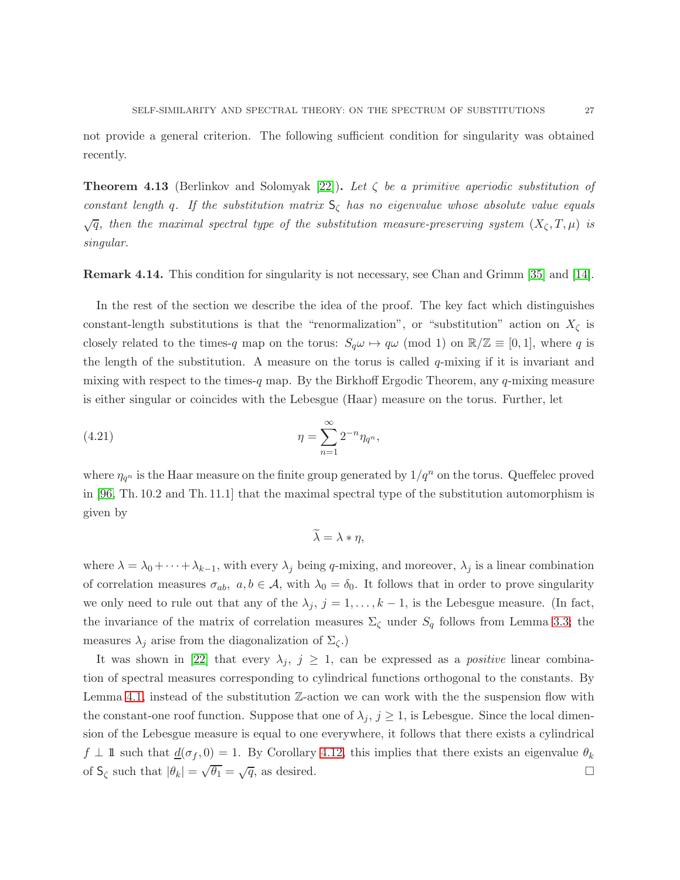not provide a general criterion. The following sufficient condition for singularity was obtained recently.

**Theorem 4.13** (Berlinkov and Solomyak [22])**.** *Let $\zeta$ be a primitive aperiodic substitution of constant length $q$. If the substitution matrix $\mathsf{S}_\zeta$ has no eigenvalue whose absolute value equals $\sqrt{q}$, then the maximal spectral type of the substitution measure-preserving system $(X_\zeta, T, \mu)$ is singular.*

**Remark 4.14.** This condition for singularity is not necessary, see Chan and Grimm [35] and [14].

In the rest of the section we describe the idea of the proof. The key fact which distinguishes constant-length substitutions is that the "renormalization", or "substitution" action on $X_\zeta$ is closely related to the times-$q$ map on the torus: $S_q \omega \mapsto q\omega \pmod 1$ on $\mathbb{R}/\mathbb{Z} \equiv [0,1]$, where $q$ is the length of the substitution. A measure on the torus is called $q$-mixing if it is invariant and mixing with respect to the times-$q$ map. By the Birkhoff Ergodic Theorem, any $q$-mixing measure is either singular or coincides with the Lebesgue (Haar) measure on the torus. Further, let

$$\eta = \sum_{n=1}^{\infty} 2^{-n} \eta_{q^n}, \tag{4.21}$$

where $\eta_{q^n}$ is the Haar measure on the finite group generated by $1/q^n$ on the torus. Queffelec proved in [96, Th. 10.2 and Th. 11.1] that the maximal spectral type of the substitution automorphism is given by

$$\widetilde{\lambda} = \lambda * \eta,$$

where $\lambda = \lambda_0 + \cdots + \lambda_{k-1}$, with every $\lambda_j$ being $q$-mixing, and moreover, $\lambda_j$ is a linear combination of correlation measures $\sigma_{ab},\ a, b \in \mathcal{A}$, with $\lambda_0 = \delta_0$. It follows that in order to prove singularity we only need to rule out that any of the $\lambda_j$, $j = 1, \ldots, k-1$, is the Lebesgue measure. (In fact, the invariance of the matrix of correlation measures $\Sigma_\zeta$ under $S_q$ follows from Lemma 3.3; the measures $\lambda_j$ arise from the diagonalization of $\Sigma_\zeta$.)

It was shown in [22] that every $\lambda_j$, $j \ge 1$, can be expressed as a *positive* linear combination of spectral measures corresponding to cylindrical functions orthogonal to the constants. By Lemma 4.1, instead of the substitution $\mathbb{Z}$-action we can work with the the suspension flow with the constant-one roof function. Suppose that one of $\lambda_j$, $j \ge 1$, is Lebesgue. Since the local dimension of the Lebesgue measure is equal to one everywhere, it follows that there exists a cylindrical $f \perp 1\!\!1$ such that $\underline{d}(\sigma_f, 0) = 1$. By Corollary 4.12, this implies that there exists an eigenvalue $\theta_k$ of $\mathsf{S}_\zeta$ such that $|\theta_k| = \sqrt{\theta_1} = \sqrt{q}$, as desired. $\square$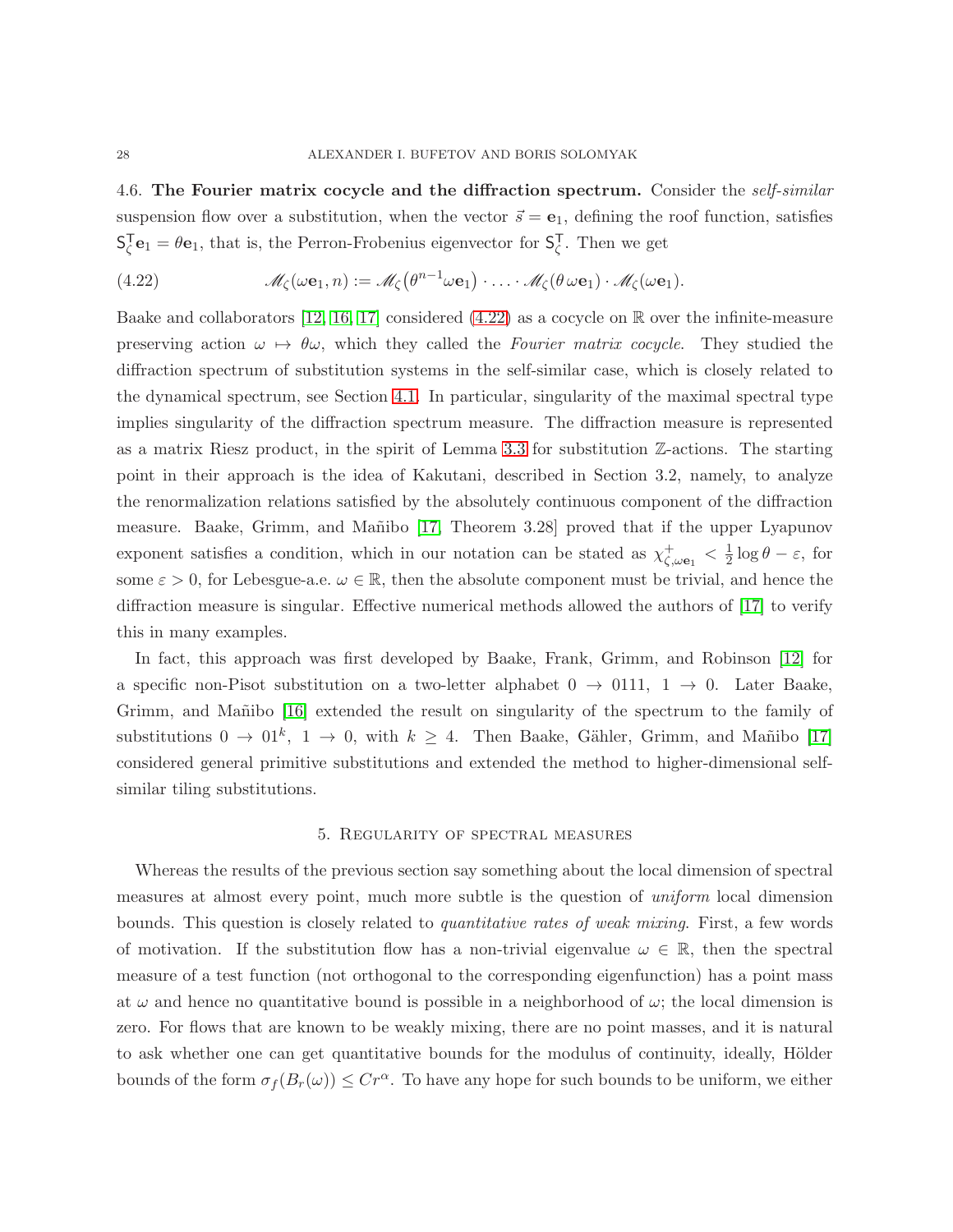**4.6. The Fourier matrix cocycle and the diffraction spectrum.** Consider the *self-similar* suspension flow over a substitution, when the vector $\vec{s} = \mathbf{e}_1$, defining the roof function, satisfies $\mathsf{S}_\zeta^{\mathsf{T}} \mathbf{e}_1 = \theta \mathbf{e}_1$, that is, the Perron-Frobenius eigenvector for $\mathsf{S}_\zeta^{\mathsf{T}}$. Then we get

$$\mathscr{M}_\zeta(\omega \mathbf{e}_1, n) := \mathscr{M}_\zeta\big(\theta^{n-1}\omega \mathbf{e}_1\big) \cdot \ldots \cdot \mathscr{M}_\zeta(\theta\, \omega \mathbf{e}_1) \cdot \mathscr{M}_\zeta(\omega \mathbf{e}_1). \tag{4.22}$$

Baake and collaborators [12, 16, 17] considered (4.22) as a cocycle on $\mathbb{R}$ over the infinite-measure preserving action $\omega \mapsto \theta\omega$, which they called the *Fourier matrix cocycle*. They studied the diffraction spectrum of substitution systems in the self-similar case, which is closely related to the dynamical spectrum, see Section 4.1. In particular, singularity of the maximal spectral type implies singularity of the diffraction spectrum measure. The diffraction measure is represented as a matrix Riesz product, in the spirit of Lemma 3.3 for substitution $\mathbb{Z}$-actions. The starting point in their approach is the idea of Kakutani, described in Section 3.2, namely, to analyze the renormalization relations satisfied by the absolutely continuous component of the diffraction measure. Baake, Grimm, and Mañibo [17, Theorem 3.28] proved that if the upper Lyapunov exponent satisfies a condition, which in our notation can be stated as $\chi^+_{\zeta,\omega\mathbf{e}_1} < \frac{1}{2}\log\theta - \varepsilon$, for some $\varepsilon > 0$, for Lebesgue-a.e. $\omega \in \mathbb{R}$, then the absolute component must be trivial, and hence the diffraction measure is singular. Effective numerical methods allowed the authors of [17] to verify this in many examples.

In fact, this approach was first developed by Baake, Frank, Grimm, and Robinson [12] for a specific non-Pisot substitution on a two-letter alphabet $0 \to 0111$, $1 \to 0$. Later Baake, Grimm, and Mañibo [16] extended the result on singularity of the spectrum to the family of substitutions $0 \to 01^k$, $1 \to 0$, with $k \geq 4$. Then Baake, Gähler, Grimm, and Mañibo [17] considered general primitive substitutions and extended the method to higher-dimensional self-similar tiling substitutions.

## 5. Regularity of spectral measures

Whereas the results of the previous section say something about the local dimension of spectral measures at almost every point, much more subtle is the question of *uniform* local dimension bounds. This question is closely related to *quantitative rates of weak mixing*. First, a few words of motivation. If the substitution flow has a non-trivial eigenvalue $\omega \in \mathbb{R}$, then the spectral measure of a test function (not orthogonal to the corresponding eigenfunction) has a point mass at $\omega$ and hence no quantitative bound is possible in a neighborhood of $\omega$; the local dimension is zero. For flows that are known to be weakly mixing, there are no point masses, and it is natural to ask whether one can get quantitative bounds for the modulus of continuity, ideally, Hölder bounds of the form $\sigma_f(B_r(\omega)) \leq Cr^\alpha$. To have any hope for such bounds to be uniform, we either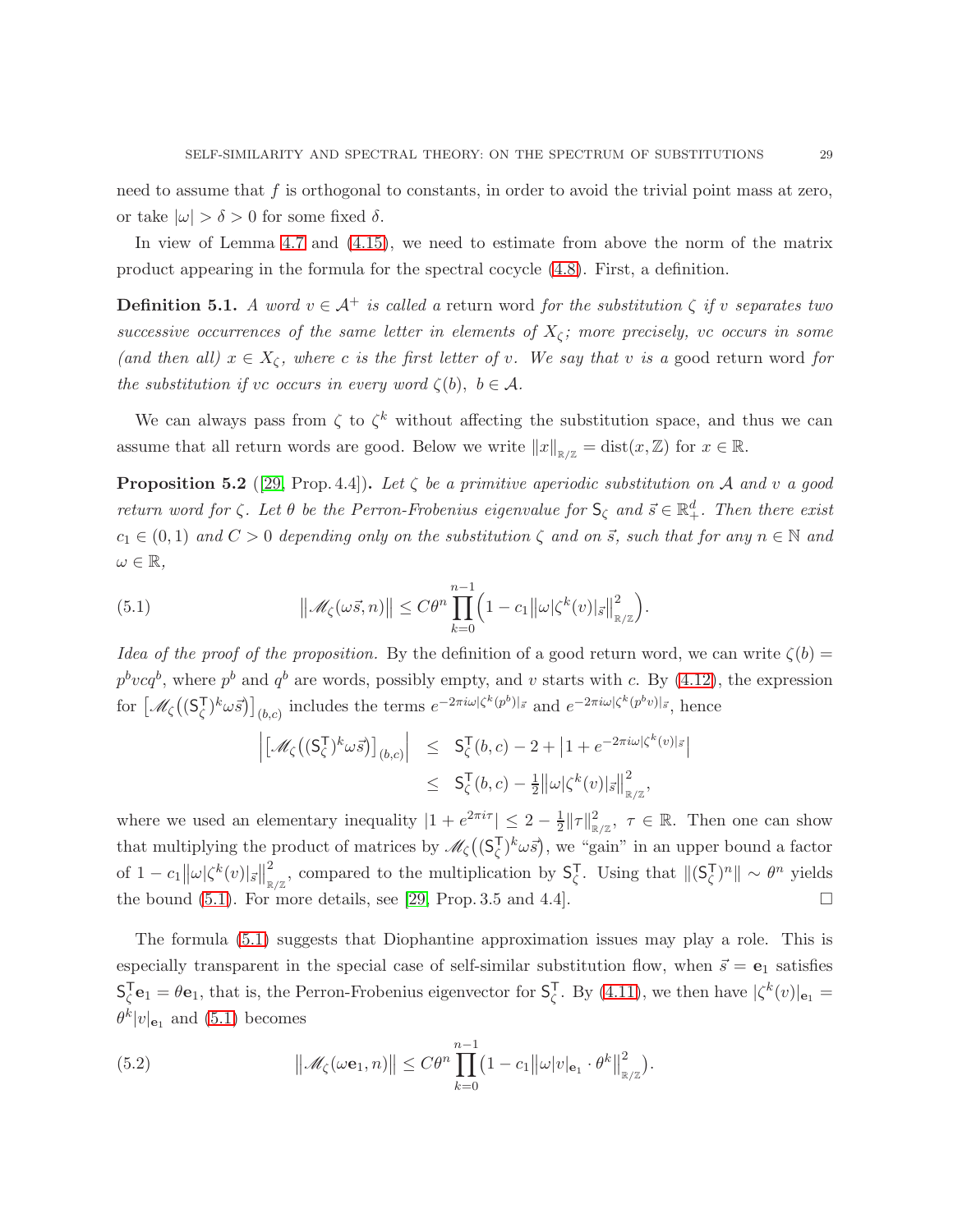need to assume that $f$ is orthogonal to constants, in order to avoid the trivial point mass at zero, or take $|\omega| > \delta > 0$ for some fixed $\delta$.

In view of Lemma 4.7 and (4.15), we need to estimate from above the norm of the matrix product appearing in the formula for the spectral cocycle (4.8). First, a definition.

**Definition 5.1.** *A word $v \in \mathcal{A}^+$ is called a* return word *for the substitution $\zeta$ if $v$ separates two successive occurrences of the same letter in elements of $X_\zeta$; more precisely, $vc$ occurs in some (and then all) $x \in X_\zeta$, where $c$ is the first letter of $v$. We say that $v$ is a* good return word *for the substitution if $vc$ occurs in every word $\zeta(b)$, $b \in \mathcal{A}$.*

We can always pass from $\zeta$ to $\zeta^k$ without affecting the substitution space, and thus we can assume that all return words are good. Below we write $\|x\|_{\mathbb{R}/\mathbb{Z}} = \mathrm{dist}(x, \mathbb{Z})$ for $x \in \mathbb{R}$.

**Proposition 5.2** ([29, Prop. 4.4])**.** *Let $\zeta$ be a primitive aperiodic substitution on $\mathcal{A}$ and $v$ a good return word for $\zeta$. Let $\theta$ be the Perron-Frobenius eigenvalue for $\mathsf{S}_\zeta$ and $\vec{s} \in \mathbb{R}^d_+$. Then there exist $c_1 \in (0,1)$ and $C > 0$ depending only on the substitution $\zeta$ and on $\vec{s}$, such that for any $n \in \mathbb{N}$ and $\omega \in \mathbb{R}$,*

$$\big\|\mathscr{M}_\zeta(\omega\vec{s}, n)\big\| \le C\theta^n \prod_{k=0}^{n-1}\Big(1 - c_1\big\|\omega|\zeta^k(v)|_{\vec{s}}\big\|^2_{\mathbb{R}/\mathbb{Z}}\Big). \tag{5.1}$$

*Idea of the proof of the proposition.* By the definition of a good return word, we can write $\zeta(b) = p^b v c q^b$, where $p^b$ and $q^b$ are words, possibly empty, and $v$ starts with $c$. By (4.12), the expression for $\big[\mathscr{M}_\zeta\big((\mathsf{S}_\zeta^\mathsf{T})^k\omega\vec{s}\big)\big]_{(b,c)}$ includes the terms $e^{-2\pi i\omega|\zeta^k(p^b)|_{\vec{s}}}$ and $e^{-2\pi i\omega|\zeta^k(p^b v)|_{\vec{s}}}$, hence

$$\begin{aligned}
\Big|\big[\mathscr{M}_\zeta\big((\mathsf{S}_\zeta^\mathsf{T})^k\omega\vec{s}\big)\big]_{(b,c)}\Big| &\le \mathsf{S}_\zeta^\mathsf{T}(b,c) - 2 + \big|1 + e^{-2\pi i\omega|\zeta^k(v)|_{\vec{s}}}\big| \\
&\le \mathsf{S}_\zeta^\mathsf{T}(b,c) - \tfrac{1}{2}\big\|\omega|\zeta^k(v)|_{\vec{s}}\big\|^2_{\mathbb{R}/\mathbb{Z}},
\end{aligned}$$

where we used an elementary inequality $|1 + e^{2\pi i\tau}| \le 2 - \frac{1}{2}\|\tau\|^2_{\mathbb{R}/\mathbb{Z}}$, $\tau \in \mathbb{R}$. Then one can show that multiplying the product of matrices by $\mathscr{M}_\zeta\big((\mathsf{S}_\zeta^\mathsf{T})^k\omega\vec{s}\big)$, we "gain" in an upper bound a factor of $1 - c_1\big\|\omega|\zeta^k(v)|_{\vec{s}}\big\|^2_{\mathbb{R}/\mathbb{Z}}$, compared to the multiplication by $\mathsf{S}_\zeta^\mathsf{T}$. Using that $\|(\mathsf{S}_\zeta^\mathsf{T})^n\| \sim \theta^n$ yields the bound (5.1). For more details, see [29, Prop. 3.5 and 4.4]. □

The formula (5.1) suggests that Diophantine approximation issues may play a role. This is especially transparent in the special case of self-similar substitution flow, when $\vec{s} = \mathbf{e}_1$ satisfies $\mathsf{S}_\zeta^\mathsf{T}\mathbf{e}_1 = \theta\mathbf{e}_1$, that is, the Perron-Frobenius eigenvector for $\mathsf{S}_\zeta^\mathsf{T}$. By (4.11), we then have $|\zeta^k(v)|_{\mathbf{e}_1} = \theta^k|v|_{\mathbf{e}_1}$ and (5.1) becomes

$$\big\|\mathscr{M}_\zeta(\omega\mathbf{e}_1, n)\big\| \le C\theta^n \prod_{k=0}^{n-1}\big(1 - c_1\big\|\omega|v|_{\mathbf{e}_1}\cdot\theta^k\big\|^2_{\mathbb{R}/\mathbb{Z}}\big). \tag{5.2}$$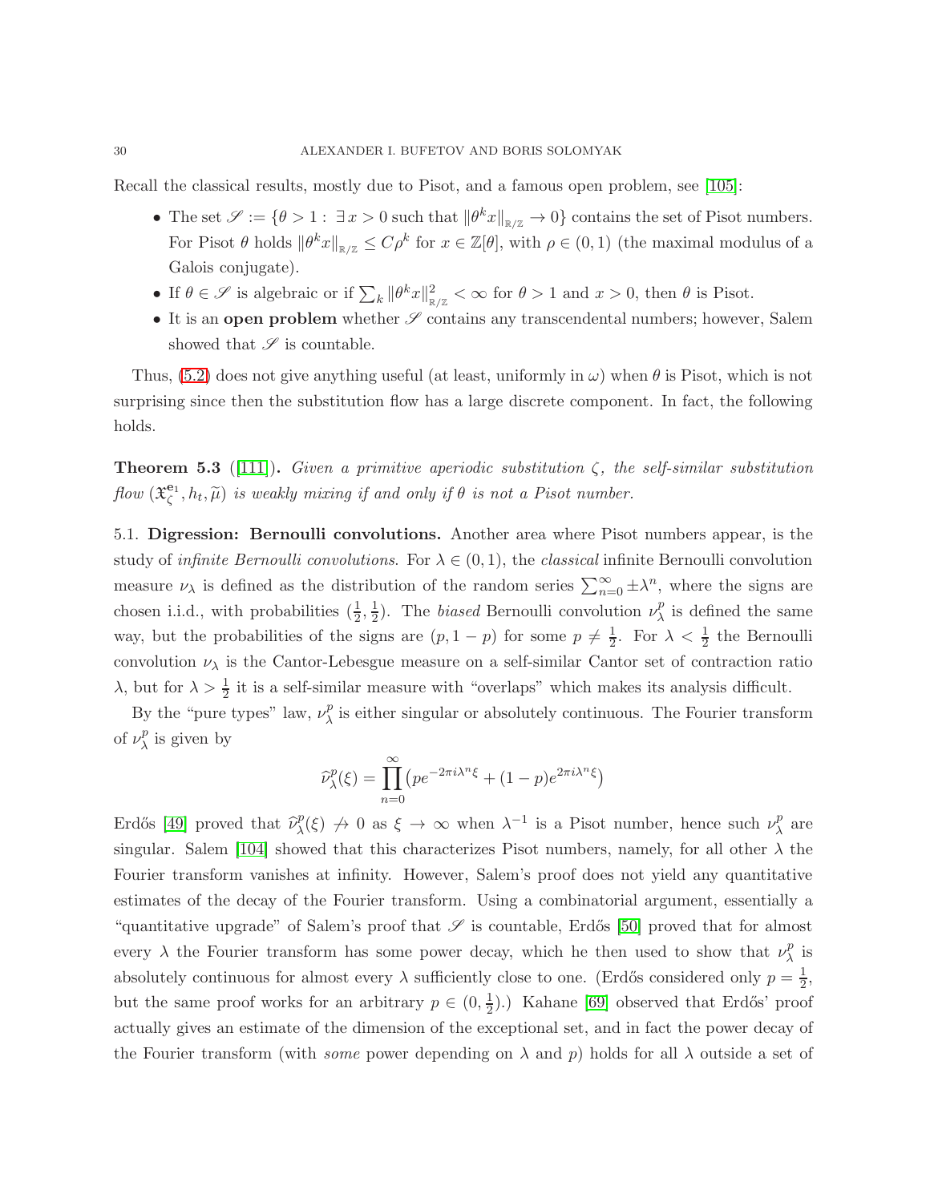Recall the classical results, mostly due to Pisot, and a famous open problem, see [105]:

- The set $\mathscr{S} := \{\theta > 1 : \exists x > 0 \text{ such that } \|\theta^k x\|_{\mathbb{R}/\mathbb{Z}} \to 0\}$ contains the set of Pisot numbers. For Pisot $\theta$ holds $\|\theta^k x\|_{\mathbb{R}/\mathbb{Z}} \le C\rho^k$ for $x \in \mathbb{Z}[\theta]$, with $\rho \in (0,1)$ (the maximal modulus of a Galois conjugate).
- If $\theta \in \mathscr{S}$ is algebraic or if $\sum_k \|\theta^k x\|^2_{\mathbb{R}/\mathbb{Z}} < \infty$ for $\theta > 1$ and $x > 0$, then $\theta$ is Pisot.
- It is an **open problem** whether $\mathscr{S}$ contains any transcendental numbers; however, Salem showed that $\mathscr{S}$ is countable.

Thus, (5.2) does not give anything useful (at least, uniformly in $\omega$) when $\theta$ is Pisot, which is not surprising since then the substitution flow has a large discrete component. In fact, the following holds.

**Theorem 5.3** ([111]). *Given a primitive aperiodic substitution $\zeta$, the self-similar substitution flow $(\mathfrak{X}_\zeta^{\mathbf{e}_1}, h_t, \widetilde{\mu})$ is weakly mixing if and only if $\theta$ is not a Pisot number.*

5.1. **Digression: Bernoulli convolutions.** Another area where Pisot numbers appear, is the study of *infinite Bernoulli convolutions*. For $\lambda \in (0,1)$, the *classical* infinite Bernoulli convolution measure $\nu_\lambda$ is defined as the distribution of the random series $\sum_{n=0}^\infty \pm\lambda^n$, where the signs are chosen i.i.d., with probabilities $(\frac{1}{2}, \frac{1}{2})$. The *biased* Bernoulli convolution $\nu_\lambda^p$ is defined the same way, but the probabilities of the signs are $(p, 1-p)$ for some $p \ne \frac{1}{2}$. For $\lambda < \frac{1}{2}$ the Bernoulli convolution $\nu_\lambda$ is the Cantor-Lebesgue measure on a self-similar Cantor set of contraction ratio $\lambda$, but for $\lambda > \frac{1}{2}$ it is a self-similar measure with "overlaps" which makes its analysis difficult.

By the "pure types" law, $\nu_\lambda^p$ is either singular or absolutely continuous. The Fourier transform of $\nu_\lambda^p$ is given by

$$\widehat{\nu}_\lambda^p(\xi) = \prod_{n=0}^\infty \left(pe^{-2\pi i\lambda^n\xi} + (1-p)e^{2\pi i\lambda^n\xi}\right)$$

Erdős [49] proved that $\widehat{\nu}_\lambda^p(\xi) \not\to 0$ as $\xi \to \infty$ when $\lambda^{-1}$ is a Pisot number, hence such $\nu_\lambda^p$ are singular. Salem [104] showed that this characterizes Pisot numbers, namely, for all other $\lambda$ the Fourier transform vanishes at infinity. However, Salem's proof does not yield any quantitative estimates of the decay of the Fourier transform. Using a combinatorial argument, essentially a "quantitative upgrade" of Salem's proof that $\mathscr{S}$ is countable, Erdős [50] proved that for almost every $\lambda$ the Fourier transform has some power decay, which he then used to show that $\nu_\lambda^p$ is absolutely continuous for almost every $\lambda$ sufficiently close to one. (Erdős considered only $p = \frac{1}{2}$, but the same proof works for an arbitrary $p \in (0, \frac{1}{2})$.) Kahane [69] observed that Erdős' proof actually gives an estimate of the dimension of the exceptional set, and in fact the power decay of the Fourier transform (with *some* power depending on $\lambda$ and $p$) holds for all $\lambda$ outside a set of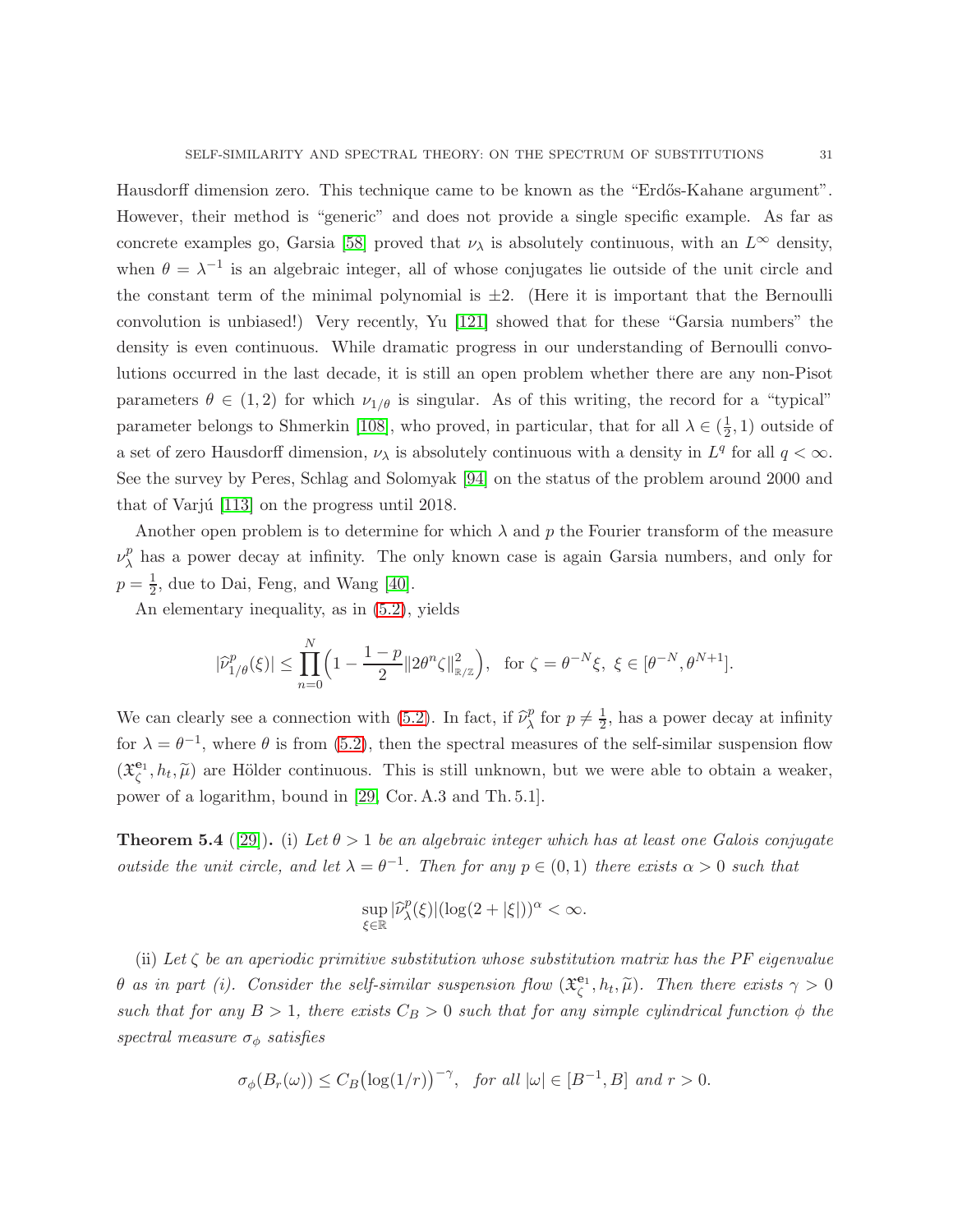Hausdorff dimension zero. This technique came to be known as the "Erdős-Kahane argument". However, their method is "generic" and does not provide a single specific example. As far as concrete examples go, Garsia [58] proved that $\nu_\lambda$ is absolutely continuous, with an $L^\infty$ density, when $\theta = \lambda^{-1}$ is an algebraic integer, all of whose conjugates lie outside of the unit circle and the constant term of the minimal polynomial is $\pm 2$. (Here it is important that the Bernoulli convolution is unbiased!) Very recently, Yu [121] showed that for these "Garsia numbers" the density is even continuous. While dramatic progress in our understanding of Bernoulli convolutions occurred in the last decade, it is still an open problem whether there are any non-Pisot parameters $\theta \in (1, 2)$ for which $\nu_{1/\theta}$ is singular. As of this writing, the record for a "typical" parameter belongs to Shmerkin [108], who proved, in particular, that for all $\lambda \in (\frac{1}{2}, 1)$ outside of a set of zero Hausdorff dimension, $\nu_\lambda$ is absolutely continuous with a density in $L^q$ for all $q < \infty$. See the survey by Peres, Schlag and Solomyak [94] on the status of the problem around 2000 and that of Varjú [113] on the progress until 2018.

Another open problem is to determine for which $\lambda$ and $p$ the Fourier transform of the measure $\nu_\lambda^p$ has a power decay at infinity. The only known case is again Garsia numbers, and only for $p = \frac{1}{2}$, due to Dai, Feng, and Wang [40].

An elementary inequality, as in (5.2), yields

$$|\widehat{\nu}^p_{1/\theta}(\xi)| \le \prod_{n=0}^{N} \Big(1 - \frac{1-p}{2} \|2\theta^n \zeta\|^2_{\mathbb{R}/\mathbb{Z}}\Big), \quad \text{for } \zeta = \theta^{-N}\xi,\ \xi \in [\theta^{-N}, \theta^{N+1}].$$

We can clearly see a connection with (5.2). In fact, if $\widehat{\nu}^p_\lambda$ for $p \neq \frac{1}{2}$, has a power decay at infinity for $\lambda = \theta^{-1}$, where $\theta$ is from (5.2), then the spectral measures of the self-similar suspension flow $(\mathfrak{X}^{\mathbf{e}_1}_\zeta, h_t, \widetilde{\mu})$ are Hölder continuous. This is still unknown, but we were able to obtain a weaker, power of a logarithm, bound in [29, Cor. A.3 and Th. 5.1].

**Theorem 5.4** ([29]). (i) *Let $\theta > 1$ be an algebraic integer which has at least one Galois conjugate outside the unit circle, and let $\lambda = \theta^{-1}$. Then for any $p \in (0, 1)$ there exists $\alpha > 0$ such that*

$$\sup_{\xi \in \mathbb{R}} |\widehat{\nu}^p_\lambda(\xi)| (\log(2 + |\xi|))^\alpha < \infty.$$

(ii) *Let $\zeta$ be an aperiodic primitive substitution whose substitution matrix has the PF eigenvalue $\theta$ as in part (i). Consider the self-similar suspension flow $(\mathfrak{X}^{\mathbf{e}_1}_\zeta, h_t, \widetilde{\mu})$. Then there exists $\gamma > 0$ such that for any $B > 1$, there exists $C_B > 0$ such that for any simple cylindrical function $\phi$ the spectral measure $\sigma_\phi$ satisfies*

$$\sigma_\phi(B_r(\omega)) \le C_B \big(\log(1/r)\big)^{-\gamma}, \quad \textit{for all } |\omega| \in [B^{-1}, B] \textit{ and } r > 0.$$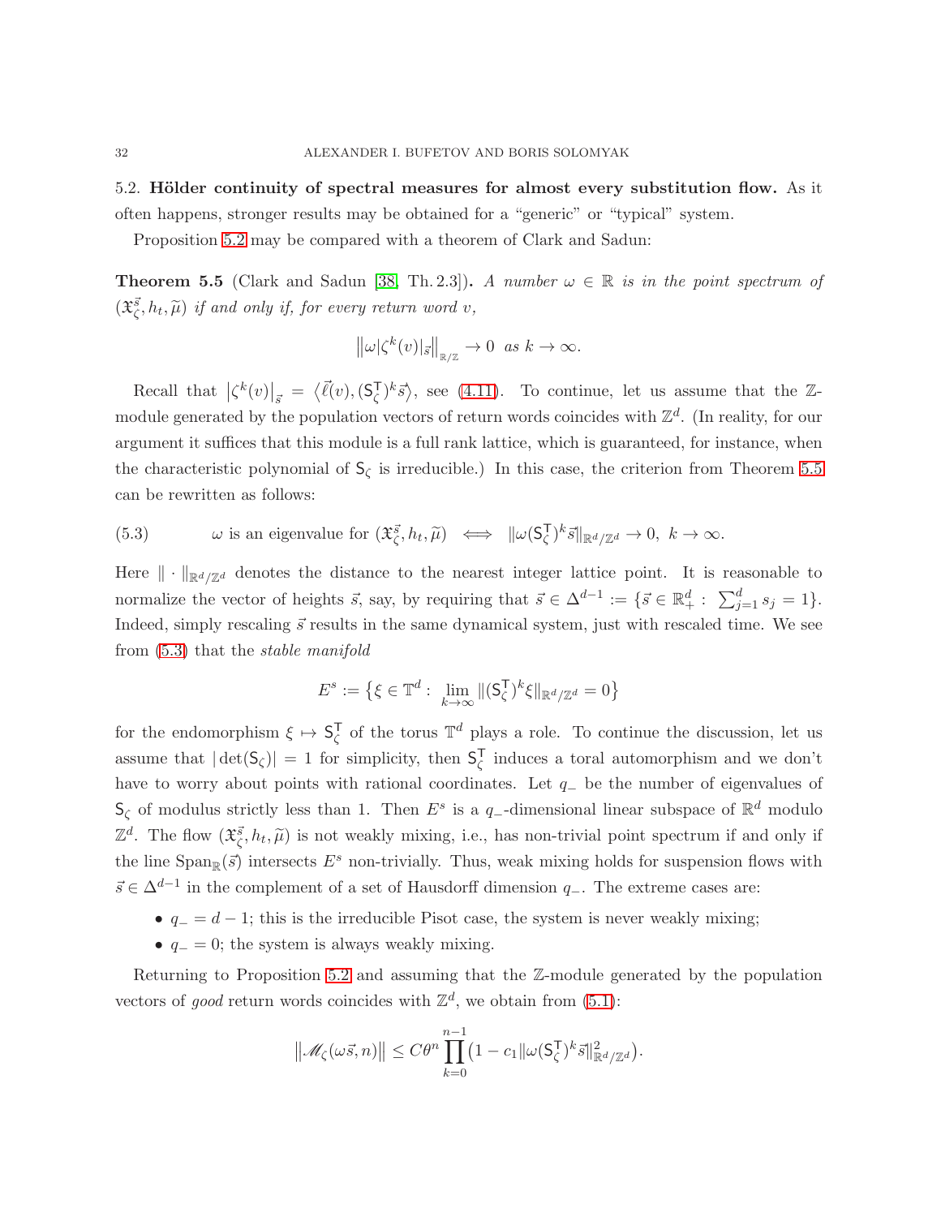### 5.2. Hölder continuity of spectral measures for almost every substitution flow.

As it often happens, stronger results may be obtained for a "generic" or "typical" system.

Proposition 5.2 may be compared with a theorem of Clark and Sadun:

**Theorem 5.5** (Clark and Sadun [38, Th. 2.3]). *A number $\omega \in \mathbb{R}$ is in the point spectrum of $(\mathfrak{X}_\zeta^{\vec{s}}, h_t, \widetilde{\mu})$ if and only if, for every return word $v$,*

$$\left\|\omega|\zeta^k(v)|_{\vec{s}}\right\|_{\mathbb{R}/\mathbb{Z}} \to 0 \ \text{ as } k \to \infty.$$

Recall that $\left|\zeta^k(v)\right|_{\vec{s}} = \langle \vec{\ell}(v), (\mathsf{S}_\zeta^\mathsf{T})^k \vec{s}\rangle$, see (4.11). To continue, let us assume that the $\mathbb{Z}$-module generated by the population vectors of return words coincides with $\mathbb{Z}^d$. (In reality, for our argument it suffices that this module is a full rank lattice, which is guaranteed, for instance, when the characteristic polynomial of $\mathsf{S}_\zeta$ is irreducible.) In this case, the criterion from Theorem 5.5 can be rewritten as follows:

$$\omega \text{ is an eigenvalue for } (\mathfrak{X}_\zeta^{\vec{s}}, h_t, \widetilde{\mu}) \iff \|\omega(\mathsf{S}_\zeta^\mathsf{T})^k \vec{s}\|_{\mathbb{R}^d/\mathbb{Z}^d} \to 0, \ k \to \infty. \tag{5.3}$$

Here $\|\cdot\|_{\mathbb{R}^d/\mathbb{Z}^d}$ denotes the distance to the nearest integer lattice point. It is reasonable to normalize the vector of heights $\vec{s}$, say, by requiring that $\vec{s} \in \Delta^{d-1} := \{\vec{s} \in \mathbb{R}^d_+ : \sum_{j=1}^d s_j = 1\}$. Indeed, simply rescaling $\vec{s}$ results in the same dynamical system, just with rescaled time. We see from (5.3) that the *stable manifold*

$$E^s := \left\{\xi \in \mathbb{T}^d : \lim_{k\to\infty} \|(\mathsf{S}_\zeta^\mathsf{T})^k \xi\|_{\mathbb{R}^d/\mathbb{Z}^d} = 0\right\}$$

for the endomorphism $\xi \mapsto \mathsf{S}_\zeta^\mathsf{T}$ of the torus $\mathbb{T}^d$ plays a role. To continue the discussion, let us assume that $|\det(\mathsf{S}_\zeta)| = 1$ for simplicity, then $\mathsf{S}_\zeta^\mathsf{T}$ induces a toral automorphism and we don't have to worry about points with rational coordinates. Let $q_-$ be the number of eigenvalues of $\mathsf{S}_\zeta$ of modulus strictly less than 1. Then $E^s$ is a $q_-$-dimensional linear subspace of $\mathbb{R}^d$ modulo $\mathbb{Z}^d$. The flow $(\mathfrak{X}_\zeta^{\vec{s}}, h_t, \widetilde{\mu})$ is not weakly mixing, i.e., has non-trivial point spectrum if and only if the line $\mathrm{Span}_\mathbb{R}(\vec{s})$ intersects $E^s$ non-trivially. Thus, weak mixing holds for suspension flows with $\vec{s} \in \Delta^{d-1}$ in the complement of a set of Hausdorff dimension $q_-$. The extreme cases are:

- $q_- = d - 1$; this is the irreducible Pisot case, the system is never weakly mixing;
- $q_- = 0$; the system is always weakly mixing.

Returning to Proposition 5.2 and assuming that the $\mathbb{Z}$-module generated by the population vectors of *good* return words coincides with $\mathbb{Z}^d$, we obtain from (5.1):

$$\left\|\mathscr{M}_\zeta(\omega\vec{s}, n)\right\| \le C\theta^n \prod_{k=0}^{n-1}\left(1 - c_1\|\omega(\mathsf{S}_\zeta^\mathsf{T})^k \vec{s}\|^2_{\mathbb{R}^d/\mathbb{Z}^d}\right).$$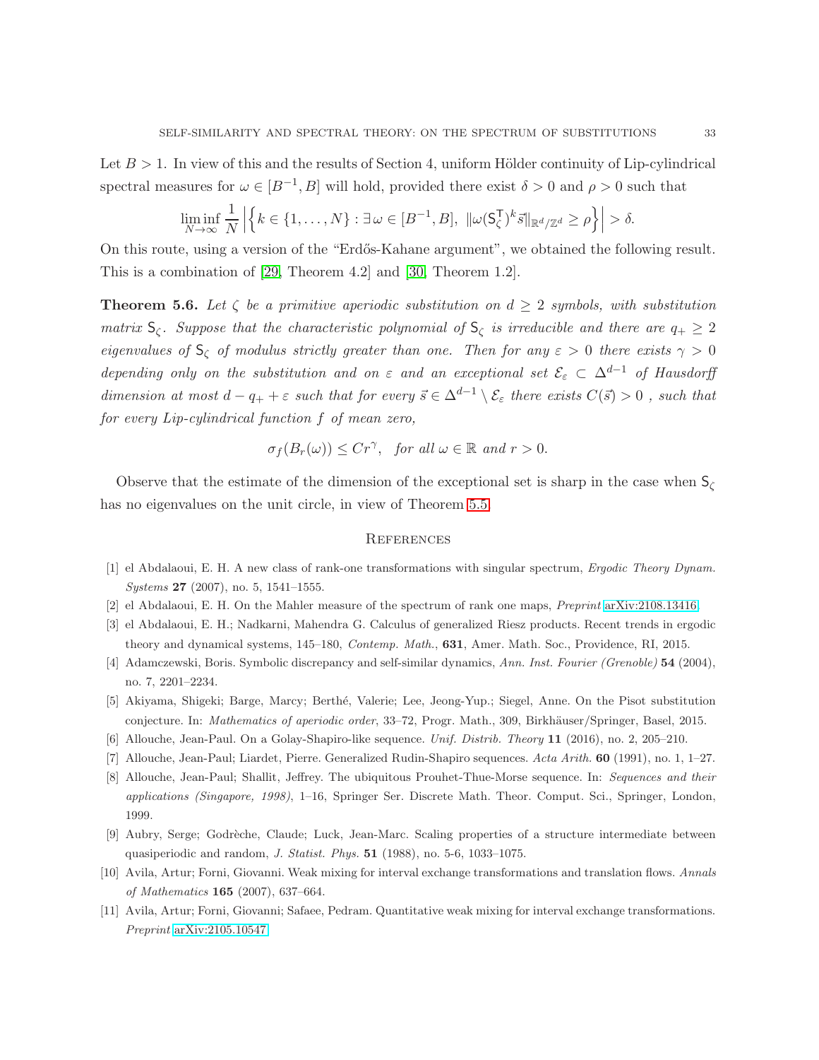Let $B > 1$. In view of this and the results of Section 4, uniform Hölder continuity of Lip-cylindrical spectral measures for $\omega \in [B^{-1}, B]$ will hold, provided there exist $\delta > 0$ and $\rho > 0$ such that

$$\liminf_{N\to\infty} \frac{1}{N} \left| \left\{ k \in \{1, \ldots, N\} : \exists\, \omega \in [B^{-1}, B],\ \|\omega (\mathsf{S}_\zeta^{\mathsf{T}})^k \vec{s}\|_{\mathbb{R}^d/\mathbb{Z}^d} \geq \rho \right\} \right| > \delta.$$

On this route, using a version of the "Erdős-Kahane argument", we obtained the following result. This is a combination of [29, Theorem 4.2] and [30, Theorem 1.2].

**Theorem 5.6.** *Let $\zeta$ be a primitive aperiodic substitution on $d \geq 2$ symbols, with substitution matrix $\mathsf{S}_\zeta$. Suppose that the characteristic polynomial of $\mathsf{S}_\zeta$ is irreducible and there are $q_+ \geq 2$ eigenvalues of $\mathsf{S}_\zeta$ of modulus strictly greater than one. Then for any $\varepsilon > 0$ there exists $\gamma > 0$ depending only on the substitution and on $\varepsilon$ and an exceptional set $\mathcal{E}_\varepsilon \subset \Delta^{d-1}$ of Hausdorff dimension at most $d - q_+ + \varepsilon$ such that for every $\vec{s} \in \Delta^{d-1} \setminus \mathcal{E}_\varepsilon$ there exists $C(\vec{s}) > 0$ , such that for every Lip-cylindrical function $f$ of mean zero,*

$$\sigma_f(B_r(\omega)) \leq C r^\gamma, \quad \textit{for all } \omega \in \mathbb{R} \textit{ and } r > 0.$$

Observe that the estimate of the dimension of the exceptional set is sharp in the case when $\mathsf{S}_\zeta$ has no eigenvalues on the unit circle, in view of Theorem 5.5.

## References

[1] el Abdalaoui, E. H. A new class of rank-one transformations with singular spectrum, *Ergodic Theory Dynam. Systems* **27** (2007), no. 5, 1541–1555.

[2] el Abdalaoui, E. H. On the Mahler measure of the spectrum of rank one maps, *Preprint* arXiv:2108.13416.

[3] el Abdalaoui, E. H.; Nadkarni, Mahendra G. Calculus of generalized Riesz products. Recent trends in ergodic theory and dynamical systems, 145–180, *Contemp. Math.*, **631**, Amer. Math. Soc., Providence, RI, 2015.

[4] Adamczewski, Boris. Symbolic discrepancy and self-similar dynamics, *Ann. Inst. Fourier (Grenoble)* **54** (2004), no. 7, 2201–2234.

[5] Akiyama, Shigeki; Barge, Marcy; Berthé, Valerie; Lee, Jeong-Yup.; Siegel, Anne. On the Pisot substitution conjecture. In: *Mathematics of aperiodic order*, 33–72, Progr. Math., 309, Birkhäuser/Springer, Basel, 2015.

[6] Allouche, Jean-Paul. On a Golay-Shapiro-like sequence. *Unif. Distrib. Theory* **11** (2016), no. 2, 205–210.

[7] Allouche, Jean-Paul; Liardet, Pierre. Generalized Rudin-Shapiro sequences. *Acta Arith.* **60** (1991), no. 1, 1–27.

[8] Allouche, Jean-Paul; Shallit, Jeffrey. The ubiquitous Prouhet-Thue-Morse sequence. In: *Sequences and their applications (Singapore, 1998)*, 1–16, Springer Ser. Discrete Math. Theor. Comput. Sci., Springer, London, 1999.

[9] Aubry, Serge; Godrèche, Claude; Luck, Jean-Marc. Scaling properties of a structure intermediate between quasiperiodic and random, *J. Statist. Phys.* **51** (1988), no. 5-6, 1033–1075.

[10] Avila, Artur; Forni, Giovanni. Weak mixing for interval exchange transformations and translation flows. *Annals of Mathematics* **165** (2007), 637–664.

[11] Avila, Artur; Forni, Giovanni; Safaee, Pedram. Quantitative weak mixing for interval exchange transformations. *Preprint* arXiv:2105.10547.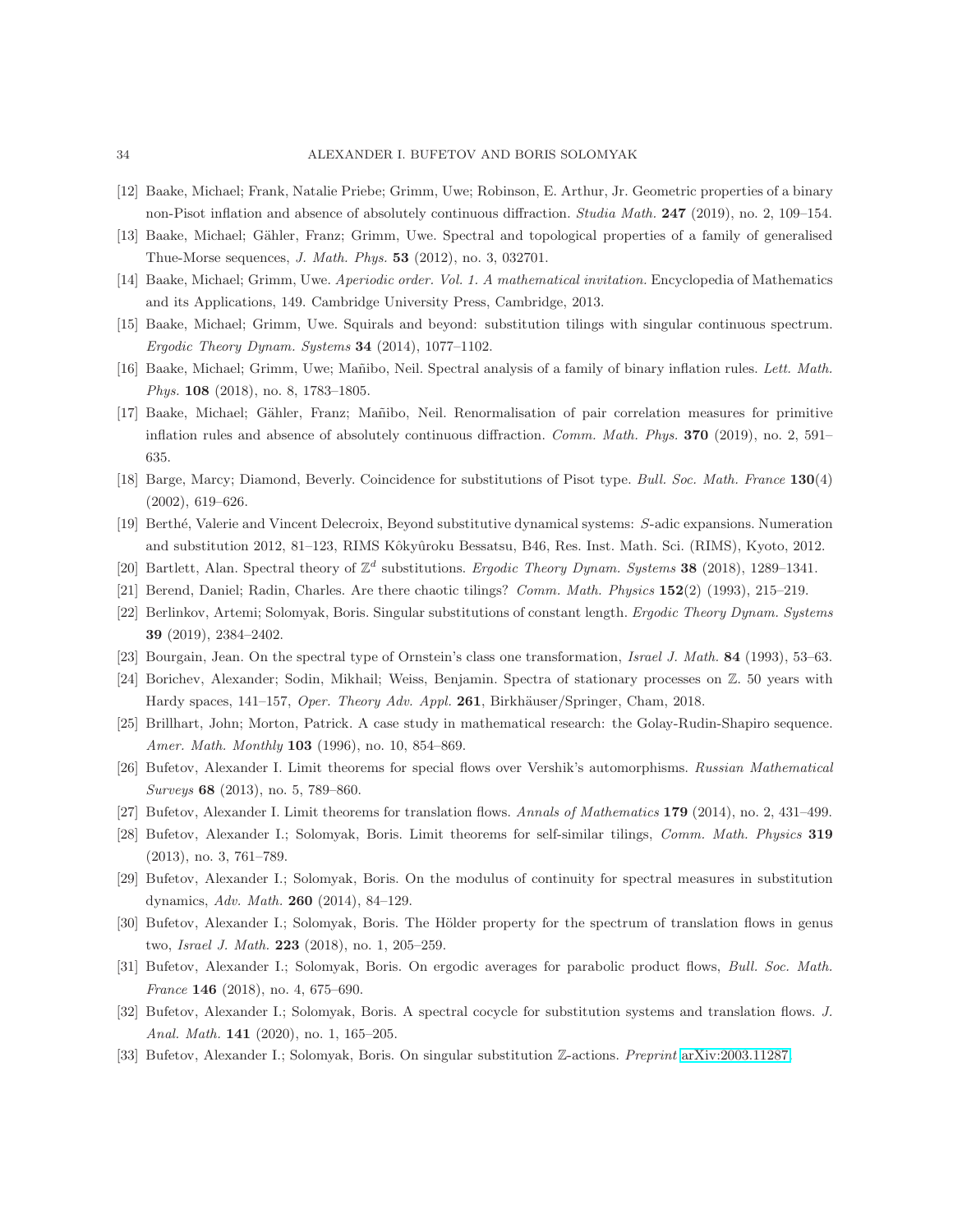[12] Baake, Michael; Frank, Natalie Priebe; Grimm, Uwe; Robinson, E. Arthur, Jr. Geometric properties of a binary non-Pisot inflation and absence of absolutely continuous diffraction. *Studia Math.* **247** (2019), no. 2, 109–154.

[13] Baake, Michael; Gähler, Franz; Grimm, Uwe. Spectral and topological properties of a family of generalised Thue-Morse sequences, *J. Math. Phys.* **53** (2012), no. 3, 032701.

[14] Baake, Michael; Grimm, Uwe. *Aperiodic order. Vol. 1. A mathematical invitation.* Encyclopedia of Mathematics and its Applications, 149. Cambridge University Press, Cambridge, 2013.

[15] Baake, Michael; Grimm, Uwe. Squirals and beyond: substitution tilings with singular continuous spectrum. *Ergodic Theory Dynam. Systems* **34** (2014), 1077–1102.

[16] Baake, Michael; Grimm, Uwe; Mañibo, Neil. Spectral analysis of a family of binary inflation rules. *Lett. Math. Phys.* **108** (2018), no. 8, 1783–1805.

[17] Baake, Michael; Gähler, Franz; Mañibo, Neil. Renormalisation of pair correlation measures for primitive inflation rules and absence of absolutely continuous diffraction. *Comm. Math. Phys.* **370** (2019), no. 2, 591–635.

[18] Barge, Marcy; Diamond, Beverly. Coincidence for substitutions of Pisot type. *Bull. Soc. Math. France* **130**(4) (2002), 619–626.

[19] Berthé, Valerie and Vincent Delecroix, Beyond substitutive dynamical systems: *S*-adic expansions. Numeration and substitution 2012, 81–123, RIMS Kôkyûroku Bessatsu, B46, Res. Inst. Math. Sci. (RIMS), Kyoto, 2012.

[20] Bartlett, Alan. Spectral theory of $\mathbb{Z}^d$ substitutions. *Ergodic Theory Dynam. Systems* **38** (2018), 1289–1341.

[21] Berend, Daniel; Radin, Charles. Are there chaotic tilings? *Comm. Math. Physics* **152**(2) (1993), 215–219.

[22] Berlinkov, Artemi; Solomyak, Boris. Singular substitutions of constant length. *Ergodic Theory Dynam. Systems* **39** (2019), 2384–2402.

[23] Bourgain, Jean. On the spectral type of Ornstein's class one transformation, *Israel J. Math.* **84** (1993), 53–63.

[24] Borichev, Alexander; Sodin, Mikhail; Weiss, Benjamin. Spectra of stationary processes on $\mathbb{Z}$. 50 years with Hardy spaces, 141–157, *Oper. Theory Adv. Appl.* **261**, Birkhäuser/Springer, Cham, 2018.

[25] Brillhart, John; Morton, Patrick. A case study in mathematical research: the Golay-Rudin-Shapiro sequence. *Amer. Math. Monthly* **103** (1996), no. 10, 854–869.

[26] Bufetov, Alexander I. Limit theorems for special flows over Vershik's automorphisms. *Russian Mathematical Surveys* **68** (2013), no. 5, 789–860.

[27] Bufetov, Alexander I. Limit theorems for translation flows. *Annals of Mathematics* **179** (2014), no. 2, 431–499.

[28] Bufetov, Alexander I.; Solomyak, Boris. Limit theorems for self-similar tilings, *Comm. Math. Physics* **319** (2013), no. 3, 761–789.

[29] Bufetov, Alexander I.; Solomyak, Boris. On the modulus of continuity for spectral measures in substitution dynamics, *Adv. Math.* **260** (2014), 84–129.

[30] Bufetov, Alexander I.; Solomyak, Boris. The Hölder property for the spectrum of translation flows in genus two, *Israel J. Math.* **223** (2018), no. 1, 205–259.

[31] Bufetov, Alexander I.; Solomyak, Boris. On ergodic averages for parabolic product flows, *Bull. Soc. Math. France* **146** (2018), no. 4, 675–690.

[32] Bufetov, Alexander I.; Solomyak, Boris. A spectral cocycle for substitution systems and translation flows. *J. Anal. Math.* **141** (2020), no. 1, 165–205.

[33] Bufetov, Alexander I.; Solomyak, Boris. On singular substitution $\mathbb{Z}$-actions. *Preprint* arXiv:2003.11287.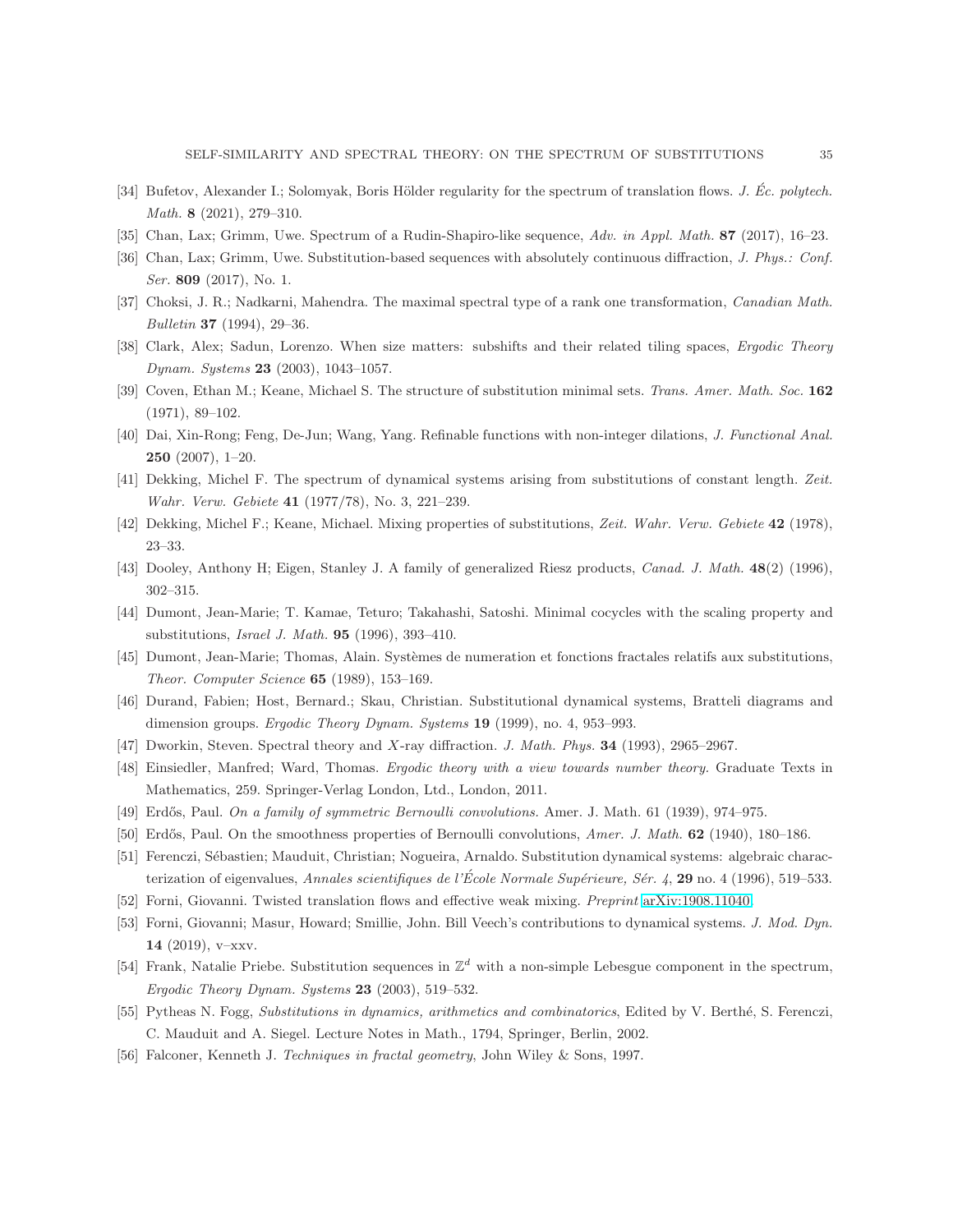[34] Bufetov, Alexander I.; Solomyak, Boris Hölder regularity for the spectrum of translation flows. *J. Éc. polytech. Math.* **8** (2021), 279–310.

[35] Chan, Lax; Grimm, Uwe. Spectrum of a Rudin-Shapiro-like sequence, *Adv. in Appl. Math.* **87** (2017), 16–23.

[36] Chan, Lax; Grimm, Uwe. Substitution-based sequences with absolutely continuous diffraction, *J. Phys.: Conf. Ser.* **809** (2017), No. 1.

[37] Choksi, J. R.; Nadkarni, Mahendra. The maximal spectral type of a rank one transformation, *Canadian Math. Bulletin* **37** (1994), 29–36.

[38] Clark, Alex; Sadun, Lorenzo. When size matters: subshifts and their related tiling spaces, *Ergodic Theory Dynam. Systems* **23** (2003), 1043–1057.

[39] Coven, Ethan M.; Keane, Michael S. The structure of substitution minimal sets. *Trans. Amer. Math. Soc.* **162** (1971), 89–102.

[40] Dai, Xin-Rong; Feng, De-Jun; Wang, Yang. Refinable functions with non-integer dilations, *J. Functional Anal.* **250** (2007), 1–20.

[41] Dekking, Michel F. The spectrum of dynamical systems arising from substitutions of constant length. *Zeit. Wahr. Verw. Gebiete* **41** (1977/78), No. 3, 221–239.

[42] Dekking, Michel F.; Keane, Michael. Mixing properties of substitutions, *Zeit. Wahr. Verw. Gebiete* **42** (1978), 23–33.

[43] Dooley, Anthony H; Eigen, Stanley J. A family of generalized Riesz products, *Canad. J. Math.* **48**(2) (1996), 302–315.

[44] Dumont, Jean-Marie; T. Kamae, Teturo; Takahashi, Satoshi. Minimal cocycles with the scaling property and substitutions, *Israel J. Math.* **95** (1996), 393–410.

[45] Dumont, Jean-Marie; Thomas, Alain. Systèmes de numeration et fonctions fractales relatifs aux substitutions, *Theor. Computer Science* **65** (1989), 153–169.

[46] Durand, Fabien; Host, Bernard.; Skau, Christian. Substitutional dynamical systems, Bratteli diagrams and dimension groups. *Ergodic Theory Dynam. Systems* **19** (1999), no. 4, 953–993.

[47] Dworkin, Steven. Spectral theory and $X$-ray diffraction. *J. Math. Phys.* **34** (1993), 2965–2967.

[48] Einsiedler, Manfred; Ward, Thomas. *Ergodic theory with a view towards number theory.* Graduate Texts in Mathematics, 259. Springer-Verlag London, Ltd., London, 2011.

[49] Erdős, Paul. *On a family of symmetric Bernoulli convolutions.* Amer. J. Math. 61 (1939), 974–975.

[50] Erdős, Paul. On the smoothness properties of Bernoulli convolutions, *Amer. J. Math.* **62** (1940), 180–186.

[51] Ferenczi, Sébastien; Mauduit, Christian; Nogueira, Arnaldo. Substitution dynamical systems: algebraic characterization of eigenvalues, *Annales scientifiques de l'École Normale Supérieure, Sér. 4*, **29** no. 4 (1996), 519–533.

[52] Forni, Giovanni. Twisted translation flows and effective weak mixing. *Preprint* arXiv:1908.11040.

[53] Forni, Giovanni; Masur, Howard; Smillie, John. Bill Veech's contributions to dynamical systems. *J. Mod. Dyn.* **14** (2019), v–xxv.

[54] Frank, Natalie Priebe. Substitution sequences in $\mathbb{Z}^d$ with a non-simple Lebesgue component in the spectrum, *Ergodic Theory Dynam. Systems* **23** (2003), 519–532.

[55] Pytheas N. Fogg, *Substitutions in dynamics, arithmetics and combinatorics*, Edited by V. Berthé, S. Ferenczi, C. Mauduit and A. Siegel. Lecture Notes in Math., 1794, Springer, Berlin, 2002.

[56] Falconer, Kenneth J. *Techniques in fractal geometry*, John Wiley & Sons, 1997.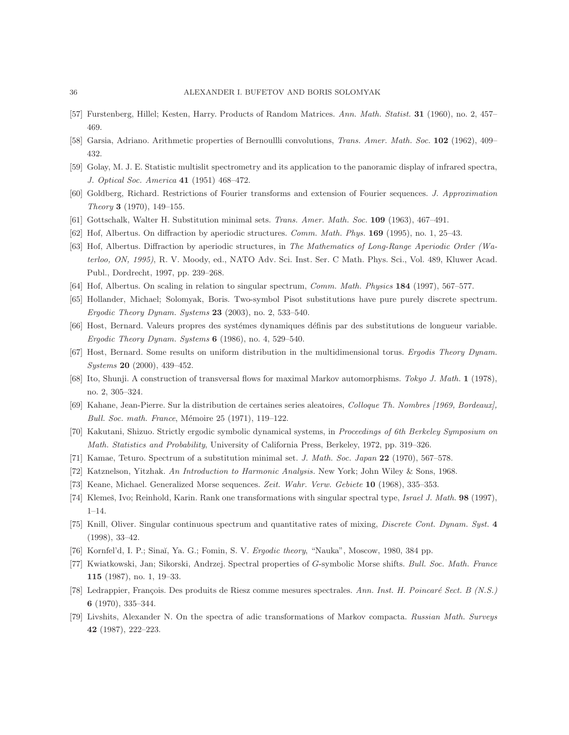[57] Furstenberg, Hillel; Kesten, Harry. Products of Random Matrices. *Ann. Math. Statist.* **31** (1960), no. 2, 457–469.

[58] Garsia, Adriano. Arithmetic properties of Bernoullli convolutions, *Trans. Amer. Math. Soc.* **102** (1962), 409–432.

[59] Golay, M. J. E. Statistic multislit spectrometry and its application to the panoramic display of infrared spectra, *J. Optical Soc. America* **41** (1951) 468–472.

[60] Goldberg, Richard. Restrictions of Fourier transforms and extension of Fourier sequences. *J. Approximation Theory* **3** (1970), 149–155.

[61] Gottschalk, Walter H. Substitution minimal sets. *Trans. Amer. Math. Soc.* **109** (1963), 467–491.

[62] Hof, Albertus. On diffraction by aperiodic structures. *Comm. Math. Phys.* **169** (1995), no. 1, 25–43.

[63] Hof, Albertus. Diffraction by aperiodic structures, in *The Mathematics of Long-Range Aperiodic Order (Waterloo, ON, 1995)*, R. V. Moody, ed., NATO Adv. Sci. Inst. Ser. C Math. Phys. Sci., Vol. 489, Kluwer Acad. Publ., Dordrecht, 1997, pp. 239–268.

[64] Hof, Albertus. On scaling in relation to singular spectrum, *Comm. Math. Physics* **184** (1997), 567–577.

[65] Hollander, Michael; Solomyak, Boris. Two-symbol Pisot substitutions have pure purely discrete spectrum. *Ergodic Theory Dynam. Systems* **23** (2003), no. 2, 533–540.

[66] Host, Bernard. Valeurs propres des systémes dynamiques définis par des substitutions de longueur variable. *Ergodic Theory Dynam. Systems* **6** (1986), no. 4, 529–540.

[67] Host, Bernard. Some results on uniform distribution in the multidimensional torus. *Ergodis Theory Dynam. Systems* **20** (2000), 439–452.

[68] Ito, Shunji. A construction of transversal flows for maximal Markov automorphisms. *Tokyo J. Math.* **1** (1978), no. 2, 305–324.

[69] Kahane, Jean-Pierre. Sur la distribution de certaines series aleatoires, *Colloque Th. Nombres [1969, Bordeaux], Bull. Soc. math. France*, Mémoire 25 (1971), 119–122.

[70] Kakutani, Shizuo. Strictly ergodic symbolic dynamical systems, in *Proceedings of 6th Berkeley Symposium on Math. Statistics and Probability*, University of California Press, Berkeley, 1972, pp. 319–326.

[71] Kamae, Teturo. Spectrum of a substitution minimal set. *J. Math. Soc. Japan* **22** (1970), 567–578.

[72] Katznelson, Yitzhak. *An Introduction to Harmonic Analysis.* New York; John Wiley & Sons, 1968.

[73] Keane, Michael. Generalized Morse sequences. *Zeit. Wahr. Verw. Gebiete* **10** (1968), 335–353.

[74] Klemeš, Ivo; Reinhold, Karin. Rank one transformations with singular spectral type, *Israel J. Math.* **98** (1997), 1–14.

[75] Knill, Oliver. Singular continuous spectrum and quantitative rates of mixing, *Discrete Cont. Dynam. Syst.* **4** (1998), 33–42.

[76] Kornfel'd, I. P.; Sinaĭ, Ya. G.; Fomin, S. V. *Ergodic theory*, "Nauka", Moscow, 1980, 384 pp.

[77] Kwiatkowski, Jan; Sikorski, Andrzej. Spectral properties of $G$-symbolic Morse shifts. *Bull. Soc. Math. France* **115** (1987), no. 1, 19–33.

[78] Ledrappier, François. Des produits de Riesz comme mesures spectrales. *Ann. Inst. H. Poincaré Sect. B (N.S.)* **6** (1970), 335–344.

[79] Livshits, Alexander N. On the spectra of adic transformations of Markov compacta. *Russian Math. Surveys* **42** (1987), 222–223.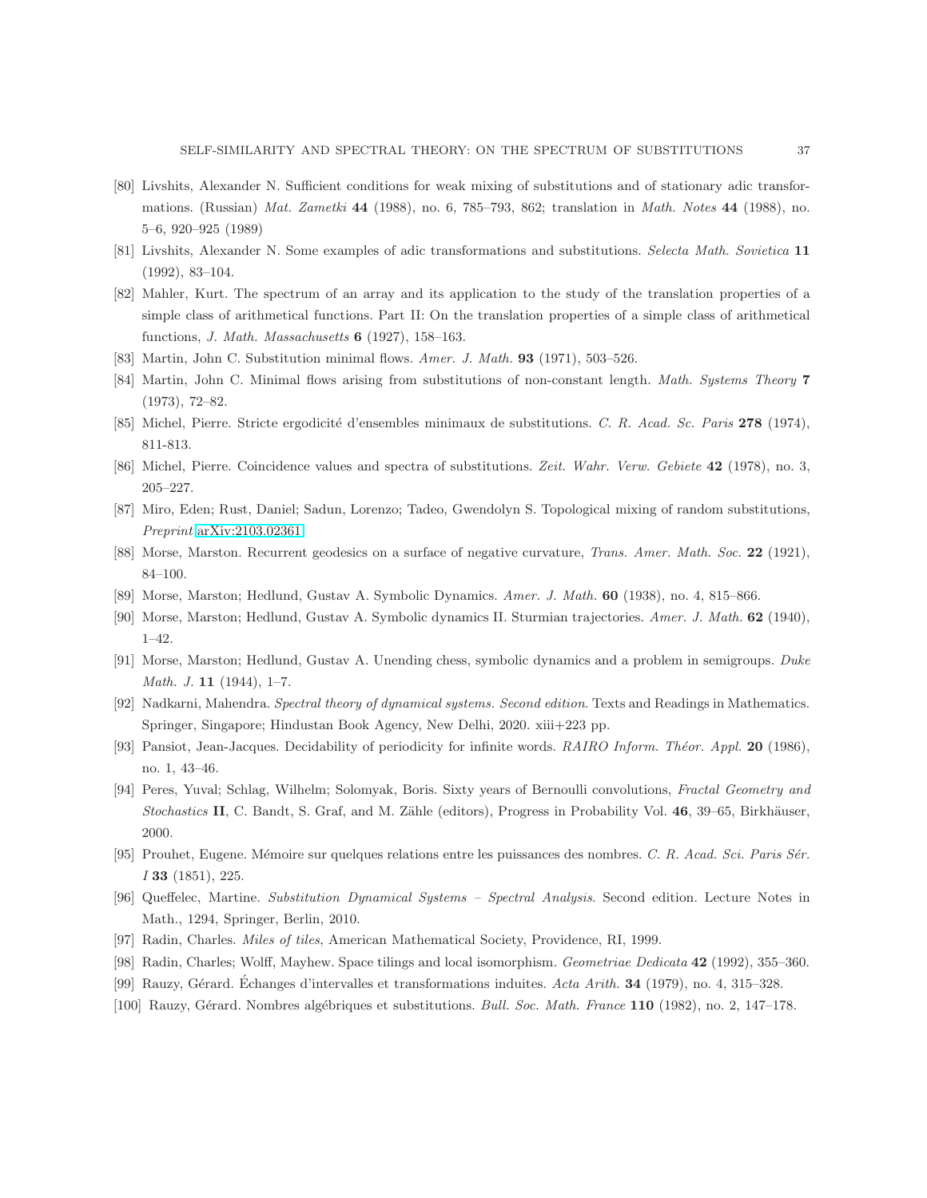[80] Livshits, Alexander N. Sufficient conditions for weak mixing of substitutions and of stationary adic transformations. (Russian) *Mat. Zametki* **44** (1988), no. 6, 785–793, 862; translation in *Math. Notes* **44** (1988), no. 5–6, 920–925 (1989)

[81] Livshits, Alexander N. Some examples of adic transformations and substitutions. *Selecta Math. Sovietica* **11** (1992), 83–104.

[82] Mahler, Kurt. The spectrum of an array and its application to the study of the translation properties of a simple class of arithmetical functions. Part II: On the translation properties of a simple class of arithmetical functions, *J. Math. Massachusetts* **6** (1927), 158–163.

[83] Martin, John C. Substitution minimal flows. *Amer. J. Math.* **93** (1971), 503–526.

[84] Martin, John C. Minimal flows arising from substitutions of non-constant length. *Math. Systems Theory* **7** (1973), 72–82.

[85] Michel, Pierre. Stricte ergodicité d'ensembles minimaux de substitutions. *C. R. Acad. Sc. Paris* **278** (1974), 811-813.

[86] Michel, Pierre. Coincidence values and spectra of substitutions. *Zeit. Wahr. Verw. Gebiete* **42** (1978), no. 3, 205–227.

[87] Miro, Eden; Rust, Daniel; Sadun, Lorenzo; Tadeo, Gwendolyn S. Topological mixing of random substitutions, *Preprint* arXiv:2103.02361

[88] Morse, Marston. Recurrent geodesics on a surface of negative curvature, *Trans. Amer. Math. Soc.* **22** (1921), 84–100.

[89] Morse, Marston; Hedlund, Gustav A. Symbolic Dynamics. *Amer. J. Math.* **60** (1938), no. 4, 815–866.

[90] Morse, Marston; Hedlund, Gustav A. Symbolic dynamics II. Sturmian trajectories. *Amer. J. Math.* **62** (1940), 1–42.

[91] Morse, Marston; Hedlund, Gustav A. Unending chess, symbolic dynamics and a problem in semigroups. *Duke Math. J.* **11** (1944), 1–7.

[92] Nadkarni, Mahendra. *Spectral theory of dynamical systems. Second edition*. Texts and Readings in Mathematics. Springer, Singapore; Hindustan Book Agency, New Delhi, 2020. xiii+223 pp.

[93] Pansiot, Jean-Jacques. Decidability of periodicity for infinite words. *RAIRO Inform. Théor. Appl.* **20** (1986), no. 1, 43–46.

[94] Peres, Yuval; Schlag, Wilhelm; Solomyak, Boris. Sixty years of Bernoulli convolutions, *Fractal Geometry and Stochastics* **II**, C. Bandt, S. Graf, and M. Zähle (editors), Progress in Probability Vol. **46**, 39–65, Birkhäuser, 2000.

[95] Prouhet, Eugene. Mémoire sur quelques relations entre les puissances des nombres. *C. R. Acad. Sci. Paris Sér. I* **33** (1851), 225.

[96] Queffelec, Martine. *Substitution Dynamical Systems – Spectral Analysis*. Second edition. Lecture Notes in Math., 1294, Springer, Berlin, 2010.

[97] Radin, Charles. *Miles of tiles*, American Mathematical Society, Providence, RI, 1999.

[98] Radin, Charles; Wolff, Mayhew. Space tilings and local isomorphism. *Geometriae Dedicata* **42** (1992), 355–360.

[99] Rauzy, Gérard. Échanges d'intervalles et transformations induites. *Acta Arith.* **34** (1979), no. 4, 315–328.

[100] Rauzy, Gérard. Nombres algébriques et substitutions. *Bull. Soc. Math. France* **110** (1982), no. 2, 147–178.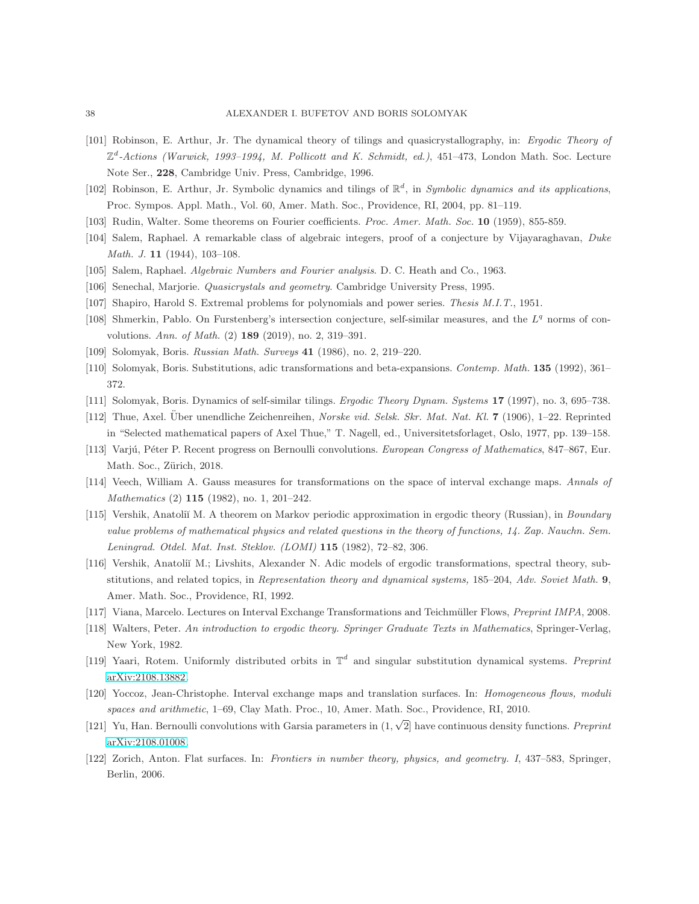[101] Robinson, E. Arthur, Jr. The dynamical theory of tilings and quasicrystallography, in: *Ergodic Theory of $\mathbb{Z}^d$-Actions (Warwick, 1993–1994, M. Pollicott and K. Schmidt, ed.)*, 451–473, London Math. Soc. Lecture Note Ser., **228**, Cambridge Univ. Press, Cambridge, 1996.

[102] Robinson, E. Arthur, Jr. Symbolic dynamics and tilings of $\mathbb{R}^d$, in *Symbolic dynamics and its applications*, Proc. Sympos. Appl. Math., Vol. 60, Amer. Math. Soc., Providence, RI, 2004, pp. 81–119.

[103] Rudin, Walter. Some theorems on Fourier coefficients. *Proc. Amer. Math. Soc.* **10** (1959), 855-859.

[104] Salem, Raphael. A remarkable class of algebraic integers, proof of a conjecture by Vijayaraghavan, *Duke Math. J.* **11** (1944), 103–108.

[105] Salem, Raphael. *Algebraic Numbers and Fourier analysis*. D. C. Heath and Co., 1963.

[106] Senechal, Marjorie. *Quasicrystals and geometry*. Cambridge University Press, 1995.

[107] Shapiro, Harold S. Extremal problems for polynomials and power series. *Thesis M.I.T.*, 1951.

[108] Shmerkin, Pablo. On Furstenberg's intersection conjecture, self-similar measures, and the $L^q$ norms of convolutions. *Ann. of Math.* (2) **189** (2019), no. 2, 319–391.

[109] Solomyak, Boris. *Russian Math. Surveys* **41** (1986), no. 2, 219–220.

[110] Solomyak, Boris. Substitutions, adic transformations and beta-expansions. *Contemp. Math.* **135** (1992), 361–372.

[111] Solomyak, Boris. Dynamics of self-similar tilings. *Ergodic Theory Dynam. Systems* **17** (1997), no. 3, 695–738.

[112] Thue, Axel. Über unendliche Zeichenreihen, *Norske vid. Selsk. Skr. Mat. Nat. Kl.* **7** (1906), 1–22. Reprinted in "Selected mathematical papers of Axel Thue," T. Nagell, ed., Universitetsforlaget, Oslo, 1977, pp. 139–158.

[113] Varjú, Péter P. Recent progress on Bernoulli convolutions. *European Congress of Mathematics*, 847–867, Eur. Math. Soc., Zürich, 2018.

[114] Veech, William A. Gauss measures for transformations on the space of interval exchange maps. *Annals of Mathematics* (2) **115** (1982), no. 1, 201–242.

[115] Vershik, Anatoliĭ M. A theorem on Markov periodic approximation in ergodic theory (Russian), in *Boundary value problems of mathematical physics and related questions in the theory of functions, 14. Zap. Nauchn. Sem. Leningrad. Otdel. Mat. Inst. Steklov. (LOMI)* **115** (1982), 72–82, 306.

[116] Vershik, Anatoliĭ M.; Livshits, Alexander N. Adic models of ergodic transformations, spectral theory, substitutions, and related topics, in *Representation theory and dynamical systems,* 185–204, *Adv. Soviet Math.* **9**, Amer. Math. Soc., Providence, RI, 1992.

[117] Viana, Marcelo. Lectures on Interval Exchange Transformations and Teichmüller Flows, *Preprint IMPA*, 2008.

[118] Walters, Peter. *An introduction to ergodic theory. Springer Graduate Texts in Mathematics*, Springer-Verlag, New York, 1982.

[119] Yaari, Rotem. Uniformly distributed orbits in $\mathbb{T}^d$ and singular substitution dynamical systems. *Preprint* arXiv:2108.13882.

[120] Yoccoz, Jean-Christophe. Interval exchange maps and translation surfaces. In: *Homogeneous flows, moduli spaces and arithmetic*, 1–69, Clay Math. Proc., 10, Amer. Math. Soc., Providence, RI, 2010.

[121] Yu, Han. Bernoulli convolutions with Garsia parameters in $(1, \sqrt{2}]$ have continuous density functions. *Preprint* arXiv:2108.01008.

[122] Zorich, Anton. Flat surfaces. In: *Frontiers in number theory, physics, and geometry. I*, 437–583, Springer, Berlin, 2006.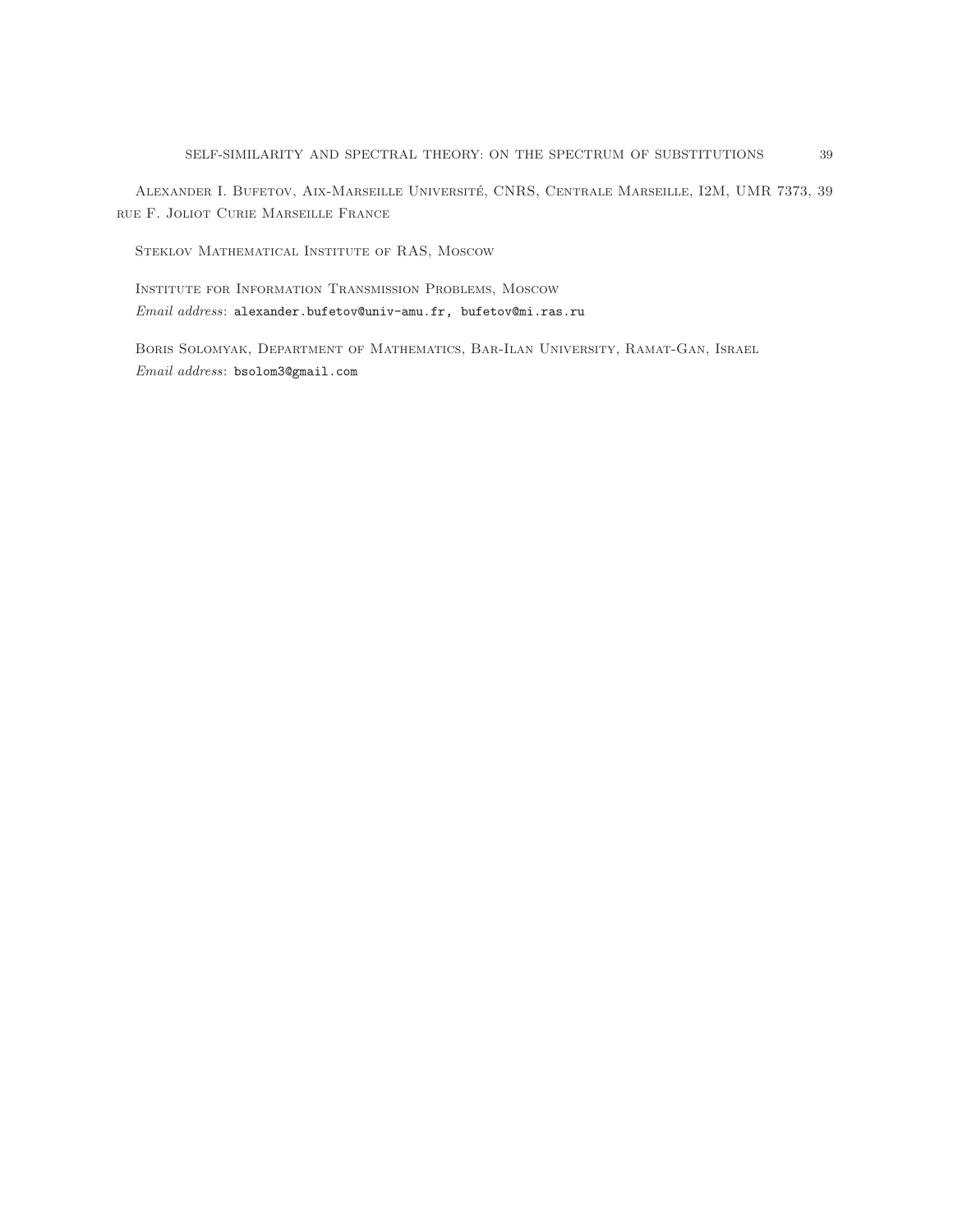Alexander I. Bufetov, Aix-Marseille Université, CNRS, Centrale Marseille, I2M, UMR 7373, 39 rue F. Joliot Curie Marseille France

Steklov Mathematical Institute of RAS, Moscow

Institute for Information Transmission Problems, Moscow
*Email address*: alexander.bufetov@univ-amu.fr, bufetov@mi.ras.ru

Boris Solomyak, Department of Mathematics, Bar-Ilan University, Ramat-Gan, Israel
*Email address*: bsolom3@gmail.com